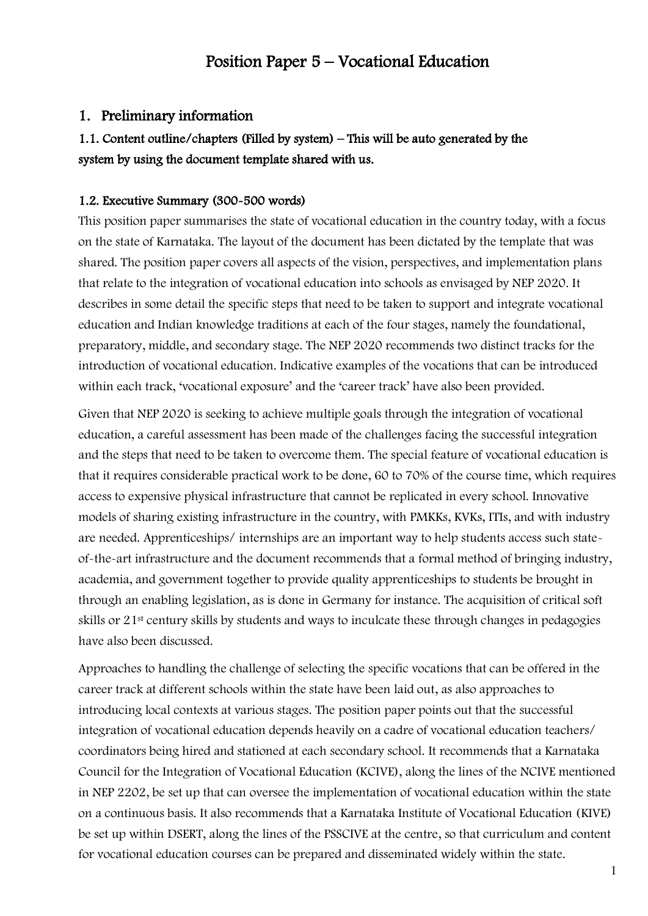# Position Paper 5 – Vocational Education

## 1. Preliminary information

### 1.1. Content outline/chapters (Filled by system) – This will be auto generated by the system by using the document template shared with us.

#### 1.2. Executive Summary (300-500 words)

This position paper summarises the state of vocational education in the country today, with a focus on the state of Karnataka. The layout of the document has been dictated by the template that was shared. The position paper covers all aspects of the vision, perspectives, and implementation plans that relate to the integration of vocational education into schools as envisaged by NEP 2020. It describes in some detail the specific steps that need to be taken to support and integrate vocational education and Indian knowledge traditions at each of the four stages, namely the foundational, preparatory, middle, and secondary stage. The NEP 2020 recommends two distinct tracks for the introduction of vocational education. Indicative examples of the vocations that can be introduced within each track, 'vocational exposure' and the 'career track' have also been provided.

Given that NEP 2020 is seeking to achieve multiple goals through the integration of vocational education, a careful assessment has been made of the challenges facing the successful integration and the steps that need to be taken to overcome them. The special feature of vocational education is that it requires considerable practical work to be done, 60 to 70% of the course time, which requires access to expensive physical infrastructure that cannot be replicated in every school. Innovative models of sharing existing infrastructure in the country, with PMKKs, KVKs, ITIs, and with industry are needed. Apprenticeships/ internships are an important way to help students access such state-of-the-art infrastructure and the document recommends that a formal method of bringing industry, academia, and government together to provide quality apprenticeships to students be brought in through an enabling legislation, as is done in Germany for instance. The acquisition of critical soft skills or 21st century skills by students and ways to inculcate these through changes in pedagogies have also been discussed.

Approaches to handling the challenge of selecting the specific vocations that can be offered in the career track at different schools within the state have been laid out, as also approaches to introducing local contexts at various stages. The position paper points out that the successful integration of vocational education depends heavily on a cadre of vocational education teachers/ coordinators being hired and stationed at each secondary school. It recommends that a Karnataka Council for the Integration of Vocational Education (KCIVE), along the lines of the NCIVE mentioned in NEP 2202, be set up that can oversee the implementation of vocational education within the state on a continuous basis. It also recommends that a Karnataka Institute of Vocational Education (KIVE) be set up within DSERT, along the lines of the PSSCIVE at the centre, so that curriculum and content for vocational education courses can be prepared and disseminated widely within the state.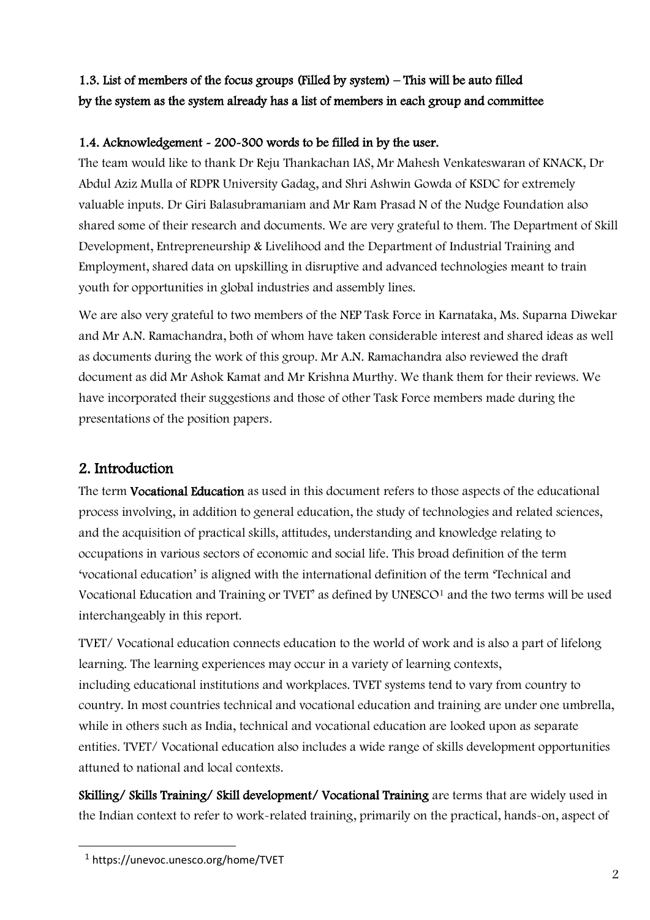### 1.3. List of members of the focus groups (Filled by system) – This will be auto filled by the system as the system already has a list of members in each group and committee

### 1.4. Acknowledgement - 200-300 words to be filled in by the user.

The team would like to thank Dr Reju Thankachan IAS, Mr Mahesh Venkateswaran of KNACK, Dr Abdul Aziz Mulla of RDPR University Gadag, and Shri Ashwin Gowda of KSDC for extremely valuable inputs. Dr Giri Balasubramaniam and Mr Ram Prasad N of the Nudge Foundation also shared some of their research and documents. We are very grateful to them. The Department of Skill Development, Entrepreneurship & Livelihood and the Department of Industrial Training and Employment, shared data on upskilling in disruptive and advanced technologies meant to train youth for opportunities in global industries and assembly lines.

We are also very grateful to two members of the NEP Task Force in Karnataka, Ms. Suparna Diwekar and Mr A.N. Ramachandra, both of whom have taken considerable interest and shared ideas as well as documents during the work of this group. Mr A.N. Ramachandra also reviewed the draft document as did Mr Ashok Kamat and Mr Krishna Murthy. We thank them for their reviews. We have incorporated their suggestions and those of other Task Force members made during the presentations of the position papers.

## 2. Introduction

The term **Vocational Education** as used in this document refers to those aspects of the educational process involving, in addition to general education, the study of technologies and related sciences, and the acquisition of practical skills, attitudes, understanding and knowledge relating to occupations in various sectors of economic and social life. This broad definition of the term 'vocational education' is aligned with the international definition of the term 'Technical and Vocational Education and Training or TVET' as defined by UNESCO[1] and the two terms will be used interchangeably in this report.

TVET/ Vocational education connects education to the world of work and is also a part of lifelong learning. The learning experiences may occur in a variety of learning contexts, including educational institutions and workplaces. TVET systems tend to vary from country to country. In most countries technical and vocational education and training are under one umbrella, while in others such as India, technical and vocational education are looked upon as separate entities. TVET/ Vocational education also includes a wide range of skills development opportunities attuned to national and local contexts.

**Skilling/ Skills Training/ Skill development/ Vocational Training** are terms that are widely used in the Indian context to refer to work-related training, primarily on the practical, hands-on, aspect of

[1] https://unevoc.unesco.org/home/TVET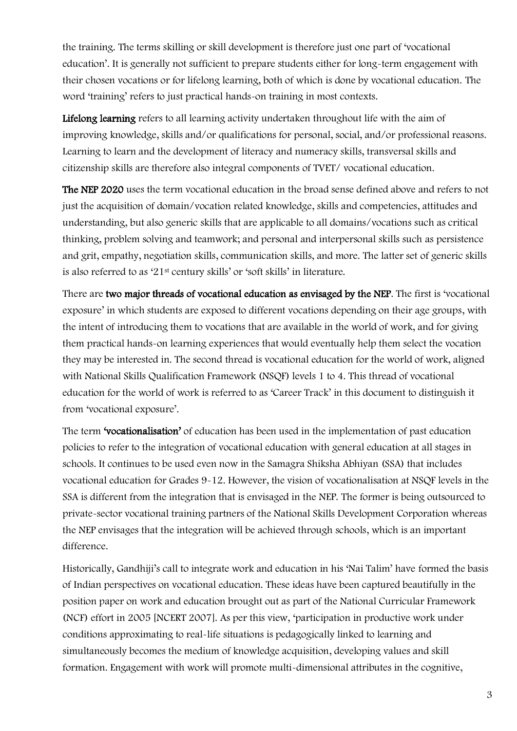the training. The terms skilling or skill development is therefore just one part of 'vocational education'. It is generally not sufficient to prepare students either for long-term engagement with their chosen vocations or for lifelong learning, both of which is done by vocational education. The word 'training' refers to just practical hands-on training in most contexts.

**Lifelong learning** refers to all learning activity undertaken throughout life with the aim of improving knowledge, skills and/or qualifications for personal, social, and/or professional reasons. Learning to learn and the development of literacy and numeracy skills, transversal skills and citizenship skills are therefore also integral components of TVET/ vocational education.

**The NEP 2020** uses the term vocational education in the broad sense defined above and refers to not just the acquisition of domain/vocation related knowledge, skills and competencies, attitudes and understanding, but also generic skills that are applicable to all domains/vocations such as critical thinking, problem solving and teamwork; and personal and interpersonal skills such as persistence and grit, empathy, negotiation skills, communication skills, and more. The latter set of generic skills is also referred to as '21st century skills' or 'soft skills' in literature.

There are **two major threads of vocational education as envisaged by the NEP**. The first is 'vocational exposure' in which students are exposed to different vocations depending on their age groups, with the intent of introducing them to vocations that are available in the world of work, and for giving them practical hands-on learning experiences that would eventually help them select the vocation they may be interested in. The second thread is vocational education for the world of work, aligned with National Skills Qualification Framework (NSQF) levels 1 to 4. This thread of vocational education for the world of work is referred to as 'Career Track' in this document to distinguish it from 'vocational exposure'.

The term **'vocationalisation'** of education has been used in the implementation of past education policies to refer to the integration of vocational education with general education at all stages in schools. It continues to be used even now in the Samagra Shiksha Abhiyan (SSA) that includes vocational education for Grades 9-12. However, the vision of vocationalisation at NSQF levels in the SSA is different from the integration that is envisaged in the NEP. The former is being outsourced to private-sector vocational training partners of the National Skills Development Corporation whereas the NEP envisages that the integration will be achieved through schools, which is an important difference.

Historically, Gandhiji's call to integrate work and education in his 'Nai Talim' have formed the basis of Indian perspectives on vocational education. These ideas have been captured beautifully in the position paper on work and education brought out as part of the National Curricular Framework (NCF) effort in 2005 [NCERT 2007]. As per this view, 'participation in productive work under conditions approximating to real-life situations is pedagogically linked to learning and simultaneously becomes the medium of knowledge acquisition, developing values and skill formation. Engagement with work will promote multi-dimensional attributes in the cognitive,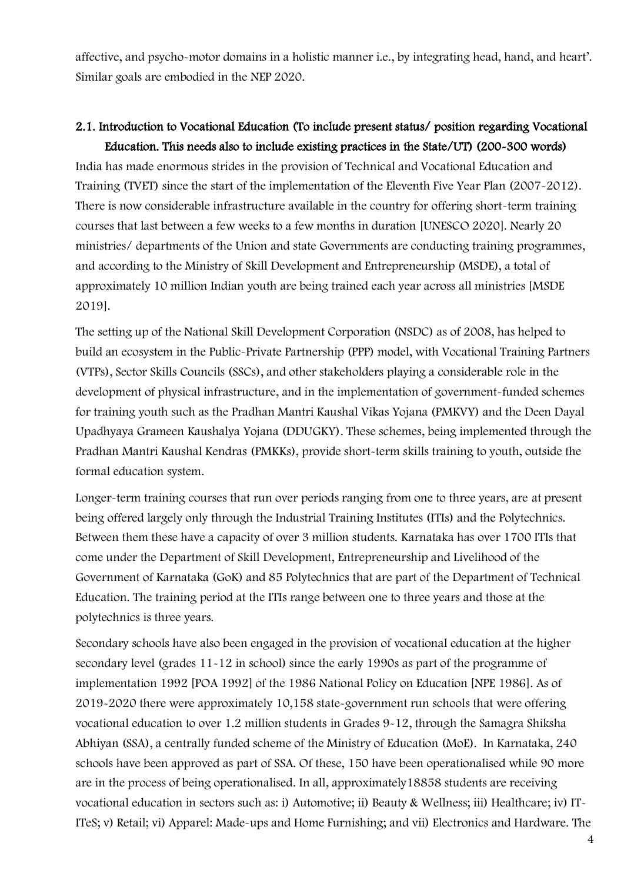affective, and psycho-motor domains in a holistic manner i.e., by integrating head, hand, and heart'. Similar goals are embodied in the NEP 2020.

## 2.1. Introduction to Vocational Education (To include present status/ position regarding Vocational Education. This needs also to include existing practices in the State/UT) (200-300 words)

India has made enormous strides in the provision of Technical and Vocational Education and Training (TVET) since the start of the implementation of the Eleventh Five Year Plan (2007-2012). There is now considerable infrastructure available in the country for offering short-term training courses that last between a few weeks to a few months in duration [UNESCO 2020]. Nearly 20 ministries/ departments of the Union and state Governments are conducting training programmes, and according to the Ministry of Skill Development and Entrepreneurship (MSDE), a total of approximately 10 million Indian youth are being trained each year across all ministries [MSDE 2019].

The setting up of the National Skill Development Corporation (NSDC) as of 2008, has helped to build an ecosystem in the Public-Private Partnership (PPP) model, with Vocational Training Partners (VTPs), Sector Skills Councils (SSCs), and other stakeholders playing a considerable role in the development of physical infrastructure, and in the implementation of government-funded schemes for training youth such as the Pradhan Mantri Kaushal Vikas Yojana (PMKVY) and the Deen Dayal Upadhyaya Grameen Kaushalya Yojana (DDUGKY). These schemes, being implemented through the Pradhan Mantri Kaushal Kendras (PMKKs), provide short-term skills training to youth, outside the formal education system.

Longer-term training courses that run over periods ranging from one to three years, are at present being offered largely only through the Industrial Training Institutes (ITIs) and the Polytechnics. Between them these have a capacity of over 3 million students. Karnataka has over 1700 ITIs that come under the Department of Skill Development, Entrepreneurship and Livelihood of the Government of Karnataka (GoK) and 85 Polytechnics that are part of the Department of Technical Education. The training period at the ITIs range between one to three years and those at the polytechnics is three years.

Secondary schools have also been engaged in the provision of vocational education at the higher secondary level (grades 11-12 in school) since the early 1990s as part of the programme of implementation 1992 [POA 1992] of the 1986 National Policy on Education [NPE 1986]. As of 2019-2020 there were approximately 10,158 state-government run schools that were offering vocational education to over 1.2 million students in Grades 9-12, through the Samagra Shiksha Abhiyan (SSA), a centrally funded scheme of the Ministry of Education (MoE). In Karnataka, 240 schools have been approved as part of SSA. Of these, 150 have been operationalised while 90 more are in the process of being operationalised. In all, approximately18858 students are receiving vocational education in sectors such as: i) Automotive; ii) Beauty & Wellness; iii) Healthcare; iv) IT-ITeS; v) Retail; vi) Apparel: Made-ups and Home Furnishing; and vii) Electronics and Hardware. The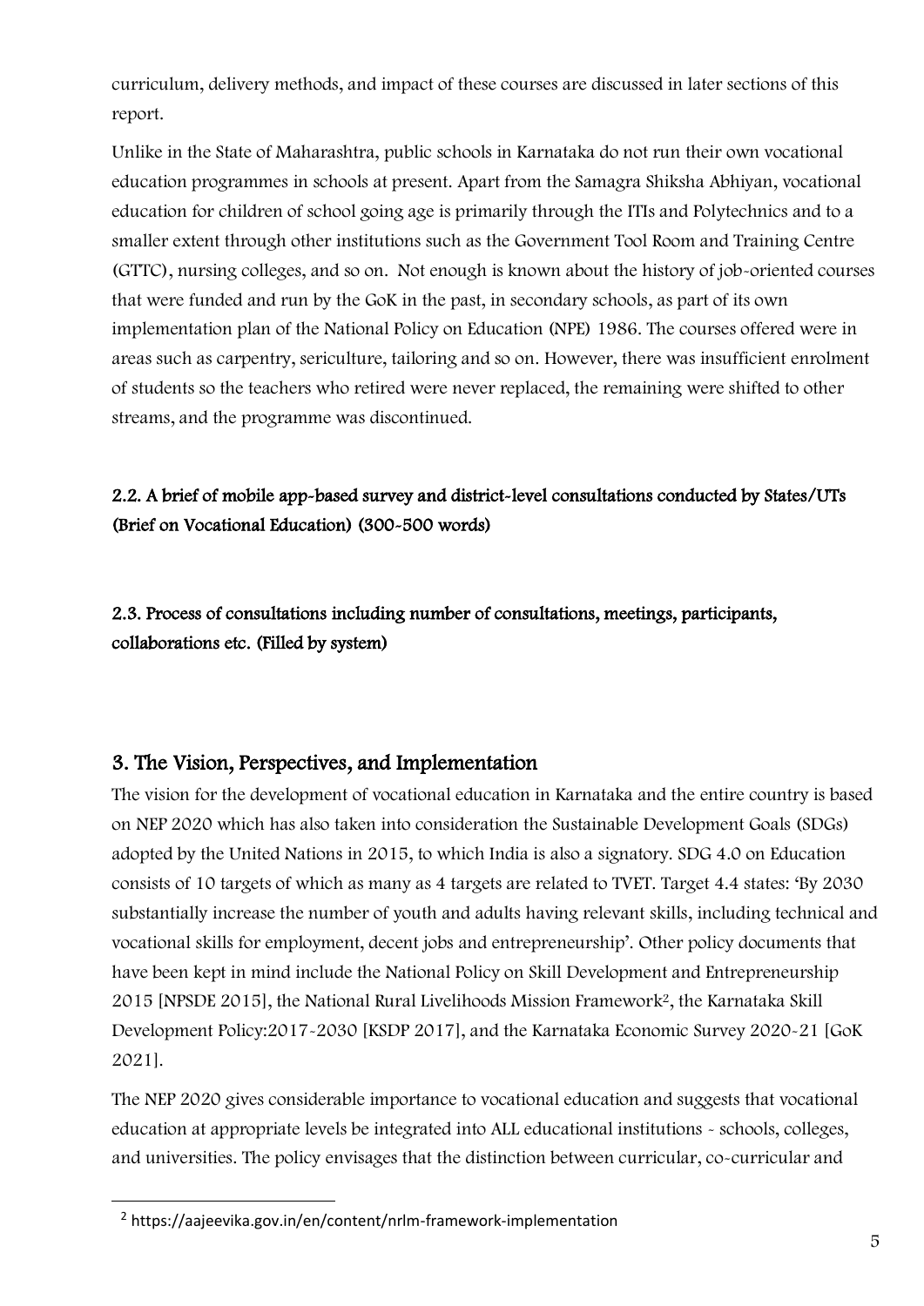curriculum, delivery methods, and impact of these courses are discussed in later sections of this report.

Unlike in the State of Maharashtra, public schools in Karnataka do not run their own vocational education programmes in schools at present. Apart from the Samagra Shiksha Abhiyan, vocational education for children of school going age is primarily through the ITIs and Polytechnics and to a smaller extent through other institutions such as the Government Tool Room and Training Centre (GTTC), nursing colleges, and so on. Not enough is known about the history of job-oriented courses that were funded and run by the GoK in the past, in secondary schools, as part of its own implementation plan of the National Policy on Education (NPE) 1986. The courses offered were in areas such as carpentry, sericulture, tailoring and so on. However, there was insufficient enrolment of students so the teachers who retired were never replaced, the remaining were shifted to other streams, and the programme was discontinued.

### 2.2. A brief of mobile app-based survey and district-level consultations conducted by States/UTs (Brief on Vocational Education) (300-500 words)

### 2.3. Process of consultations including number of consultations, meetings, participants, collaborations etc. (Filled by system)

## 3. The Vision, Perspectives, and Implementation

The vision for the development of vocational education in Karnataka and the entire country is based on NEP 2020 which has also taken into consideration the Sustainable Development Goals (SDGs) adopted by the United Nations in 2015, to which India is also a signatory. SDG 4.0 on Education consists of 10 targets of which as many as 4 targets are related to TVET. Target 4.4 states: 'By 2030 substantially increase the number of youth and adults having relevant skills, including technical and vocational skills for employment, decent jobs and entrepreneurship'. Other policy documents that have been kept in mind include the National Policy on Skill Development and Entrepreneurship 2015 [NPSDE 2015], the National Rural Livelihoods Mission Framework[2], the Karnataka Skill Development Policy:2017-2030 [KSDP 2017], and the Karnataka Economic Survey 2020-21 [GoK 2021].

The NEP 2020 gives considerable importance to vocational education and suggests that vocational education at appropriate levels be integrated into ALL educational institutions - schools, colleges, and universities. The policy envisages that the distinction between curricular, co-curricular and

---

[2] https://aajeevika.gov.in/en/content/nrlm-framework-implementation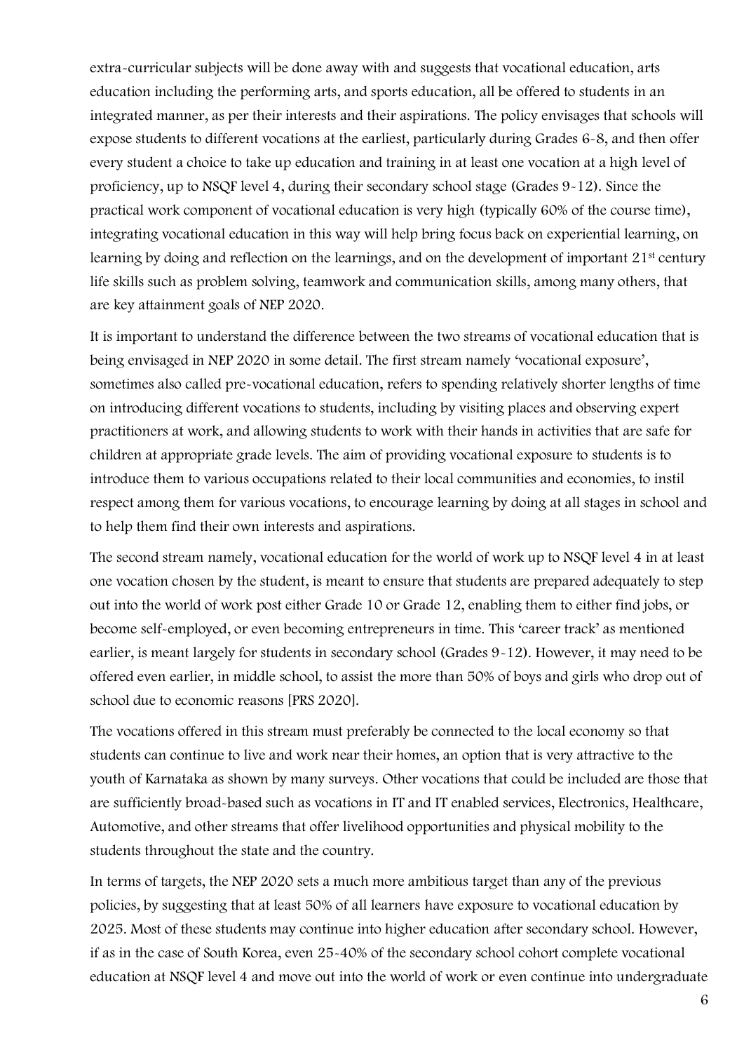extra-curricular subjects will be done away with and suggests that vocational education, arts education including the performing arts, and sports education, all be offered to students in an integrated manner, as per their interests and their aspirations. The policy envisages that schools will expose students to different vocations at the earliest, particularly during Grades 6-8, and then offer every student a choice to take up education and training in at least one vocation at a high level of proficiency, up to NSQF level 4, during their secondary school stage (Grades 9-12). Since the practical work component of vocational education is very high (typically 60% of the course time), integrating vocational education in this way will help bring focus back on experiential learning, on learning by doing and reflection on the learnings, and on the development of important 21st century life skills such as problem solving, teamwork and communication skills, among many others, that are key attainment goals of NEP 2020.

It is important to understand the difference between the two streams of vocational education that is being envisaged in NEP 2020 in some detail. The first stream namely 'vocational exposure', sometimes also called pre-vocational education, refers to spending relatively shorter lengths of time on introducing different vocations to students, including by visiting places and observing expert practitioners at work, and allowing students to work with their hands in activities that are safe for children at appropriate grade levels. The aim of providing vocational exposure to students is to introduce them to various occupations related to their local communities and economies, to instil respect among them for various vocations, to encourage learning by doing at all stages in school and to help them find their own interests and aspirations.

The second stream namely, vocational education for the world of work up to NSQF level 4 in at least one vocation chosen by the student, is meant to ensure that students are prepared adequately to step out into the world of work post either Grade 10 or Grade 12, enabling them to either find jobs, or become self-employed, or even becoming entrepreneurs in time. This 'career track' as mentioned earlier, is meant largely for students in secondary school (Grades 9-12). However, it may need to be offered even earlier, in middle school, to assist the more than 50% of boys and girls who drop out of school due to economic reasons [PRS 2020].

The vocations offered in this stream must preferably be connected to the local economy so that students can continue to live and work near their homes, an option that is very attractive to the youth of Karnataka as shown by many surveys. Other vocations that could be included are those that are sufficiently broad-based such as vocations in IT and IT enabled services, Electronics, Healthcare, Automotive, and other streams that offer livelihood opportunities and physical mobility to the students throughout the state and the country.

In terms of targets, the NEP 2020 sets a much more ambitious target than any of the previous policies, by suggesting that at least 50% of all learners have exposure to vocational education by 2025. Most of these students may continue into higher education after secondary school. However, if as in the case of South Korea, even 25-40% of the secondary school cohort complete vocational education at NSQF level 4 and move out into the world of work or even continue into undergraduate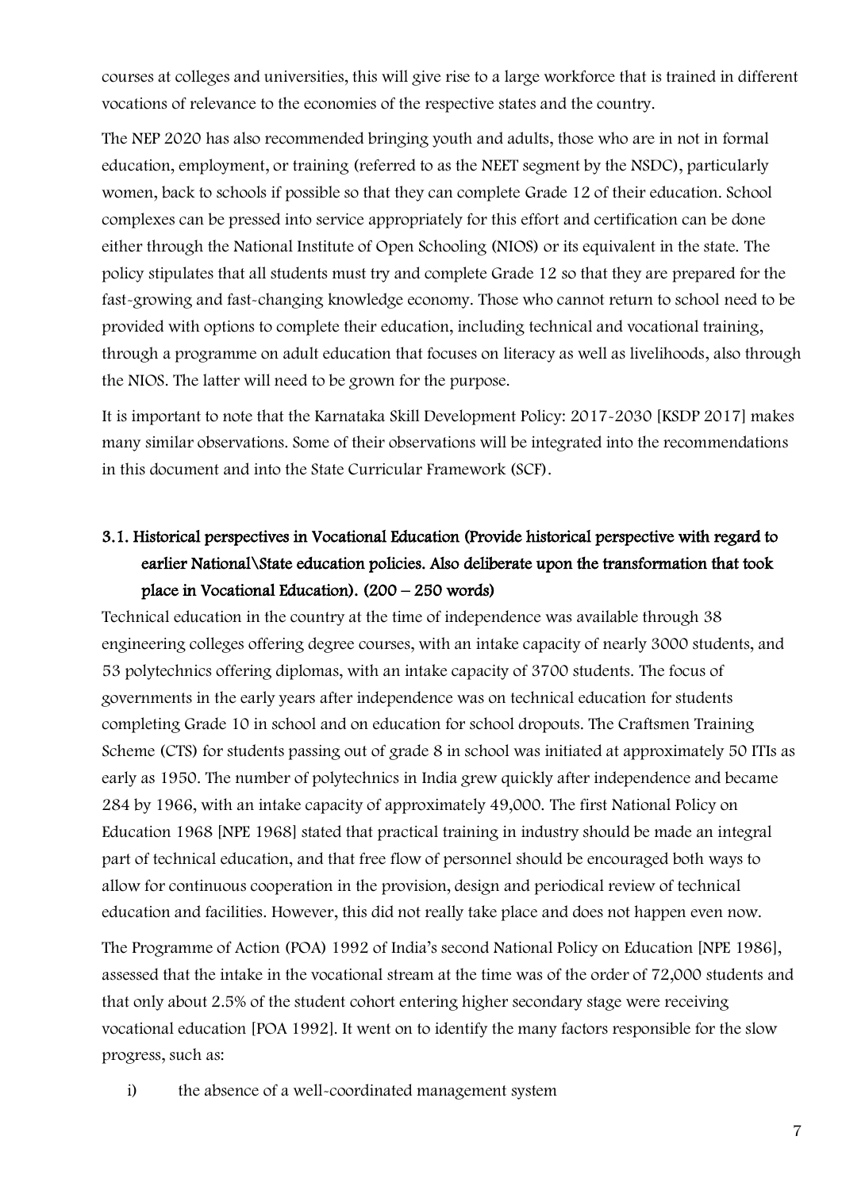courses at colleges and universities, this will give rise to a large workforce that is trained in different vocations of relevance to the economies of the respective states and the country.

The NEP 2020 has also recommended bringing youth and adults, those who are in not in formal education, employment, or training (referred to as the NEET segment by the NSDC), particularly women, back to schools if possible so that they can complete Grade 12 of their education. School complexes can be pressed into service appropriately for this effort and certification can be done either through the National Institute of Open Schooling (NIOS) or its equivalent in the state. The policy stipulates that all students must try and complete Grade 12 so that they are prepared for the fast-growing and fast-changing knowledge economy. Those who cannot return to school need to be provided with options to complete their education, including technical and vocational training, through a programme on adult education that focuses on literacy as well as livelihoods, also through the NIOS. The latter will need to be grown for the purpose.

It is important to note that the Karnataka Skill Development Policy: 2017-2030 [KSDP 2017] makes many similar observations. Some of their observations will be integrated into the recommendations in this document and into the State Curricular Framework (SCF).

### 3.1. Historical perspectives in Vocational Education (Provide historical perspective with regard to earlier National\State education policies. Also deliberate upon the transformation that took place in Vocational Education). (200 – 250 words)

Technical education in the country at the time of independence was available through 38 engineering colleges offering degree courses, with an intake capacity of nearly 3000 students, and 53 polytechnics offering diplomas, with an intake capacity of 3700 students. The focus of governments in the early years after independence was on technical education for students completing Grade 10 in school and on education for school dropouts. The Craftsmen Training Scheme (CTS) for students passing out of grade 8 in school was initiated at approximately 50 ITIs as early as 1950. The number of polytechnics in India grew quickly after independence and became 284 by 1966, with an intake capacity of approximately 49,000. The first National Policy on Education 1968 [NPE 1968] stated that practical training in industry should be made an integral part of technical education, and that free flow of personnel should be encouraged both ways to allow for continuous cooperation in the provision, design and periodical review of technical education and facilities. However, this did not really take place and does not happen even now.

The Programme of Action (POA) 1992 of India's second National Policy on Education [NPE 1986], assessed that the intake in the vocational stream at the time was of the order of 72,000 students and that only about 2.5% of the student cohort entering higher secondary stage were receiving vocational education [POA 1992]. It went on to identify the many factors responsible for the slow progress, such as:

i) the absence of a well-coordinated management system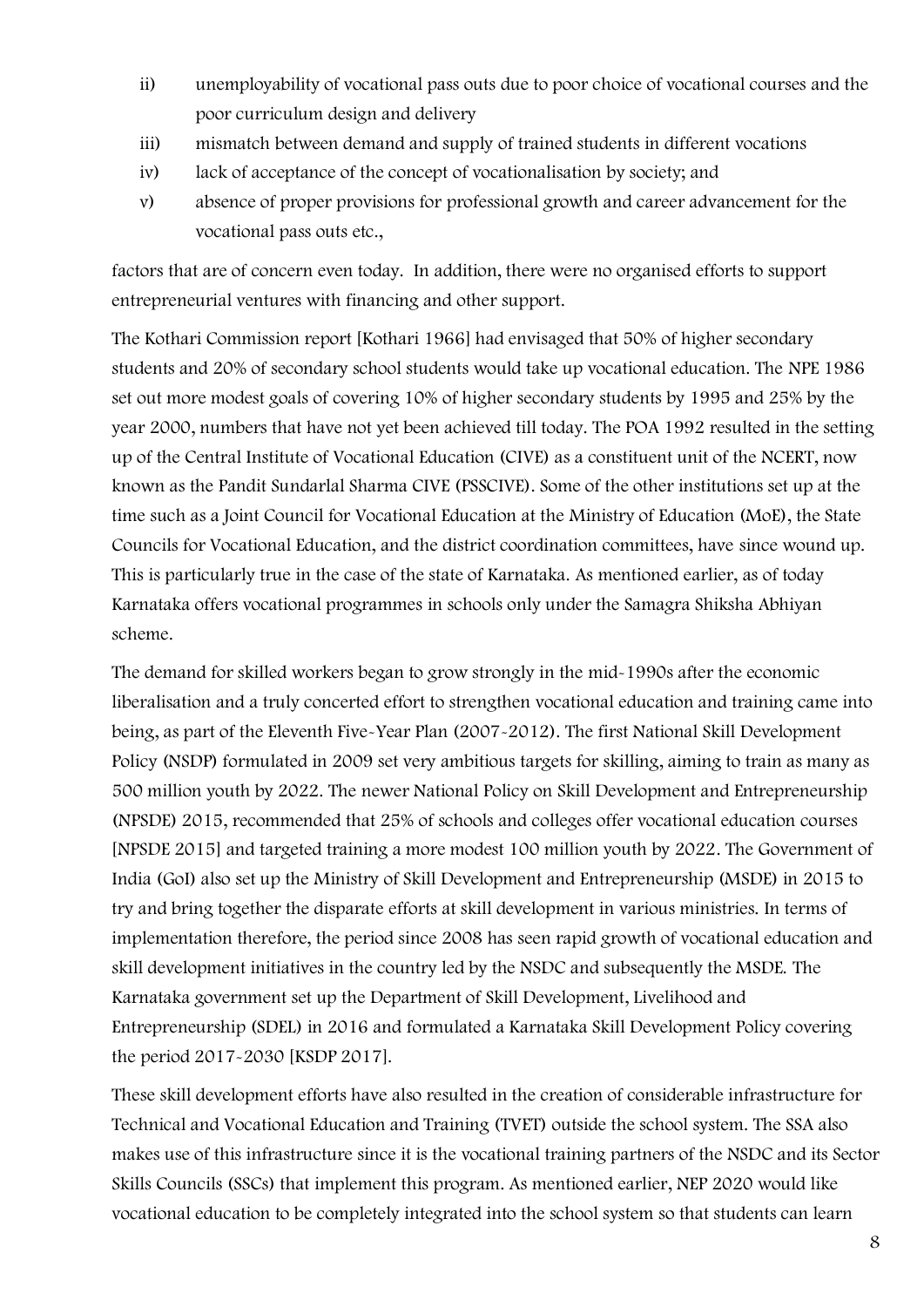ii) unemployability of vocational pass outs due to poor choice of vocational courses and the poor curriculum design and delivery

iii) mismatch between demand and supply of trained students in different vocations

iv) lack of acceptance of the concept of vocationalisation by society; and

v) absence of proper provisions for professional growth and career advancement for the vocational pass outs etc.,

factors that are of concern even today. In addition, there were no organised efforts to support entrepreneurial ventures with financing and other support.

The Kothari Commission report [Kothari 1966] had envisaged that 50% of higher secondary students and 20% of secondary school students would take up vocational education. The NPE 1986 set out more modest goals of covering 10% of higher secondary students by 1995 and 25% by the year 2000, numbers that have not yet been achieved till today. The POA 1992 resulted in the setting up of the Central Institute of Vocational Education (CIVE) as a constituent unit of the NCERT, now known as the Pandit Sundarlal Sharma CIVE (PSSCIVE). Some of the other institutions set up at the time such as a Joint Council for Vocational Education at the Ministry of Education (MoE), the State Councils for Vocational Education, and the district coordination committees, have since wound up. This is particularly true in the case of the state of Karnataka. As mentioned earlier, as of today Karnataka offers vocational programmes in schools only under the Samagra Shiksha Abhiyan scheme.

The demand for skilled workers began to grow strongly in the mid-1990s after the economic liberalisation and a truly concerted effort to strengthen vocational education and training came into being, as part of the Eleventh Five-Year Plan (2007-2012). The first National Skill Development Policy (NSDP) formulated in 2009 set very ambitious targets for skilling, aiming to train as many as 500 million youth by 2022. The newer National Policy on Skill Development and Entrepreneurship (NPSDE) 2015, recommended that 25% of schools and colleges offer vocational education courses [NPSDE 2015] and targeted training a more modest 100 million youth by 2022. The Government of India (GoI) also set up the Ministry of Skill Development and Entrepreneurship (MSDE) in 2015 to try and bring together the disparate efforts at skill development in various ministries. In terms of implementation therefore, the period since 2008 has seen rapid growth of vocational education and skill development initiatives in the country led by the NSDC and subsequently the MSDE. The Karnataka government set up the Department of Skill Development, Livelihood and Entrepreneurship (SDEL) in 2016 and formulated a Karnataka Skill Development Policy covering the period 2017-2030 [KSDP 2017].

These skill development efforts have also resulted in the creation of considerable infrastructure for Technical and Vocational Education and Training (TVET) outside the school system. The SSA also makes use of this infrastructure since it is the vocational training partners of the NSDC and its Sector Skills Councils (SSCs) that implement this program. As mentioned earlier, NEP 2020 would like vocational education to be completely integrated into the school system so that students can learn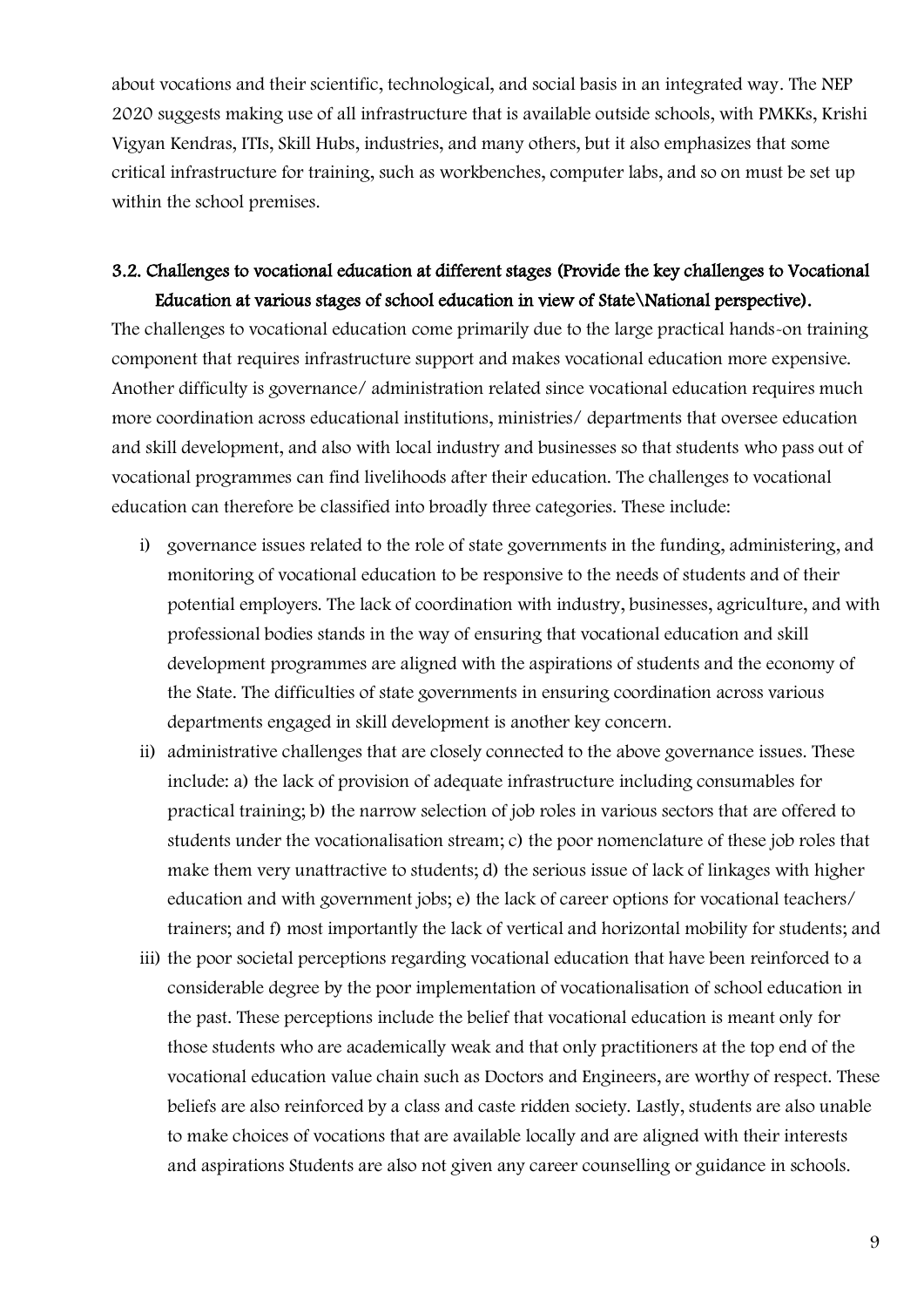about vocations and their scientific, technological, and social basis in an integrated way. The NEP 2020 suggests making use of all infrastructure that is available outside schools, with PMKKs, Krishi Vigyan Kendras, ITIs, Skill Hubs, industries, and many others, but it also emphasizes that some critical infrastructure for training, such as workbenches, computer labs, and so on must be set up within the school premises.

### 3.2. Challenges to vocational education at different stages (Provide the key challenges to Vocational Education at various stages of school education in view of State\National perspective).

The challenges to vocational education come primarily due to the large practical hands-on training component that requires infrastructure support and makes vocational education more expensive. Another difficulty is governance/ administration related since vocational education requires much more coordination across educational institutions, ministries/ departments that oversee education and skill development, and also with local industry and businesses so that students who pass out of vocational programmes can find livelihoods after their education. The challenges to vocational education can therefore be classified into broadly three categories. These include:

i) governance issues related to the role of state governments in the funding, administering, and monitoring of vocational education to be responsive to the needs of students and of their potential employers. The lack of coordination with industry, businesses, agriculture, and with professional bodies stands in the way of ensuring that vocational education and skill development programmes are aligned with the aspirations of students and the economy of the State. The difficulties of state governments in ensuring coordination across various departments engaged in skill development is another key concern.

ii) administrative challenges that are closely connected to the above governance issues. These include: a) the lack of provision of adequate infrastructure including consumables for practical training; b) the narrow selection of job roles in various sectors that are offered to students under the vocationalisation stream; c) the poor nomenclature of these job roles that make them very unattractive to students; d) the serious issue of lack of linkages with higher education and with government jobs; e) the lack of career options for vocational teachers/ trainers; and f) most importantly the lack of vertical and horizontal mobility for students; and

iii) the poor societal perceptions regarding vocational education that have been reinforced to a considerable degree by the poor implementation of vocationalisation of school education in the past. These perceptions include the belief that vocational education is meant only for those students who are academically weak and that only practitioners at the top end of the vocational education value chain such as Doctors and Engineers, are worthy of respect. These beliefs are also reinforced by a class and caste ridden society. Lastly, students are also unable to make choices of vocations that are available locally and are aligned with their interests and aspirations Students are also not given any career counselling or guidance in schools.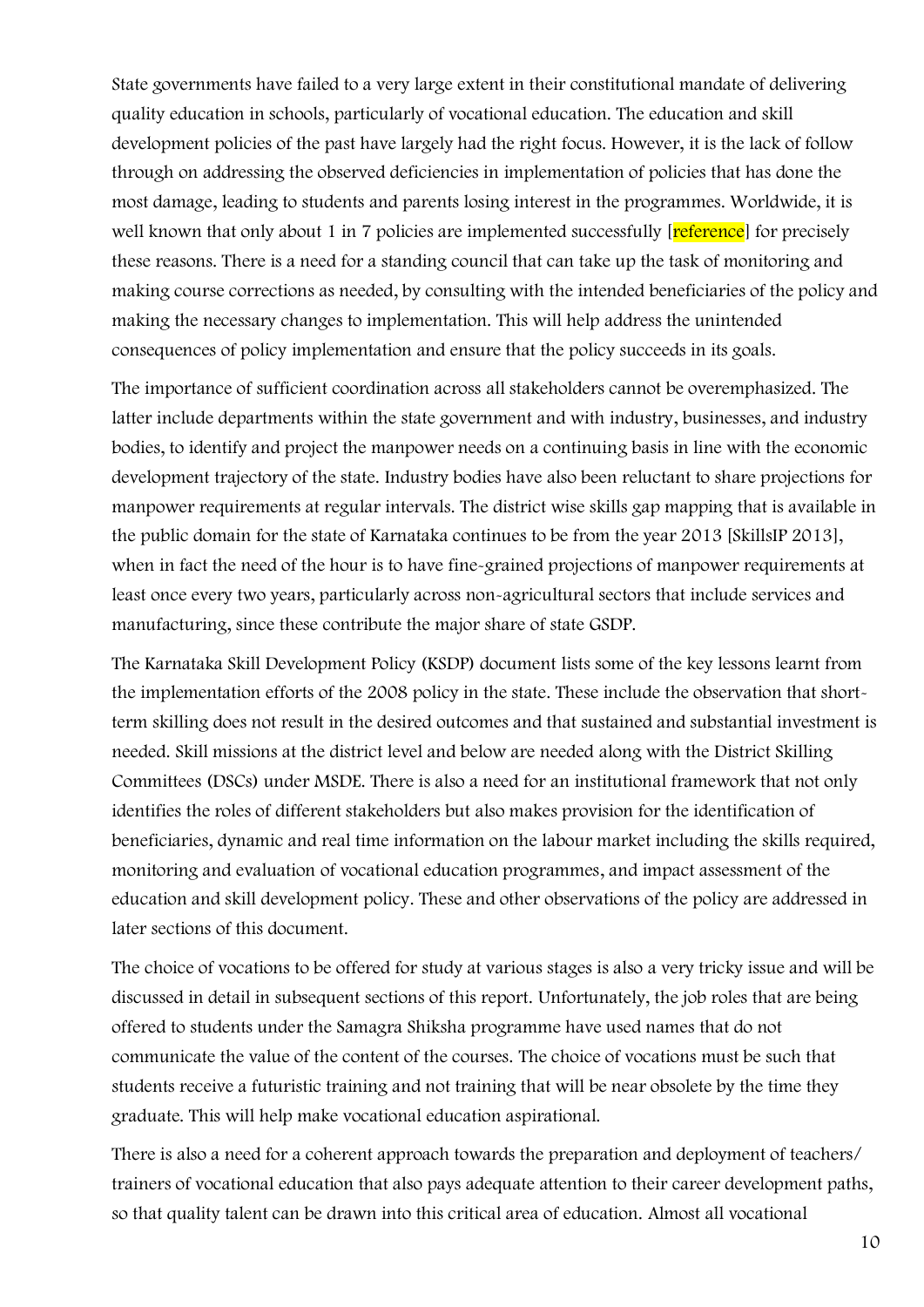State governments have failed to a very large extent in their constitutional mandate of delivering quality education in schools, particularly of vocational education. The education and skill development policies of the past have largely had the right focus. However, it is the lack of follow through on addressing the observed deficiencies in implementation of policies that has done the most damage, leading to students and parents losing interest in the programmes. Worldwide, it is well known that only about 1 in 7 policies are implemented successfully [reference] for precisely these reasons. There is a need for a standing council that can take up the task of monitoring and making course corrections as needed, by consulting with the intended beneficiaries of the policy and making the necessary changes to implementation. This will help address the unintended consequences of policy implementation and ensure that the policy succeeds in its goals.

The importance of sufficient coordination across all stakeholders cannot be overemphasized. The latter include departments within the state government and with industry, businesses, and industry bodies, to identify and project the manpower needs on a continuing basis in line with the economic development trajectory of the state. Industry bodies have also been reluctant to share projections for manpower requirements at regular intervals. The district wise skills gap mapping that is available in the public domain for the state of Karnataka continues to be from the year 2013 [SkillsIP 2013], when in fact the need of the hour is to have fine-grained projections of manpower requirements at least once every two years, particularly across non-agricultural sectors that include services and manufacturing, since these contribute the major share of state GSDP.

The Karnataka Skill Development Policy (KSDP) document lists some of the key lessons learnt from the implementation efforts of the 2008 policy in the state. These include the observation that short-term skilling does not result in the desired outcomes and that sustained and substantial investment is needed. Skill missions at the district level and below are needed along with the District Skilling Committees (DSCs) under MSDE. There is also a need for an institutional framework that not only identifies the roles of different stakeholders but also makes provision for the identification of beneficiaries, dynamic and real time information on the labour market including the skills required, monitoring and evaluation of vocational education programmes, and impact assessment of the education and skill development policy. These and other observations of the policy are addressed in later sections of this document.

The choice of vocations to be offered for study at various stages is also a very tricky issue and will be discussed in detail in subsequent sections of this report. Unfortunately, the job roles that are being offered to students under the Samagra Shiksha programme have used names that do not communicate the value of the content of the courses. The choice of vocations must be such that students receive a futuristic training and not training that will be near obsolete by the time they graduate. This will help make vocational education aspirational.

There is also a need for a coherent approach towards the preparation and deployment of teachers/ trainers of vocational education that also pays adequate attention to their career development paths, so that quality talent can be drawn into this critical area of education. Almost all vocational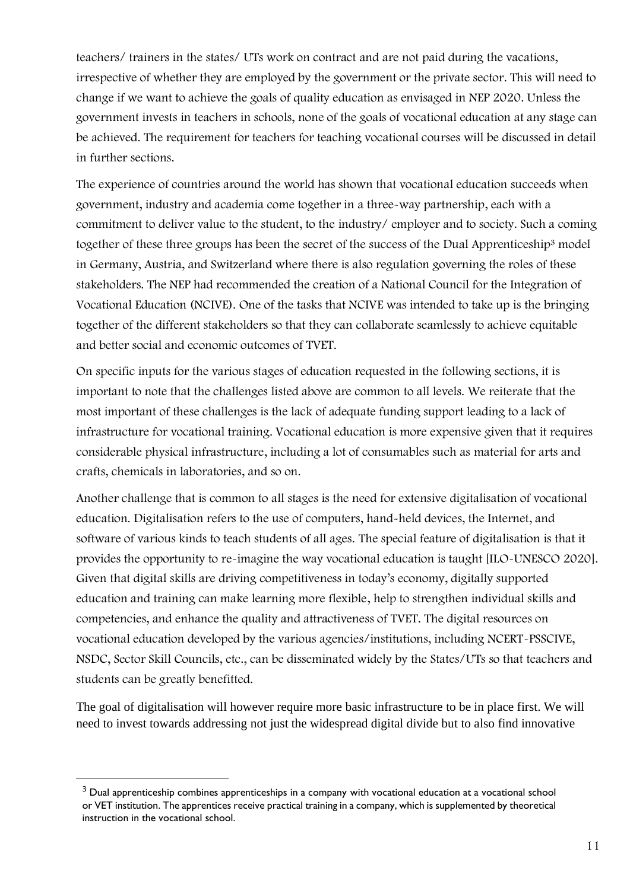teachers/ trainers in the states/ UTs work on contract and are not paid during the vacations, irrespective of whether they are employed by the government or the private sector. This will need to change if we want to achieve the goals of quality education as envisaged in NEP 2020. Unless the government invests in teachers in schools, none of the goals of vocational education at any stage can be achieved. The requirement for teachers for teaching vocational courses will be discussed in detail in further sections.

The experience of countries around the world has shown that vocational education succeeds when government, industry and academia come together in a three-way partnership, each with a commitment to deliver value to the student, to the industry/ employer and to society. Such a coming together of these three groups has been the secret of the success of the Dual Apprenticeship[3] model in Germany, Austria, and Switzerland where there is also regulation governing the roles of these stakeholders. The NEP had recommended the creation of a National Council for the Integration of Vocational Education (NCIVE). One of the tasks that NCIVE was intended to take up is the bringing together of the different stakeholders so that they can collaborate seamlessly to achieve equitable and better social and economic outcomes of TVET.

On specific inputs for the various stages of education requested in the following sections, it is important to note that the challenges listed above are common to all levels. We reiterate that the most important of these challenges is the lack of adequate funding support leading to a lack of infrastructure for vocational training. Vocational education is more expensive given that it requires considerable physical infrastructure, including a lot of consumables such as material for arts and crafts, chemicals in laboratories, and so on.

Another challenge that is common to all stages is the need for extensive digitalisation of vocational education. Digitalisation refers to the use of computers, hand-held devices, the Internet, and software of various kinds to teach students of all ages. The special feature of digitalisation is that it provides the opportunity to re-imagine the way vocational education is taught [ILO-UNESCO 2020]. Given that digital skills are driving competitiveness in today's economy, digitally supported education and training can make learning more flexible, help to strengthen individual skills and competencies, and enhance the quality and attractiveness of TVET. The digital resources on vocational education developed by the various agencies/institutions, including NCERT-PSSCIVE, NSDC, Sector Skill Councils, etc., can be disseminated widely by the States/UTs so that teachers and students can be greatly benefitted.

The goal of digitalisation will however require more basic infrastructure to be in place first. We will need to invest towards addressing not just the widespread digital divide but to also find innovative

---

[3] Dual apprenticeship combines apprenticeships in a company with vocational education at a vocational school or VET institution. The apprentices receive practical training in a company, which is supplemented by theoretical instruction in the vocational school.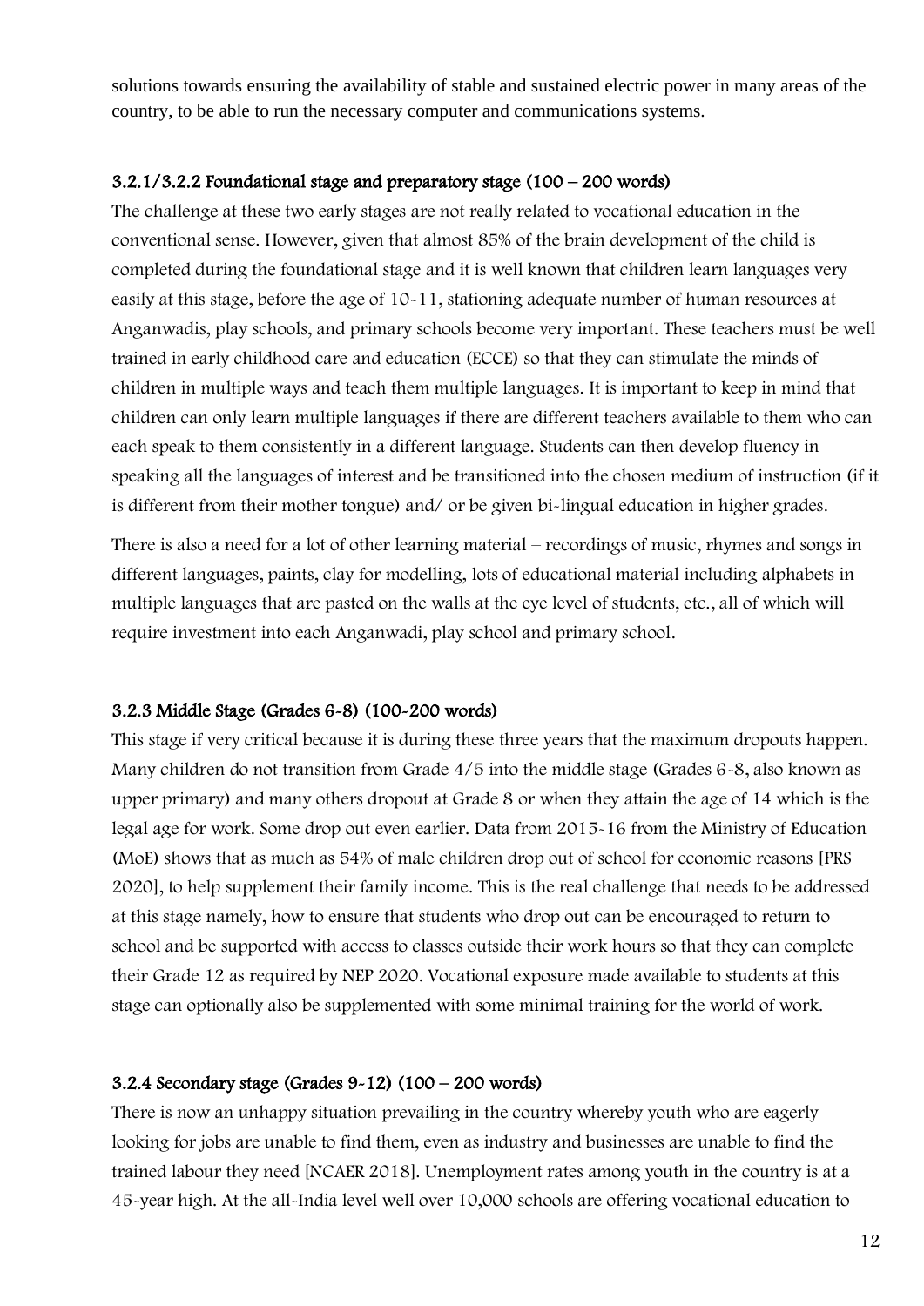solutions towards ensuring the availability of stable and sustained electric power in many areas of the country, to be able to run the necessary computer and communications systems.

### 3.2.1/3.2.2 Foundational stage and preparatory stage (100 – 200 words)

The challenge at these two early stages are not really related to vocational education in the conventional sense. However, given that almost 85% of the brain development of the child is completed during the foundational stage and it is well known that children learn languages very easily at this stage, before the age of 10-11, stationing adequate number of human resources at Anganwadis, play schools, and primary schools become very important. These teachers must be well trained in early childhood care and education (ECCE) so that they can stimulate the minds of children in multiple ways and teach them multiple languages. It is important to keep in mind that children can only learn multiple languages if there are different teachers available to them who can each speak to them consistently in a different language. Students can then develop fluency in speaking all the languages of interest and be transitioned into the chosen medium of instruction (if it is different from their mother tongue) and/ or be given bi-lingual education in higher grades.

There is also a need for a lot of other learning material – recordings of music, rhymes and songs in different languages, paints, clay for modelling, lots of educational material including alphabets in multiple languages that are pasted on the walls at the eye level of students, etc., all of which will require investment into each Anganwadi, play school and primary school.

### 3.2.3 Middle Stage (Grades 6-8) (100-200 words)

This stage if very critical because it is during these three years that the maximum dropouts happen. Many children do not transition from Grade 4/5 into the middle stage (Grades 6-8, also known as upper primary) and many others dropout at Grade 8 or when they attain the age of 14 which is the legal age for work. Some drop out even earlier. Data from 2015-16 from the Ministry of Education (MoE) shows that as much as 54% of male children drop out of school for economic reasons [PRS 2020], to help supplement their family income. This is the real challenge that needs to be addressed at this stage namely, how to ensure that students who drop out can be encouraged to return to school and be supported with access to classes outside their work hours so that they can complete their Grade 12 as required by NEP 2020. Vocational exposure made available to students at this stage can optionally also be supplemented with some minimal training for the world of work.

### 3.2.4 Secondary stage (Grades 9-12) (100 – 200 words)

There is now an unhappy situation prevailing in the country whereby youth who are eagerly looking for jobs are unable to find them, even as industry and businesses are unable to find the trained labour they need [NCAER 2018]. Unemployment rates among youth in the country is at a 45-year high. At the all-India level well over 10,000 schools are offering vocational education to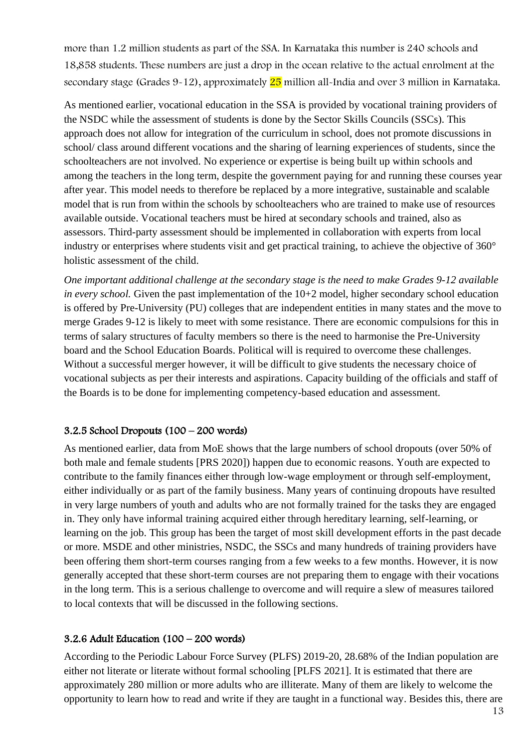more than 1.2 million students as part of the SSA. In Karnataka this number is 240 schools and 18,858 students. These numbers are just a drop in the ocean relative to the actual enrolment at the secondary stage (Grades 9-12), approximately 25 million all-India and over 3 million in Karnataka.

As mentioned earlier, vocational education in the SSA is provided by vocational training providers of the NSDC while the assessment of students is done by the Sector Skills Councils (SSCs). This approach does not allow for integration of the curriculum in school, does not promote discussions in school/ class around different vocations and the sharing of learning experiences of students, since the schoolteachers are not involved. No experience or expertise is being built up within schools and among the teachers in the long term, despite the government paying for and running these courses year after year. This model needs to therefore be replaced by a more integrative, sustainable and scalable model that is run from within the schools by schoolteachers who are trained to make use of resources available outside. Vocational teachers must be hired at secondary schools and trained, also as assessors. Third-party assessment should be implemented in collaboration with experts from local industry or enterprises where students visit and get practical training, to achieve the objective of 360° holistic assessment of the child.

*One important additional challenge at the secondary stage is the need to make Grades 9-12 available in every school.* Given the past implementation of the 10+2 model, higher secondary school education is offered by Pre-University (PU) colleges that are independent entities in many states and the move to merge Grades 9-12 is likely to meet with some resistance. There are economic compulsions for this in terms of salary structures of faculty members so there is the need to harmonise the Pre-University board and the School Education Boards. Political will is required to overcome these challenges. Without a successful merger however, it will be difficult to give students the necessary choice of vocational subjects as per their interests and aspirations. Capacity building of the officials and staff of the Boards is to be done for implementing competency-based education and assessment.

### 3.2.5 School Dropouts (100 – 200 words)

As mentioned earlier, data from MoE shows that the large numbers of school dropouts (over 50% of both male and female students [PRS 2020]) happen due to economic reasons. Youth are expected to contribute to the family finances either through low-wage employment or through self-employment, either individually or as part of the family business. Many years of continuing dropouts have resulted in very large numbers of youth and adults who are not formally trained for the tasks they are engaged in. They only have informal training acquired either through hereditary learning, self-learning, or learning on the job. This group has been the target of most skill development efforts in the past decade or more. MSDE and other ministries, NSDC, the SSCs and many hundreds of training providers have been offering them short-term courses ranging from a few weeks to a few months. However, it is now generally accepted that these short-term courses are not preparing them to engage with their vocations in the long term. This is a serious challenge to overcome and will require a slew of measures tailored to local contexts that will be discussed in the following sections.

### 3.2.6 Adult Education (100 – 200 words)

According to the Periodic Labour Force Survey (PLFS) 2019-20, 28.68% of the Indian population are either not literate or literate without formal schooling [PLFS 2021]. It is estimated that there are approximately 280 million or more adults who are illiterate. Many of them are likely to welcome the opportunity to learn how to read and write if they are taught in a functional way. Besides this, there are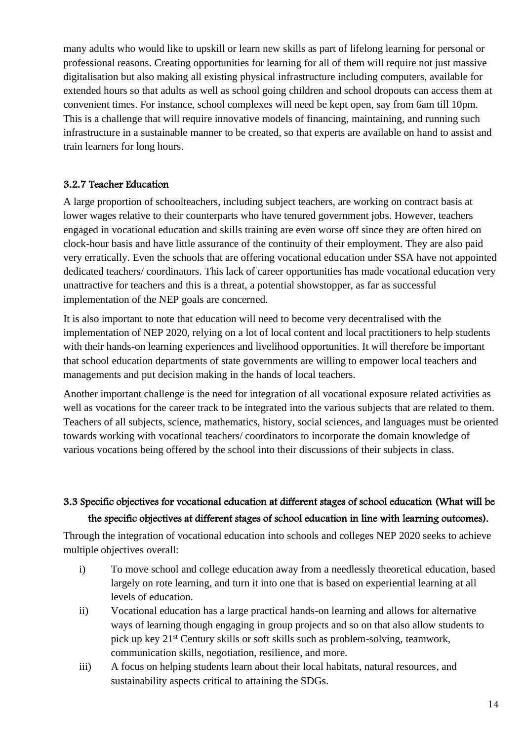many adults who would like to upskill or learn new skills as part of lifelong learning for personal or professional reasons. Creating opportunities for learning for all of them will require not just massive digitalisation but also making all existing physical infrastructure including computers, available for extended hours so that adults as well as school going children and school dropouts can access them at convenient times. For instance, school complexes will need be kept open, say from 6am till 10pm. This is a challenge that will require innovative models of financing, maintaining, and running such infrastructure in a sustainable manner to be created, so that experts are available on hand to assist and train learners for long hours.

#### 3.2.7 Teacher Education

A large proportion of schoolteachers, including subject teachers, are working on contract basis at lower wages relative to their counterparts who have tenured government jobs. However, teachers engaged in vocational education and skills training are even worse off since they are often hired on clock-hour basis and have little assurance of the continuity of their employment. They are also paid very erratically. Even the schools that are offering vocational education under SSA have not appointed dedicated teachers/ coordinators. This lack of career opportunities has made vocational education very unattractive for teachers and this is a threat, a potential showstopper, as far as successful implementation of the NEP goals are concerned.

It is also important to note that education will need to become very decentralised with the implementation of NEP 2020, relying on a lot of local content and local practitioners to help students with their hands-on learning experiences and livelihood opportunities. It will therefore be important that school education departments of state governments are willing to empower local teachers and managements and put decision making in the hands of local teachers.

Another important challenge is the need for integration of all vocational exposure related activities as well as vocations for the career track to be integrated into the various subjects that are related to them. Teachers of all subjects, science, mathematics, history, social sciences, and languages must be oriented towards working with vocational teachers/ coordinators to incorporate the domain knowledge of various vocations being offered by the school into their discussions of their subjects in class.

### 3.3 Specific objectives for vocational education at different stages of school education (What will be the specific objectives at different stages of school education in line with learning outcomes).

Through the integration of vocational education into schools and colleges NEP 2020 seeks to achieve multiple objectives overall:

i) To move school and college education away from a needlessly theoretical education, based largely on rote learning, and turn it into one that is based on experiential learning at all levels of education.

ii) Vocational education has a large practical hands-on learning and allows for alternative ways of learning though engaging in group projects and so on that also allow students to pick up key 21st Century skills or soft skills such as problem-solving, teamwork, communication skills, negotiation, resilience, and more.

iii) A focus on helping students learn about their local habitats, natural resources, and sustainability aspects critical to attaining the SDGs.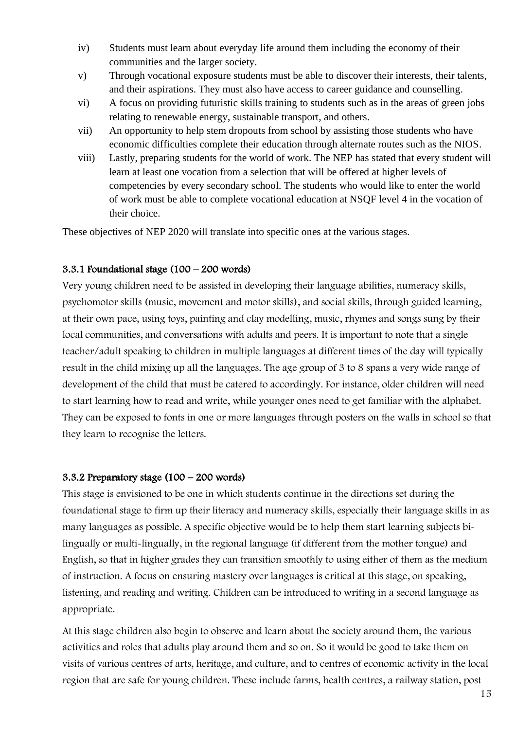iv) Students must learn about everyday life around them including the economy of their communities and the larger society.

v) Through vocational exposure students must be able to discover their interests, their talents, and their aspirations. They must also have access to career guidance and counselling.

vi) A focus on providing futuristic skills training to students such as in the areas of green jobs relating to renewable energy, sustainable transport, and others.

vii) An opportunity to help stem dropouts from school by assisting those students who have economic difficulties complete their education through alternate routes such as the NIOS.

viii) Lastly, preparing students for the world of work. The NEP has stated that every student will learn at least one vocation from a selection that will be offered at higher levels of competencies by every secondary school. The students who would like to enter the world of work must be able to complete vocational education at NSQF level 4 in the vocation of their choice.

These objectives of NEP 2020 will translate into specific ones at the various stages.

### 3.3.1 Foundational stage (100 – 200 words)

Very young children need to be assisted in developing their language abilities, numeracy skills, psychomotor skills (music, movement and motor skills), and social skills, through guided learning, at their own pace, using toys, painting and clay modelling, music, rhymes and songs sung by their local communities, and conversations with adults and peers. It is important to note that a single teacher/adult speaking to children in multiple languages at different times of the day will typically result in the child mixing up all the languages. The age group of 3 to 8 spans a very wide range of development of the child that must be catered to accordingly. For instance, older children will need to start learning how to read and write, while younger ones need to get familiar with the alphabet. They can be exposed to fonts in one or more languages through posters on the walls in school so that they learn to recognise the letters.

### 3.3.2 Preparatory stage (100 – 200 words)

This stage is envisioned to be one in which students continue in the directions set during the foundational stage to firm up their literacy and numeracy skills, especially their language skills in as many languages as possible. A specific objective would be to help them start learning subjects bi-lingually or multi-lingually, in the regional language (if different from the mother tongue) and English, so that in higher grades they can transition smoothly to using either of them as the medium of instruction. A focus on ensuring mastery over languages is critical at this stage, on speaking, listening, and reading and writing. Children can be introduced to writing in a second language as appropriate.

At this stage children also begin to observe and learn about the society around them, the various activities and roles that adults play around them and so on. So it would be good to take them on visits of various centres of arts, heritage, and culture, and to centres of economic activity in the local region that are safe for young children. These include farms, health centres, a railway station, post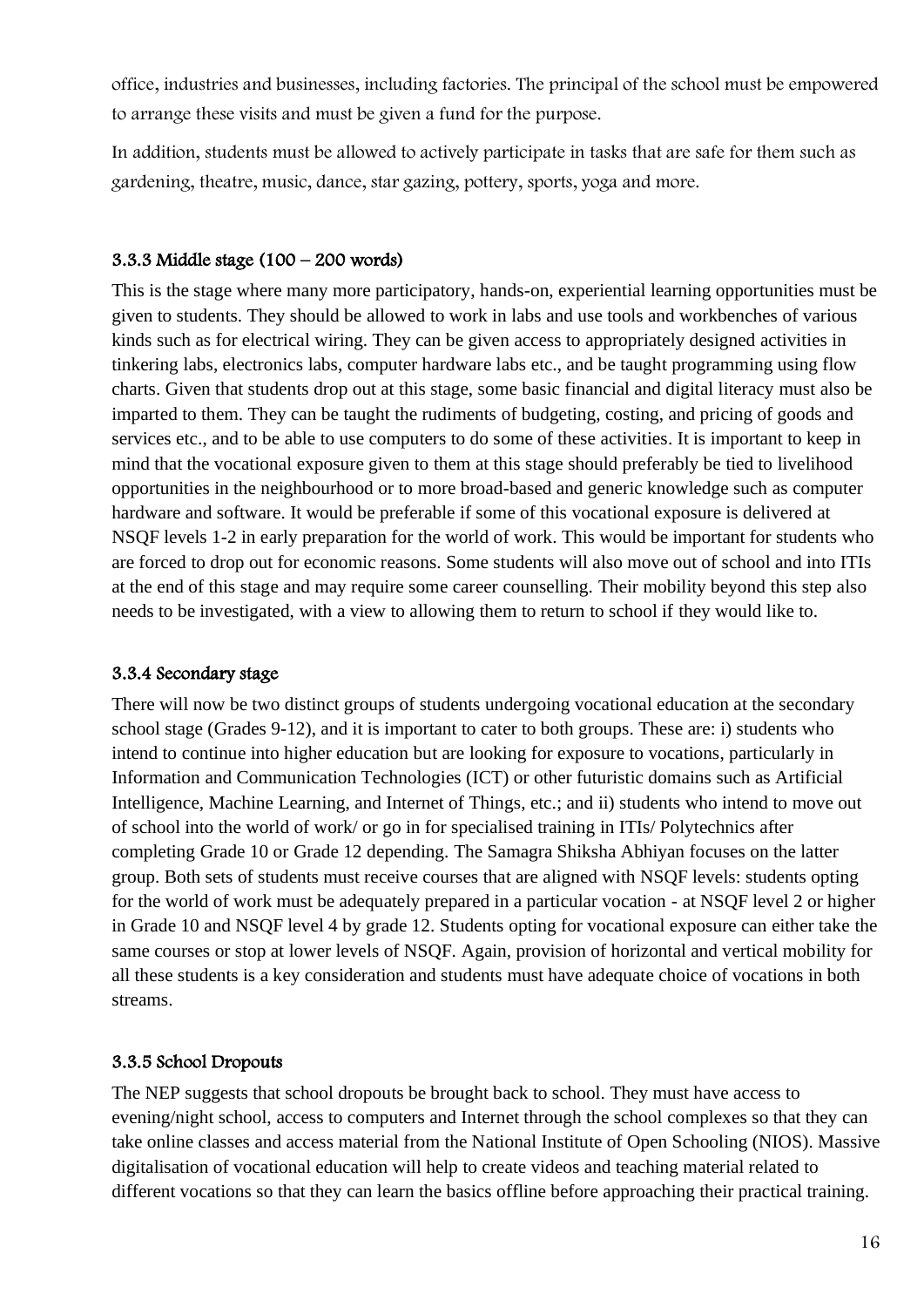office, industries and businesses, including factories. The principal of the school must be empowered to arrange these visits and must be given a fund for the purpose.

In addition, students must be allowed to actively participate in tasks that are safe for them such as gardening, theatre, music, dance, star gazing, pottery, sports, yoga and more.

### 3.3.3 Middle stage (100 – 200 words)

This is the stage where many more participatory, hands-on, experiential learning opportunities must be given to students. They should be allowed to work in labs and use tools and workbenches of various kinds such as for electrical wiring. They can be given access to appropriately designed activities in tinkering labs, electronics labs, computer hardware labs etc., and be taught programming using flow charts. Given that students drop out at this stage, some basic financial and digital literacy must also be imparted to them. They can be taught the rudiments of budgeting, costing, and pricing of goods and services etc., and to be able to use computers to do some of these activities. It is important to keep in mind that the vocational exposure given to them at this stage should preferably be tied to livelihood opportunities in the neighbourhood or to more broad-based and generic knowledge such as computer hardware and software. It would be preferable if some of this vocational exposure is delivered at NSQF levels 1-2 in early preparation for the world of work. This would be important for students who are forced to drop out for economic reasons. Some students will also move out of school and into ITIs at the end of this stage and may require some career counselling. Their mobility beyond this step also needs to be investigated, with a view to allowing them to return to school if they would like to.

### 3.3.4 Secondary stage

There will now be two distinct groups of students undergoing vocational education at the secondary school stage (Grades 9-12), and it is important to cater to both groups. These are: i) students who intend to continue into higher education but are looking for exposure to vocations, particularly in Information and Communication Technologies (ICT) or other futuristic domains such as Artificial Intelligence, Machine Learning, and Internet of Things, etc.; and ii) students who intend to move out of school into the world of work/ or go in for specialised training in ITIs/ Polytechnics after completing Grade 10 or Grade 12 depending. The Samagra Shiksha Abhiyan focuses on the latter group. Both sets of students must receive courses that are aligned with NSQF levels: students opting for the world of work must be adequately prepared in a particular vocation - at NSQF level 2 or higher in Grade 10 and NSQF level 4 by grade 12. Students opting for vocational exposure can either take the same courses or stop at lower levels of NSQF. Again, provision of horizontal and vertical mobility for all these students is a key consideration and students must have adequate choice of vocations in both streams.

### 3.3.5 School Dropouts

The NEP suggests that school dropouts be brought back to school. They must have access to evening/night school, access to computers and Internet through the school complexes so that they can take online classes and access material from the National Institute of Open Schooling (NIOS). Massive digitalisation of vocational education will help to create videos and teaching material related to different vocations so that they can learn the basics offline before approaching their practical training.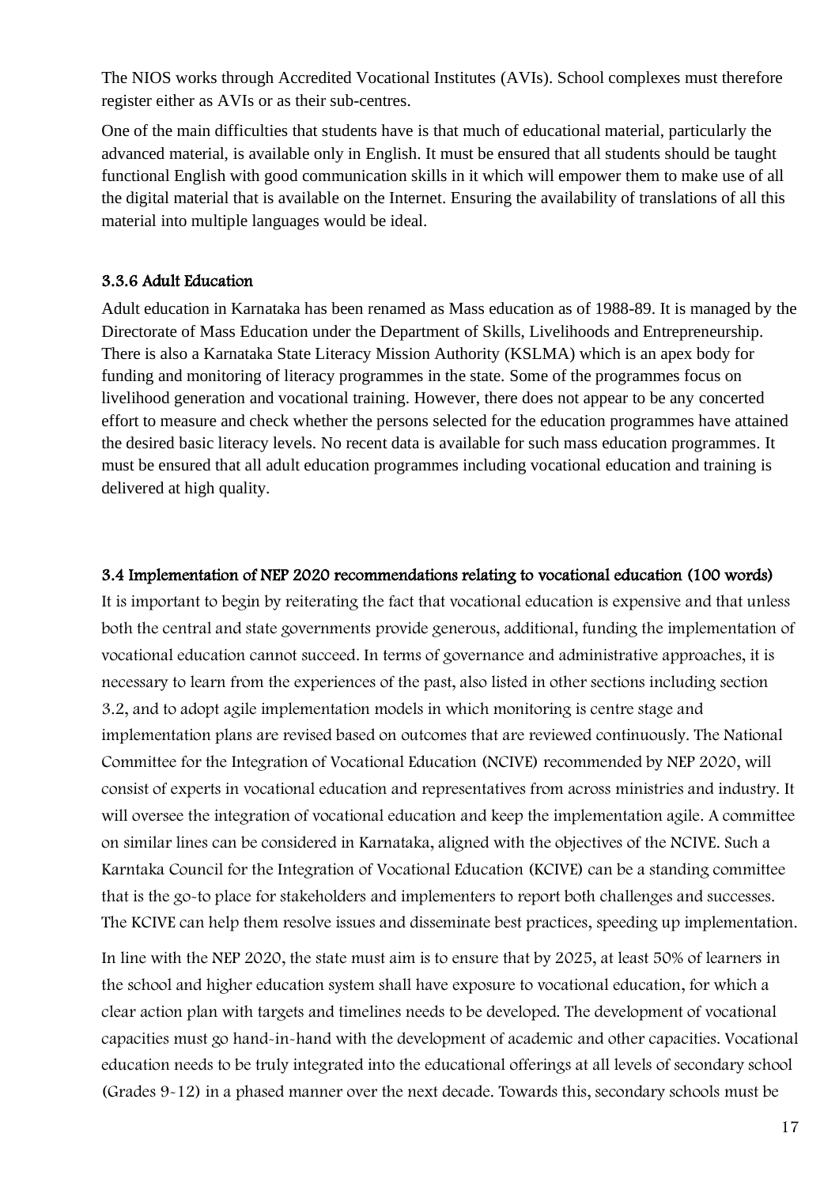The NIOS works through Accredited Vocational Institutes (AVIs). School complexes must therefore register either as AVIs or as their sub-centres.

One of the main difficulties that students have is that much of educational material, particularly the advanced material, is available only in English. It must be ensured that all students should be taught functional English with good communication skills in it which will empower them to make use of all the digital material that is available on the Internet. Ensuring the availability of translations of all this material into multiple languages would be ideal.

#### 3.3.6 Adult Education

Adult education in Karnataka has been renamed as Mass education as of 1988-89. It is managed by the Directorate of Mass Education under the Department of Skills, Livelihoods and Entrepreneurship. There is also a Karnataka State Literacy Mission Authority (KSLMA) which is an apex body for funding and monitoring of literacy programmes in the state. Some of the programmes focus on livelihood generation and vocational training. However, there does not appear to be any concerted effort to measure and check whether the persons selected for the education programmes have attained the desired basic literacy levels. No recent data is available for such mass education programmes. It must be ensured that all adult education programmes including vocational education and training is delivered at high quality.

### 3.4 Implementation of NEP 2020 recommendations relating to vocational education (100 words)

It is important to begin by reiterating the fact that vocational education is expensive and that unless both the central and state governments provide generous, additional, funding the implementation of vocational education cannot succeed. In terms of governance and administrative approaches, it is necessary to learn from the experiences of the past, also listed in other sections including section 3.2, and to adopt agile implementation models in which monitoring is centre stage and implementation plans are revised based on outcomes that are reviewed continuously. The National Committee for the Integration of Vocational Education (NCIVE) recommended by NEP 2020, will consist of experts in vocational education and representatives from across ministries and industry. It will oversee the integration of vocational education and keep the implementation agile. A committee on similar lines can be considered in Karnataka, aligned with the objectives of the NCIVE. Such a Karntaka Council for the Integration of Vocational Education (KCIVE) can be a standing committee that is the go-to place for stakeholders and implementers to report both challenges and successes. The KCIVE can help them resolve issues and disseminate best practices, speeding up implementation.

In line with the NEP 2020, the state must aim is to ensure that by 2025, at least 50% of learners in the school and higher education system shall have exposure to vocational education, for which a clear action plan with targets and timelines needs to be developed. The development of vocational capacities must go hand-in-hand with the development of academic and other capacities. Vocational education needs to be truly integrated into the educational offerings at all levels of secondary school (Grades 9-12) in a phased manner over the next decade. Towards this, secondary schools must be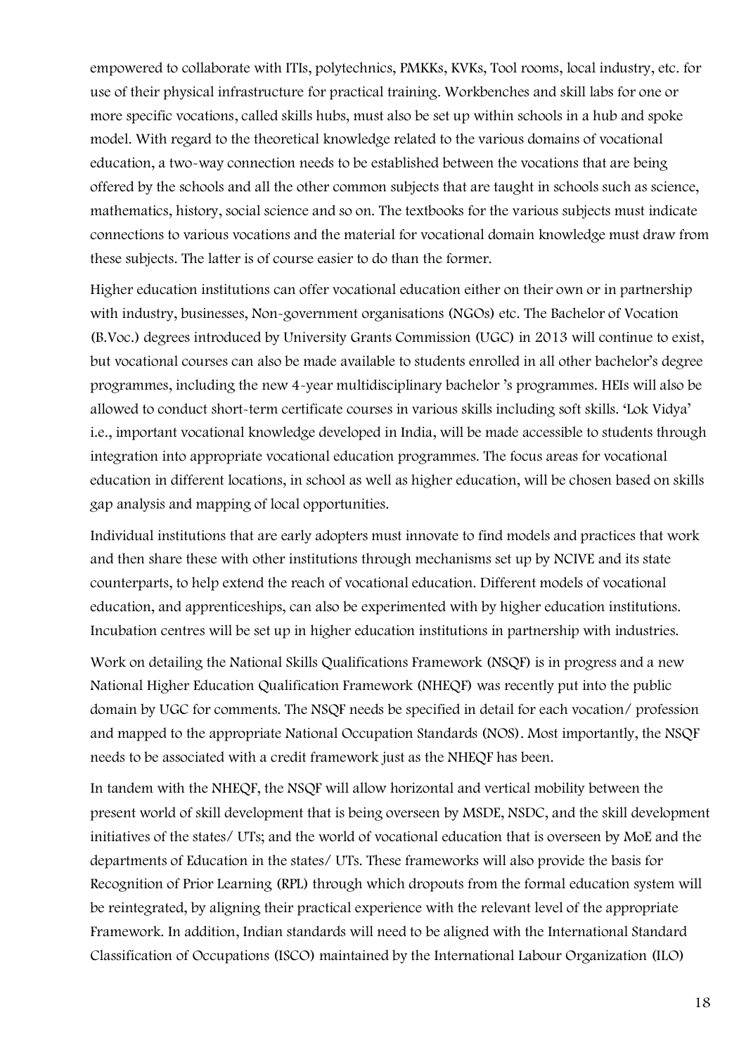empowered to collaborate with ITIs, polytechnics, PMKKs, KVKs, Tool rooms, local industry, etc. for use of their physical infrastructure for practical training. Workbenches and skill labs for one or more specific vocations, called skills hubs, must also be set up within schools in a hub and spoke model. With regard to the theoretical knowledge related to the various domains of vocational education, a two-way connection needs to be established between the vocations that are being offered by the schools and all the other common subjects that are taught in schools such as science, mathematics, history, social science and so on. The textbooks for the various subjects must indicate connections to various vocations and the material for vocational domain knowledge must draw from these subjects. The latter is of course easier to do than the former.

Higher education institutions can offer vocational education either on their own or in partnership with industry, businesses, Non-government organisations (NGOs) etc. The Bachelor of Vocation (B.Voc.) degrees introduced by University Grants Commission (UGC) in 2013 will continue to exist, but vocational courses can also be made available to students enrolled in all other bachelor's degree programmes, including the new 4-year multidisciplinary bachelor 's programmes. HEIs will also be allowed to conduct short-term certificate courses in various skills including soft skills. 'Lok Vidya' i.e., important vocational knowledge developed in India, will be made accessible to students through integration into appropriate vocational education programmes. The focus areas for vocational education in different locations, in school as well as higher education, will be chosen based on skills gap analysis and mapping of local opportunities.

Individual institutions that are early adopters must innovate to find models and practices that work and then share these with other institutions through mechanisms set up by NCIVE and its state counterparts, to help extend the reach of vocational education. Different models of vocational education, and apprenticeships, can also be experimented with by higher education institutions. Incubation centres will be set up in higher education institutions in partnership with industries.

Work on detailing the National Skills Qualifications Framework (NSQF) is in progress and a new National Higher Education Qualification Framework (NHEQF) was recently put into the public domain by UGC for comments. The NSQF needs be specified in detail for each vocation/ profession and mapped to the appropriate National Occupation Standards (NOS). Most importantly, the NSQF needs to be associated with a credit framework just as the NHEQF has been.

In tandem with the NHEQF, the NSQF will allow horizontal and vertical mobility between the present world of skill development that is being overseen by MSDE, NSDC, and the skill development initiatives of the states/ UTs; and the world of vocational education that is overseen by MoE and the departments of Education in the states/ UTs. These frameworks will also provide the basis for Recognition of Prior Learning (RPL) through which dropouts from the formal education system will be reintegrated, by aligning their practical experience with the relevant level of the appropriate Framework. In addition, Indian standards will need to be aligned with the International Standard Classification of Occupations (ISCO) maintained by the International Labour Organization (ILO)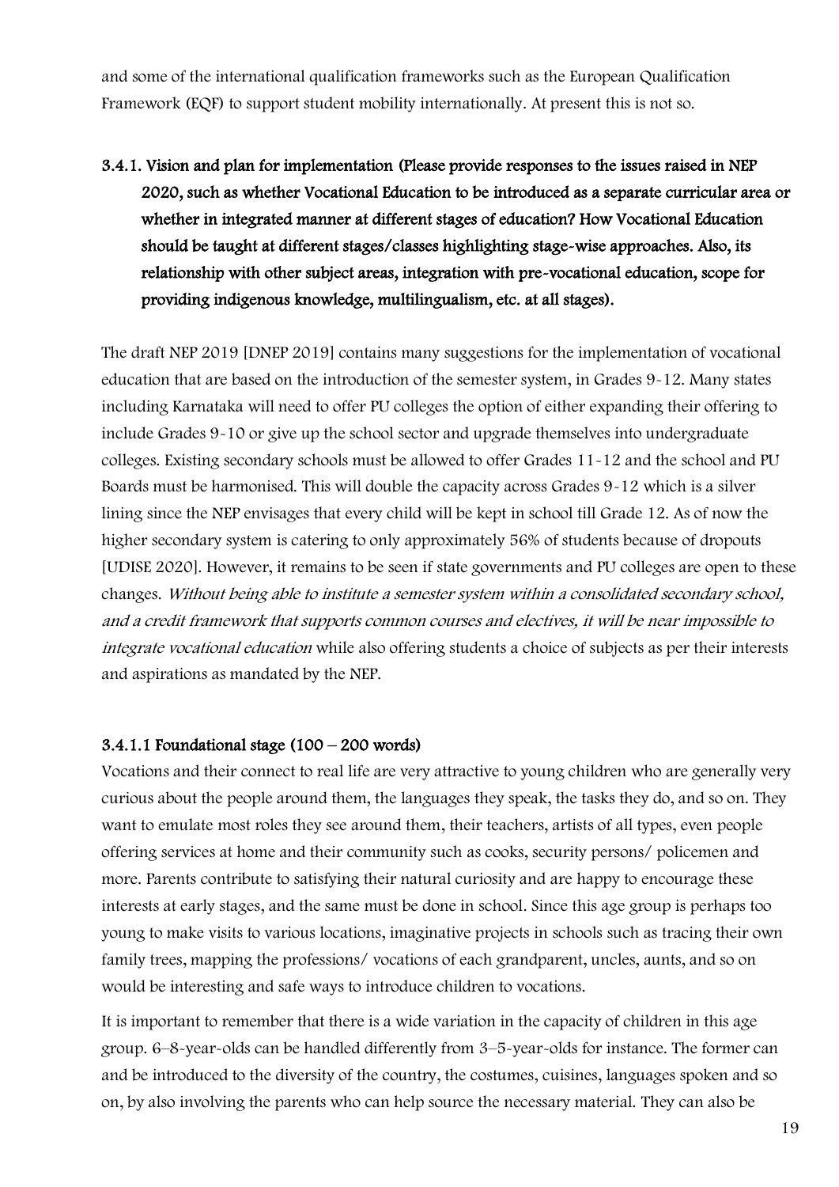and some of the international qualification frameworks such as the European Qualification Framework (EQF) to support student mobility internationally. At present this is not so.

### 3.4.1. Vision and plan for implementation (Please provide responses to the issues raised in NEP 2020, such as whether Vocational Education to be introduced as a separate curricular area or whether in integrated manner at different stages of education? How Vocational Education should be taught at different stages/classes highlighting stage-wise approaches. Also, its relationship with other subject areas, integration with pre-vocational education, scope for providing indigenous knowledge, multilingualism, etc. at all stages).

The draft NEP 2019 [DNEP 2019] contains many suggestions for the implementation of vocational education that are based on the introduction of the semester system, in Grades 9-12. Many states including Karnataka will need to offer PU colleges the option of either expanding their offering to include Grades 9-10 or give up the school sector and upgrade themselves into undergraduate colleges. Existing secondary schools must be allowed to offer Grades 11-12 and the school and PU Boards must be harmonised. This will double the capacity across Grades 9-12 which is a silver lining since the NEP envisages that every child will be kept in school till Grade 12. As of now the higher secondary system is catering to only approximately 56% of students because of dropouts [UDISE 2020]. However, it remains to be seen if state governments and PU colleges are open to these changes. *Without being able to institute a semester system within a consolidated secondary school, and a credit framework that supports common courses and electives, it will be near impossible to integrate vocational education* while also offering students a choice of subjects as per their interests and aspirations as mandated by the NEP.

#### 3.4.1.1 Foundational stage (100 – 200 words)

Vocations and their connect to real life are very attractive to young children who are generally very curious about the people around them, the languages they speak, the tasks they do, and so on. They want to emulate most roles they see around them, their teachers, artists of all types, even people offering services at home and their community such as cooks, security persons/ policemen and more. Parents contribute to satisfying their natural curiosity and are happy to encourage these interests at early stages, and the same must be done in school. Since this age group is perhaps too young to make visits to various locations, imaginative projects in schools such as tracing their own family trees, mapping the professions/ vocations of each grandparent, uncles, aunts, and so on would be interesting and safe ways to introduce children to vocations.

It is important to remember that there is a wide variation in the capacity of children in this age group. 6–8-year-olds can be handled differently from 3–5-year-olds for instance. The former can and be introduced to the diversity of the country, the costumes, cuisines, languages spoken and so on, by also involving the parents who can help source the necessary material. They can also be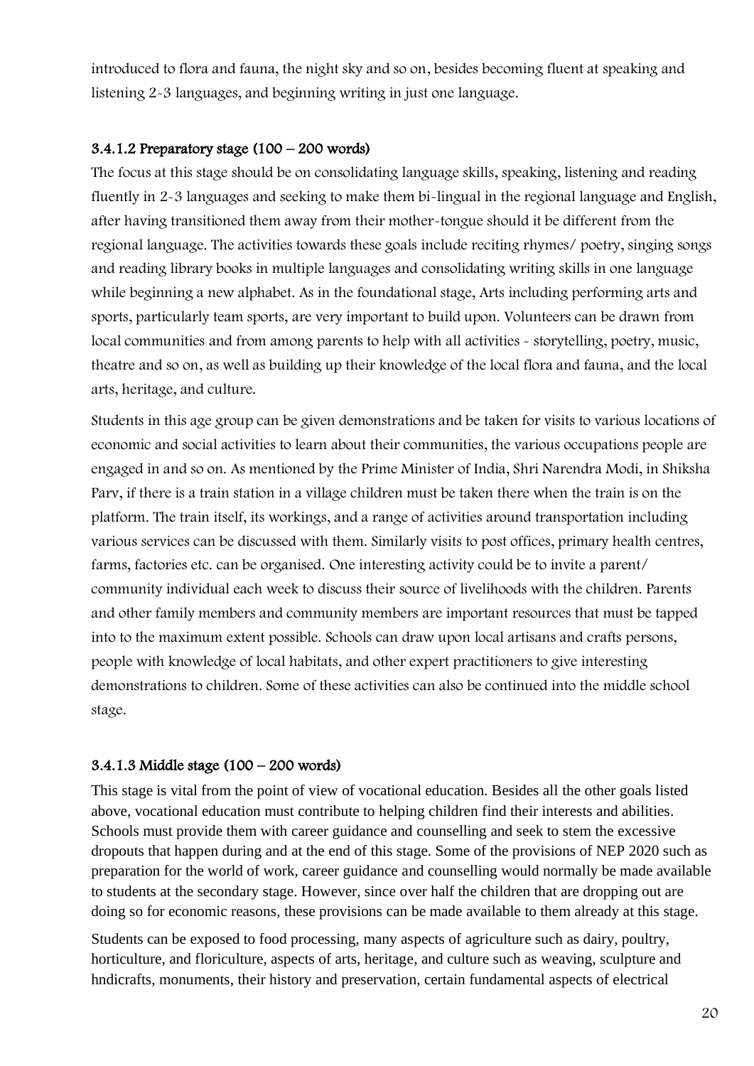introduced to flora and fauna, the night sky and so on, besides becoming fluent at speaking and listening 2-3 languages, and beginning writing in just one language.

#### 3.4.1.2 Preparatory stage (100 – 200 words)

The focus at this stage should be on consolidating language skills, speaking, listening and reading fluently in 2-3 languages and seeking to make them bi-lingual in the regional language and English, after having transitioned them away from their mother-tongue should it be different from the regional language. The activities towards these goals include reciting rhymes/ poetry, singing songs and reading library books in multiple languages and consolidating writing skills in one language while beginning a new alphabet. As in the foundational stage, Arts including performing arts and sports, particularly team sports, are very important to build upon. Volunteers can be drawn from local communities and from among parents to help with all activities - storytelling, poetry, music, theatre and so on, as well as building up their knowledge of the local flora and fauna, and the local arts, heritage, and culture.

Students in this age group can be given demonstrations and be taken for visits to various locations of economic and social activities to learn about their communities, the various occupations people are engaged in and so on. As mentioned by the Prime Minister of India, Shri Narendra Modi, in Shiksha Parv, if there is a train station in a village children must be taken there when the train is on the platform. The train itself, its workings, and a range of activities around transportation including various services can be discussed with them. Similarly visits to post offices, primary health centres, farms, factories etc. can be organised. One interesting activity could be to invite a parent/ community individual each week to discuss their source of livelihoods with the children. Parents and other family members and community members are important resources that must be tapped into to the maximum extent possible. Schools can draw upon local artisans and crafts persons, people with knowledge of local habitats, and other expert practitioners to give interesting demonstrations to children. Some of these activities can also be continued into the middle school stage.

#### 3.4.1.3 Middle stage (100 – 200 words)

This stage is vital from the point of view of vocational education. Besides all the other goals listed above, vocational education must contribute to helping children find their interests and abilities. Schools must provide them with career guidance and counselling and seek to stem the excessive dropouts that happen during and at the end of this stage. Some of the provisions of NEP 2020 such as preparation for the world of work, career guidance and counselling would normally be made available to students at the secondary stage. However, since over half the children that are dropping out are doing so for economic reasons, these provisions can be made available to them already at this stage.

Students can be exposed to food processing, many aspects of agriculture such as dairy, poultry, horticulture, and floriculture, aspects of arts, heritage, and culture such as weaving, sculpture and hndicrafts, monuments, their history and preservation, certain fundamental aspects of electrical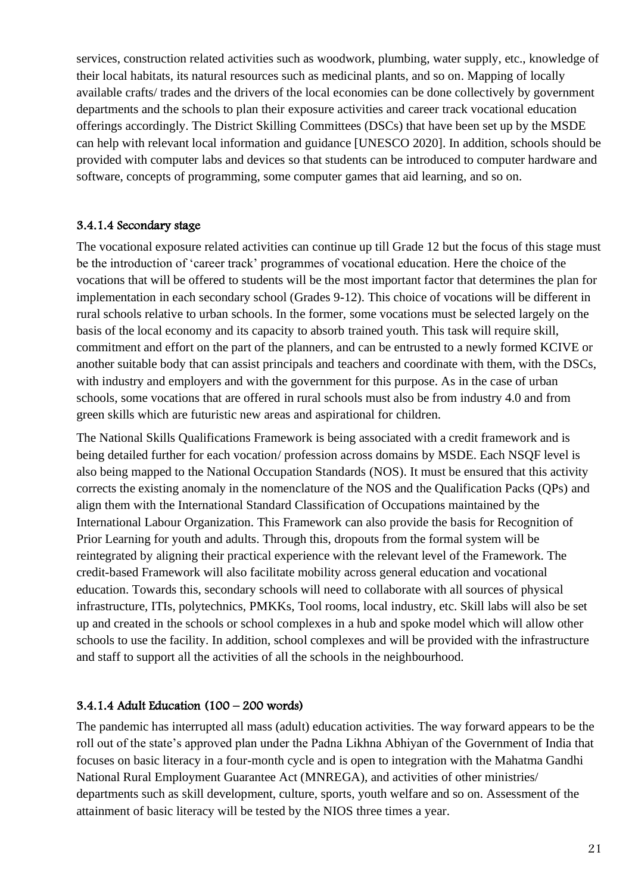services, construction related activities such as woodwork, plumbing, water supply, etc., knowledge of their local habitats, its natural resources such as medicinal plants, and so on. Mapping of locally available crafts/ trades and the drivers of the local economies can be done collectively by government departments and the schools to plan their exposure activities and career track vocational education offerings accordingly. The District Skilling Committees (DSCs) that have been set up by the MSDE can help with relevant local information and guidance [UNESCO 2020]. In addition, schools should be provided with computer labs and devices so that students can be introduced to computer hardware and software, concepts of programming, some computer games that aid learning, and so on.

#### 3.4.1.4 Secondary stage

The vocational exposure related activities can continue up till Grade 12 but the focus of this stage must be the introduction of 'career track' programmes of vocational education. Here the choice of the vocations that will be offered to students will be the most important factor that determines the plan for implementation in each secondary school (Grades 9-12). This choice of vocations will be different in rural schools relative to urban schools. In the former, some vocations must be selected largely on the basis of the local economy and its capacity to absorb trained youth. This task will require skill, commitment and effort on the part of the planners, and can be entrusted to a newly formed KCIVE or another suitable body that can assist principals and teachers and coordinate with them, with the DSCs, with industry and employers and with the government for this purpose. As in the case of urban schools, some vocations that are offered in rural schools must also be from industry 4.0 and from green skills which are futuristic new areas and aspirational for children.

The National Skills Qualifications Framework is being associated with a credit framework and is being detailed further for each vocation/ profession across domains by MSDE. Each NSQF level is also being mapped to the National Occupation Standards (NOS). It must be ensured that this activity corrects the existing anomaly in the nomenclature of the NOS and the Qualification Packs (QPs) and align them with the International Standard Classification of Occupations maintained by the International Labour Organization. This Framework can also provide the basis for Recognition of Prior Learning for youth and adults. Through this, dropouts from the formal system will be reintegrated by aligning their practical experience with the relevant level of the Framework. The credit-based Framework will also facilitate mobility across general education and vocational education. Towards this, secondary schools will need to collaborate with all sources of physical infrastructure, ITIs, polytechnics, PMKKs, Tool rooms, local industry, etc. Skill labs will also be set up and created in the schools or school complexes in a hub and spoke model which will allow other schools to use the facility. In addition, school complexes and will be provided with the infrastructure and staff to support all the activities of all the schools in the neighbourhood.

#### 3.4.1.4 Adult Education (100 – 200 words)

The pandemic has interrupted all mass (adult) education activities. The way forward appears to be the roll out of the state's approved plan under the Padna Likhna Abhiyan of the Government of India that focuses on basic literacy in a four-month cycle and is open to integration with the Mahatma Gandhi National Rural Employment Guarantee Act (MNREGA), and activities of other ministries/ departments such as skill development, culture, sports, youth welfare and so on. Assessment of the attainment of basic literacy will be tested by the NIOS three times a year.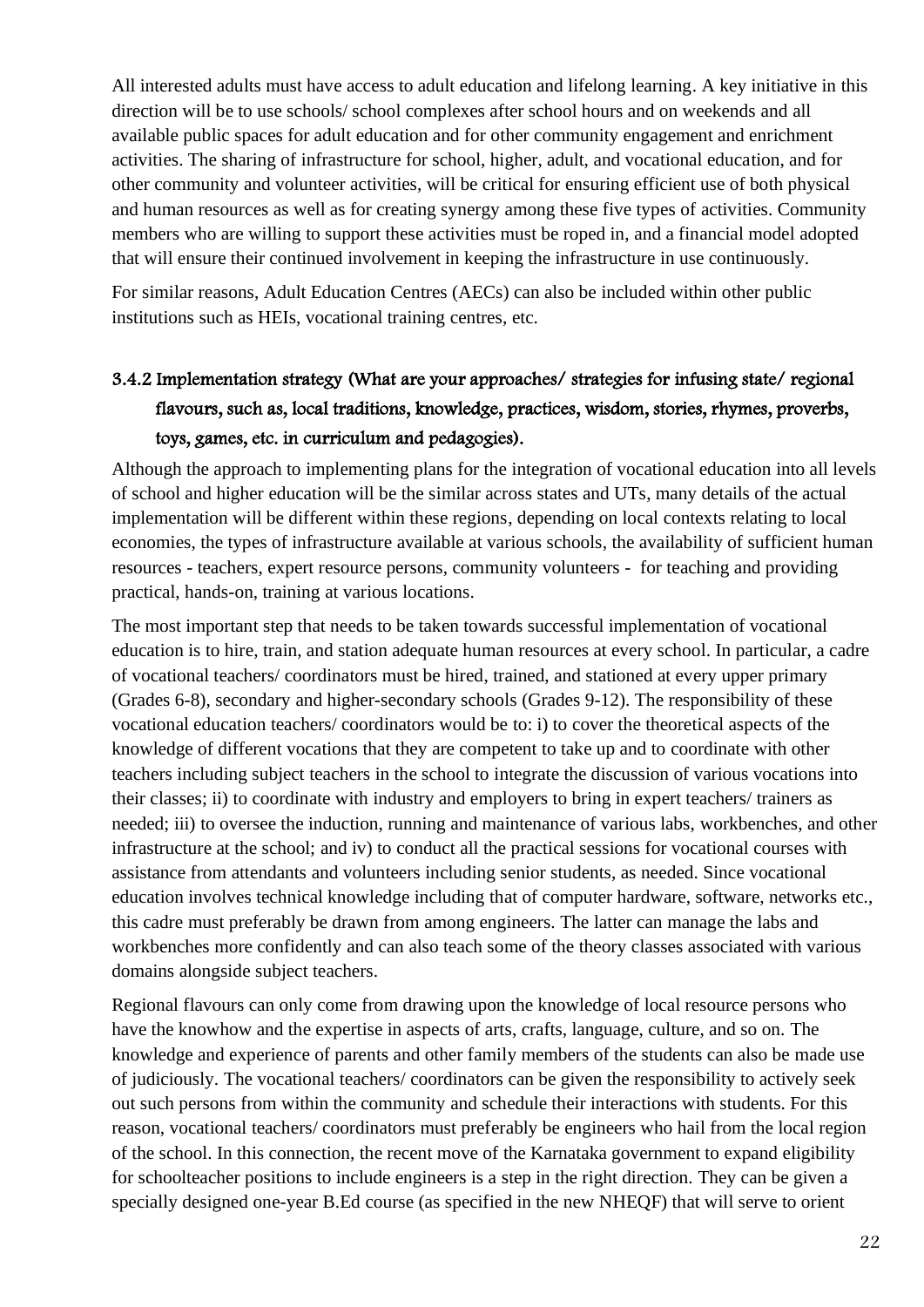All interested adults must have access to adult education and lifelong learning. A key initiative in this direction will be to use schools/ school complexes after school hours and on weekends and all available public spaces for adult education and for other community engagement and enrichment activities. The sharing of infrastructure for school, higher, adult, and vocational education, and for other community and volunteer activities, will be critical for ensuring efficient use of both physical and human resources as well as for creating synergy among these five types of activities. Community members who are willing to support these activities must be roped in, and a financial model adopted that will ensure their continued involvement in keeping the infrastructure in use continuously.

For similar reasons, Adult Education Centres (AECs) can also be included within other public institutions such as HEIs, vocational training centres, etc.

### 3.4.2 Implementation strategy (What are your approaches/ strategies for infusing state/ regional flavours, such as, local traditions, knowledge, practices, wisdom, stories, rhymes, proverbs, toys, games, etc. in curriculum and pedagogies).

Although the approach to implementing plans for the integration of vocational education into all levels of school and higher education will be the similar across states and UTs, many details of the actual implementation will be different within these regions, depending on local contexts relating to local economies, the types of infrastructure available at various schools, the availability of sufficient human resources - teachers, expert resource persons, community volunteers - for teaching and providing practical, hands-on, training at various locations.

The most important step that needs to be taken towards successful implementation of vocational education is to hire, train, and station adequate human resources at every school. In particular, a cadre of vocational teachers/ coordinators must be hired, trained, and stationed at every upper primary (Grades 6-8), secondary and higher-secondary schools (Grades 9-12). The responsibility of these vocational education teachers/ coordinators would be to: i) to cover the theoretical aspects of the knowledge of different vocations that they are competent to take up and to coordinate with other teachers including subject teachers in the school to integrate the discussion of various vocations into their classes; ii) to coordinate with industry and employers to bring in expert teachers/ trainers as needed; iii) to oversee the induction, running and maintenance of various labs, workbenches, and other infrastructure at the school; and iv) to conduct all the practical sessions for vocational courses with assistance from attendants and volunteers including senior students, as needed. Since vocational education involves technical knowledge including that of computer hardware, software, networks etc., this cadre must preferably be drawn from among engineers. The latter can manage the labs and workbenches more confidently and can also teach some of the theory classes associated with various domains alongside subject teachers.

Regional flavours can only come from drawing upon the knowledge of local resource persons who have the knowhow and the expertise in aspects of arts, crafts, language, culture, and so on. The knowledge and experience of parents and other family members of the students can also be made use of judiciously. The vocational teachers/ coordinators can be given the responsibility to actively seek out such persons from within the community and schedule their interactions with students. For this reason, vocational teachers/ coordinators must preferably be engineers who hail from the local region of the school. In this connection, the recent move of the Karnataka government to expand eligibility for schoolteacher positions to include engineers is a step in the right direction. They can be given a specially designed one-year B.Ed course (as specified in the new NHEQF) that will serve to orient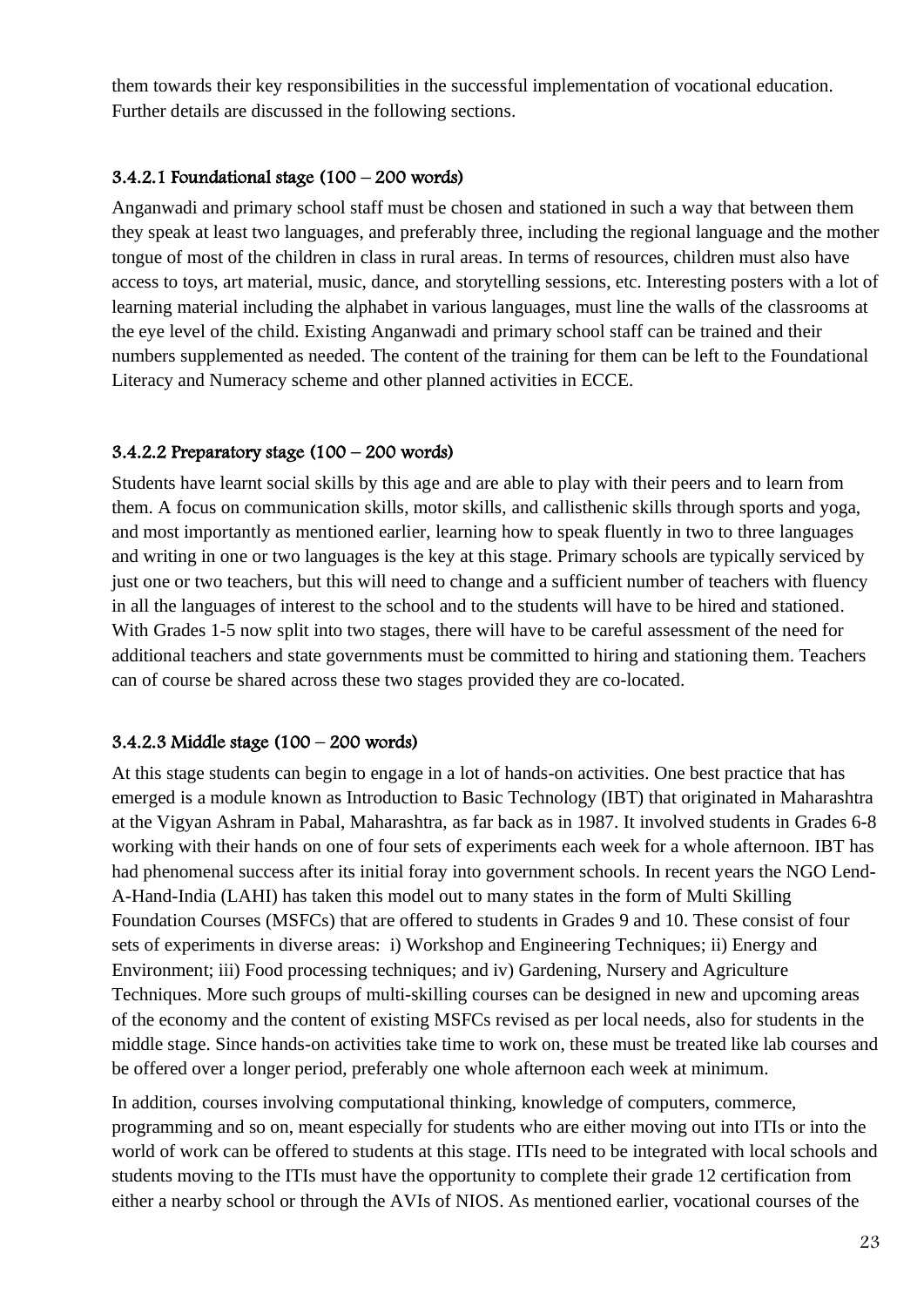them towards their key responsibilities in the successful implementation of vocational education. Further details are discussed in the following sections.

#### 3.4.2.1 Foundational stage (100 – 200 words)

Anganwadi and primary school staff must be chosen and stationed in such a way that between them they speak at least two languages, and preferably three, including the regional language and the mother tongue of most of the children in class in rural areas. In terms of resources, children must also have access to toys, art material, music, dance, and storytelling sessions, etc. Interesting posters with a lot of learning material including the alphabet in various languages, must line the walls of the classrooms at the eye level of the child. Existing Anganwadi and primary school staff can be trained and their numbers supplemented as needed. The content of the training for them can be left to the Foundational Literacy and Numeracy scheme and other planned activities in ECCE.

#### 3.4.2.2 Preparatory stage (100 – 200 words)

Students have learnt social skills by this age and are able to play with their peers and to learn from them. A focus on communication skills, motor skills, and callisthenic skills through sports and yoga, and most importantly as mentioned earlier, learning how to speak fluently in two to three languages and writing in one or two languages is the key at this stage. Primary schools are typically serviced by just one or two teachers, but this will need to change and a sufficient number of teachers with fluency in all the languages of interest to the school and to the students will have to be hired and stationed. With Grades 1-5 now split into two stages, there will have to be careful assessment of the need for additional teachers and state governments must be committed to hiring and stationing them. Teachers can of course be shared across these two stages provided they are co-located.

#### 3.4.2.3 Middle stage (100 – 200 words)

At this stage students can begin to engage in a lot of hands-on activities. One best practice that has emerged is a module known as Introduction to Basic Technology (IBT) that originated in Maharashtra at the Vigyan Ashram in Pabal, Maharashtra, as far back as in 1987. It involved students in Grades 6-8 working with their hands on one of four sets of experiments each week for a whole afternoon. IBT has had phenomenal success after its initial foray into government schools. In recent years the NGO Lend-A-Hand-India (LAHI) has taken this model out to many states in the form of Multi Skilling Foundation Courses (MSFCs) that are offered to students in Grades 9 and 10. These consist of four sets of experiments in diverse areas: i) Workshop and Engineering Techniques; ii) Energy and Environment; iii) Food processing techniques; and iv) Gardening, Nursery and Agriculture Techniques. More such groups of multi-skilling courses can be designed in new and upcoming areas of the economy and the content of existing MSFCs revised as per local needs, also for students in the middle stage. Since hands-on activities take time to work on, these must be treated like lab courses and be offered over a longer period, preferably one whole afternoon each week at minimum.

In addition, courses involving computational thinking, knowledge of computers, commerce, programming and so on, meant especially for students who are either moving out into ITIs or into the world of work can be offered to students at this stage. ITIs need to be integrated with local schools and students moving to the ITIs must have the opportunity to complete their grade 12 certification from either a nearby school or through the AVIs of NIOS. As mentioned earlier, vocational courses of the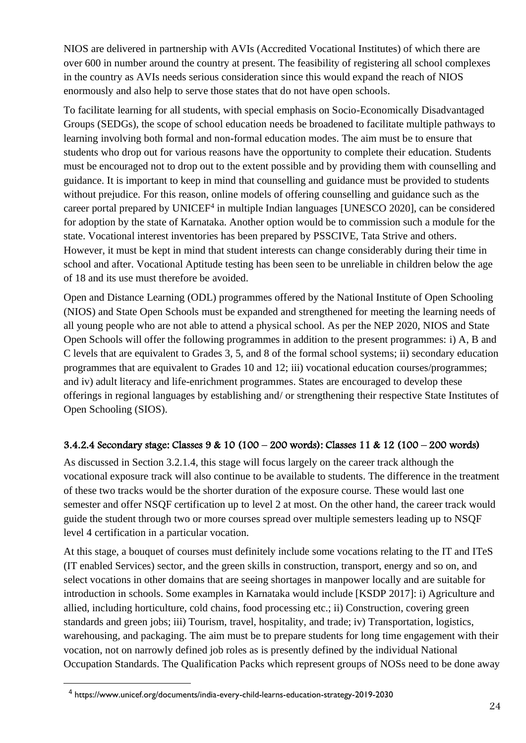NIOS are delivered in partnership with AVIs (Accredited Vocational Institutes) of which there are over 600 in number around the country at present. The feasibility of registering all school complexes in the country as AVIs needs serious consideration since this would expand the reach of NIOS enormously and also help to serve those states that do not have open schools.

To facilitate learning for all students, with special emphasis on Socio-Economically Disadvantaged Groups (SEDGs), the scope of school education needs be broadened to facilitate multiple pathways to learning involving both formal and non-formal education modes. The aim must be to ensure that students who drop out for various reasons have the opportunity to complete their education. Students must be encouraged not to drop out to the extent possible and by providing them with counselling and guidance. It is important to keep in mind that counselling and guidance must be provided to students without prejudice. For this reason, online models of offering counselling and guidance such as the career portal prepared by UNICEF[4] in multiple Indian languages [UNESCO 2020], can be considered for adoption by the state of Karnataka. Another option would be to commission such a module for the state. Vocational interest inventories has been prepared by PSSCIVE, Tata Strive and others. However, it must be kept in mind that student interests can change considerably during their time in school and after. Vocational Aptitude testing has been seen to be unreliable in children below the age of 18 and its use must therefore be avoided.

Open and Distance Learning (ODL) programmes offered by the National Institute of Open Schooling (NIOS) and State Open Schools must be expanded and strengthened for meeting the learning needs of all young people who are not able to attend a physical school. As per the NEP 2020, NIOS and State Open Schools will offer the following programmes in addition to the present programmes: i) A, B and C levels that are equivalent to Grades 3, 5, and 8 of the formal school systems; ii) secondary education programmes that are equivalent to Grades 10 and 12; iii) vocational education courses/programmes; and iv) adult literacy and life-enrichment programmes. States are encouraged to develop these offerings in regional languages by establishing and/ or strengthening their respective State Institutes of Open Schooling (SIOS).

#### 3.4.2.4 Secondary stage: Classes 9 & 10 (100 – 200 words): Classes 11 & 12 (100 – 200 words)

As discussed in Section 3.2.1.4, this stage will focus largely on the career track although the vocational exposure track will also continue to be available to students. The difference in the treatment of these two tracks would be the shorter duration of the exposure course. These would last one semester and offer NSQF certification up to level 2 at most. On the other hand, the career track would guide the student through two or more courses spread over multiple semesters leading up to NSQF level 4 certification in a particular vocation.

At this stage, a bouquet of courses must definitely include some vocations relating to the IT and ITeS (IT enabled Services) sector, and the green skills in construction, transport, energy and so on, and select vocations in other domains that are seeing shortages in manpower locally and are suitable for introduction in schools. Some examples in Karnataka would include [KSDP 2017]: i) Agriculture and allied, including horticulture, cold chains, food processing etc.; ii) Construction, covering green standards and green jobs; iii) Tourism, travel, hospitality, and trade; iv) Transportation, logistics, warehousing, and packaging. The aim must be to prepare students for long time engagement with their vocation, not on narrowly defined job roles as is presently defined by the individual National Occupation Standards. The Qualification Packs which represent groups of NOSs need to be done away

[4] https://www.unicef.org/documents/india-every-child-learns-education-strategy-2019-2030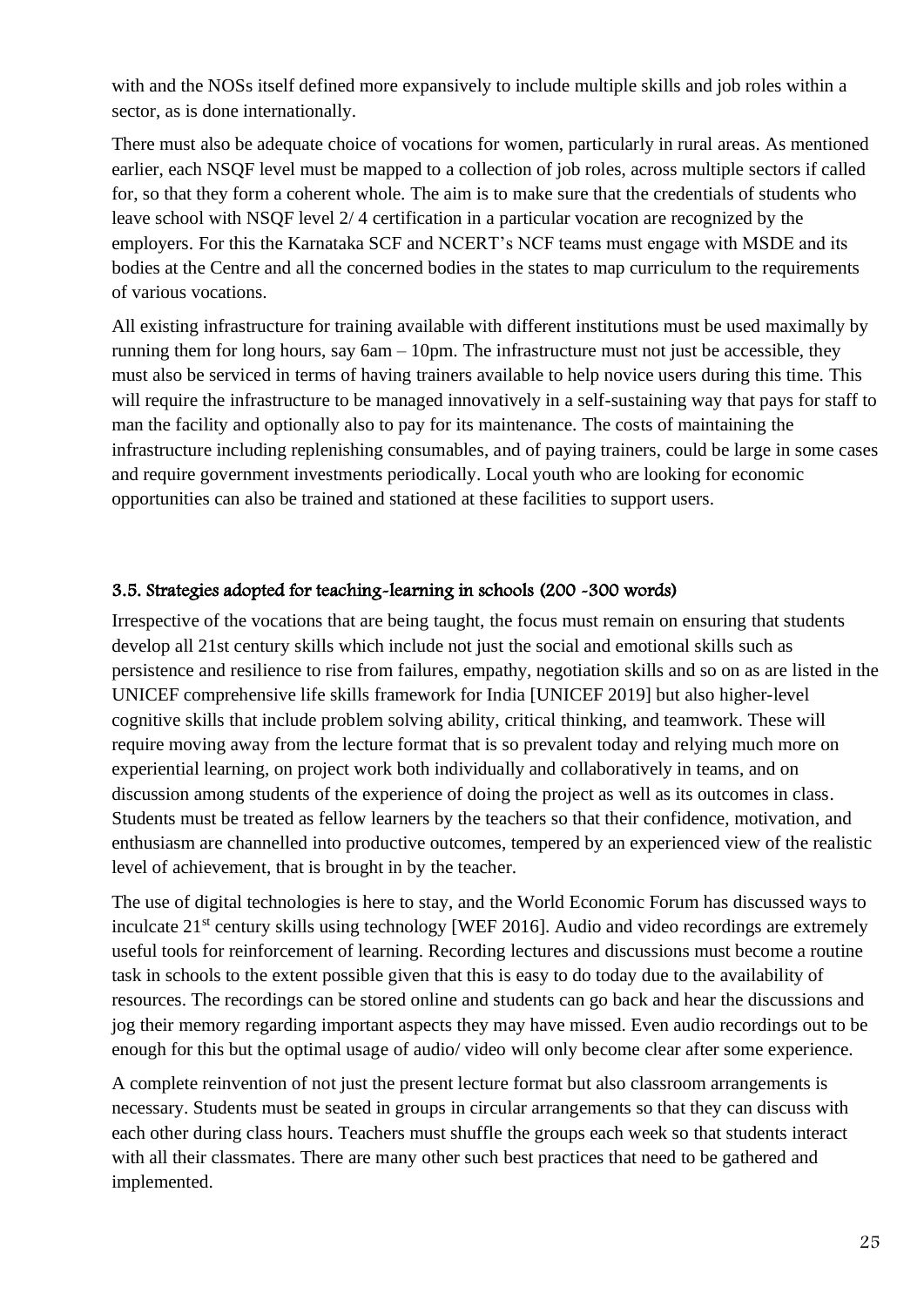with and the NOSs itself defined more expansively to include multiple skills and job roles within a sector, as is done internationally.

There must also be adequate choice of vocations for women, particularly in rural areas. As mentioned earlier, each NSQF level must be mapped to a collection of job roles, across multiple sectors if called for, so that they form a coherent whole. The aim is to make sure that the credentials of students who leave school with NSQF level 2/ 4 certification in a particular vocation are recognized by the employers. For this the Karnataka SCF and NCERT's NCF teams must engage with MSDE and its bodies at the Centre and all the concerned bodies in the states to map curriculum to the requirements of various vocations.

All existing infrastructure for training available with different institutions must be used maximally by running them for long hours, say 6am – 10pm. The infrastructure must not just be accessible, they must also be serviced in terms of having trainers available to help novice users during this time. This will require the infrastructure to be managed innovatively in a self-sustaining way that pays for staff to man the facility and optionally also to pay for its maintenance. The costs of maintaining the infrastructure including replenishing consumables, and of paying trainers, could be large in some cases and require government investments periodically. Local youth who are looking for economic opportunities can also be trained and stationed at these facilities to support users.

### 3.5. Strategies adopted for teaching-learning in schools (200 -300 words)

Irrespective of the vocations that are being taught, the focus must remain on ensuring that students develop all 21st century skills which include not just the social and emotional skills such as persistence and resilience to rise from failures, empathy, negotiation skills and so on as are listed in the UNICEF comprehensive life skills framework for India [UNICEF 2019] but also higher-level cognitive skills that include problem solving ability, critical thinking, and teamwork. These will require moving away from the lecture format that is so prevalent today and relying much more on experiential learning, on project work both individually and collaboratively in teams, and on discussion among students of the experience of doing the project as well as its outcomes in class. Students must be treated as fellow learners by the teachers so that their confidence, motivation, and enthusiasm are channelled into productive outcomes, tempered by an experienced view of the realistic level of achievement, that is brought in by the teacher.

The use of digital technologies is here to stay, and the World Economic Forum has discussed ways to inculcate 21st century skills using technology [WEF 2016]. Audio and video recordings are extremely useful tools for reinforcement of learning. Recording lectures and discussions must become a routine task in schools to the extent possible given that this is easy to do today due to the availability of resources. The recordings can be stored online and students can go back and hear the discussions and jog their memory regarding important aspects they may have missed. Even audio recordings out to be enough for this but the optimal usage of audio/ video will only become clear after some experience.

A complete reinvention of not just the present lecture format but also classroom arrangements is necessary. Students must be seated in groups in circular arrangements so that they can discuss with each other during class hours. Teachers must shuffle the groups each week so that students interact with all their classmates. There are many other such best practices that need to be gathered and implemented.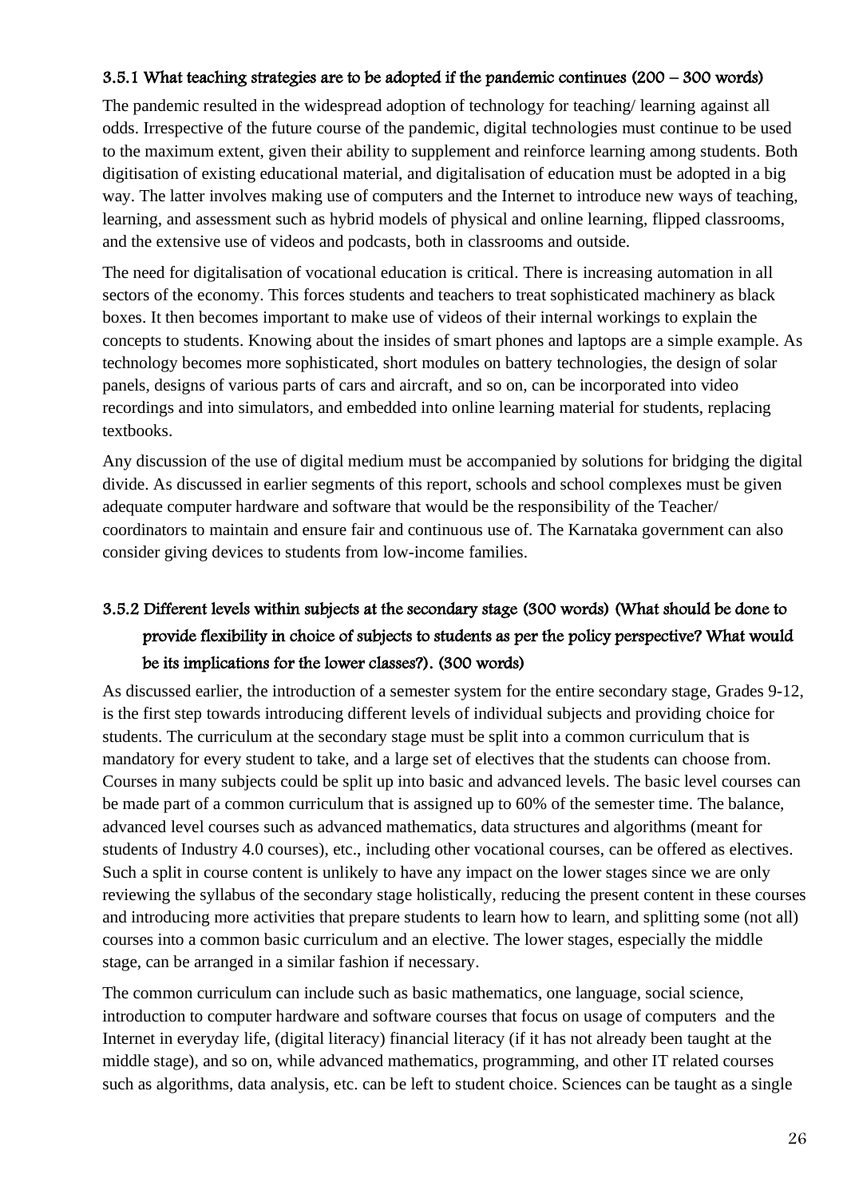### 3.5.1 What teaching strategies are to be adopted if the pandemic continues (200 – 300 words)

The pandemic resulted in the widespread adoption of technology for teaching/ learning against all odds. Irrespective of the future course of the pandemic, digital technologies must continue to be used to the maximum extent, given their ability to supplement and reinforce learning among students. Both digitisation of existing educational material, and digitalisation of education must be adopted in a big way. The latter involves making use of computers and the Internet to introduce new ways of teaching, learning, and assessment such as hybrid models of physical and online learning, flipped classrooms, and the extensive use of videos and podcasts, both in classrooms and outside.

The need for digitalisation of vocational education is critical. There is increasing automation in all sectors of the economy. This forces students and teachers to treat sophisticated machinery as black boxes. It then becomes important to make use of videos of their internal workings to explain the concepts to students. Knowing about the insides of smart phones and laptops are a simple example. As technology becomes more sophisticated, short modules on battery technologies, the design of solar panels, designs of various parts of cars and aircraft, and so on, can be incorporated into video recordings and into simulators, and embedded into online learning material for students, replacing textbooks.

Any discussion of the use of digital medium must be accompanied by solutions for bridging the digital divide. As discussed in earlier segments of this report, schools and school complexes must be given adequate computer hardware and software that would be the responsibility of the Teacher/ coordinators to maintain and ensure fair and continuous use of. The Karnataka government can also consider giving devices to students from low-income families.

### 3.5.2 Different levels within subjects at the secondary stage (300 words) (What should be done to provide flexibility in choice of subjects to students as per the policy perspective? What would be its implications for the lower classes?). (300 words)

As discussed earlier, the introduction of a semester system for the entire secondary stage, Grades 9-12, is the first step towards introducing different levels of individual subjects and providing choice for students. The curriculum at the secondary stage must be split into a common curriculum that is mandatory for every student to take, and a large set of electives that the students can choose from. Courses in many subjects could be split up into basic and advanced levels. The basic level courses can be made part of a common curriculum that is assigned up to 60% of the semester time. The balance, advanced level courses such as advanced mathematics, data structures and algorithms (meant for students of Industry 4.0 courses), etc., including other vocational courses, can be offered as electives. Such a split in course content is unlikely to have any impact on the lower stages since we are only reviewing the syllabus of the secondary stage holistically, reducing the present content in these courses and introducing more activities that prepare students to learn how to learn, and splitting some (not all) courses into a common basic curriculum and an elective. The lower stages, especially the middle stage, can be arranged in a similar fashion if necessary.

The common curriculum can include such as basic mathematics, one language, social science, introduction to computer hardware and software courses that focus on usage of computers and the Internet in everyday life, (digital literacy) financial literacy (if it has not already been taught at the middle stage), and so on, while advanced mathematics, programming, and other IT related courses such as algorithms, data analysis, etc. can be left to student choice. Sciences can be taught as a single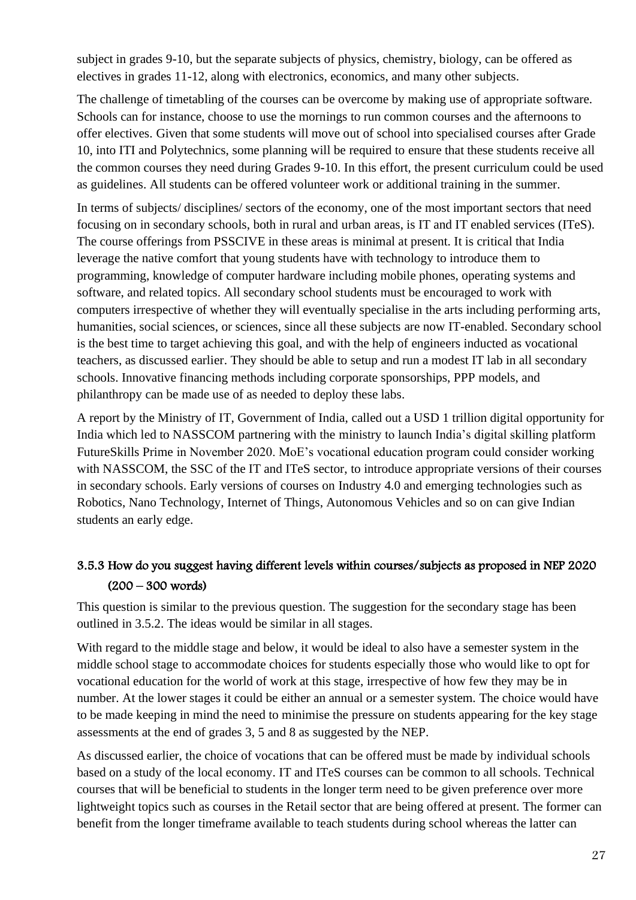subject in grades 9-10, but the separate subjects of physics, chemistry, biology, can be offered as electives in grades 11-12, along with electronics, economics, and many other subjects.

The challenge of timetabling of the courses can be overcome by making use of appropriate software. Schools can for instance, choose to use the mornings to run common courses and the afternoons to offer electives. Given that some students will move out of school into specialised courses after Grade 10, into ITI and Polytechnics, some planning will be required to ensure that these students receive all the common courses they need during Grades 9-10. In this effort, the present curriculum could be used as guidelines. All students can be offered volunteer work or additional training in the summer.

In terms of subjects/ disciplines/ sectors of the economy, one of the most important sectors that need focusing on in secondary schools, both in rural and urban areas, is IT and IT enabled services (ITeS). The course offerings from PSSCIVE in these areas is minimal at present. It is critical that India leverage the native comfort that young students have with technology to introduce them to programming, knowledge of computer hardware including mobile phones, operating systems and software, and related topics. All secondary school students must be encouraged to work with computers irrespective of whether they will eventually specialise in the arts including performing arts, humanities, social sciences, or sciences, since all these subjects are now IT-enabled. Secondary school is the best time to target achieving this goal, and with the help of engineers inducted as vocational teachers, as discussed earlier. They should be able to setup and run a modest IT lab in all secondary schools. Innovative financing methods including corporate sponsorships, PPP models, and philanthropy can be made use of as needed to deploy these labs.

A report by the Ministry of IT, Government of India, called out a USD 1 trillion digital opportunity for India which led to NASSCOM partnering with the ministry to launch India's digital skilling platform FutureSkills Prime in November 2020. MoE's vocational education program could consider working with NASSCOM, the SSC of the IT and ITeS sector, to introduce appropriate versions of their courses in secondary schools. Early versions of courses on Industry 4.0 and emerging technologies such as Robotics, Nano Technology, Internet of Things, Autonomous Vehicles and so on can give Indian students an early edge.

### 3.5.3 How do you suggest having different levels within courses/subjects as proposed in NEP 2020 (200 – 300 words)

This question is similar to the previous question. The suggestion for the secondary stage has been outlined in 3.5.2. The ideas would be similar in all stages.

With regard to the middle stage and below, it would be ideal to also have a semester system in the middle school stage to accommodate choices for students especially those who would like to opt for vocational education for the world of work at this stage, irrespective of how few they may be in number. At the lower stages it could be either an annual or a semester system. The choice would have to be made keeping in mind the need to minimise the pressure on students appearing for the key stage assessments at the end of grades 3, 5 and 8 as suggested by the NEP.

As discussed earlier, the choice of vocations that can be offered must be made by individual schools based on a study of the local economy. IT and ITeS courses can be common to all schools. Technical courses that will be beneficial to students in the longer term need to be given preference over more lightweight topics such as courses in the Retail sector that are being offered at present. The former can benefit from the longer timeframe available to teach students during school whereas the latter can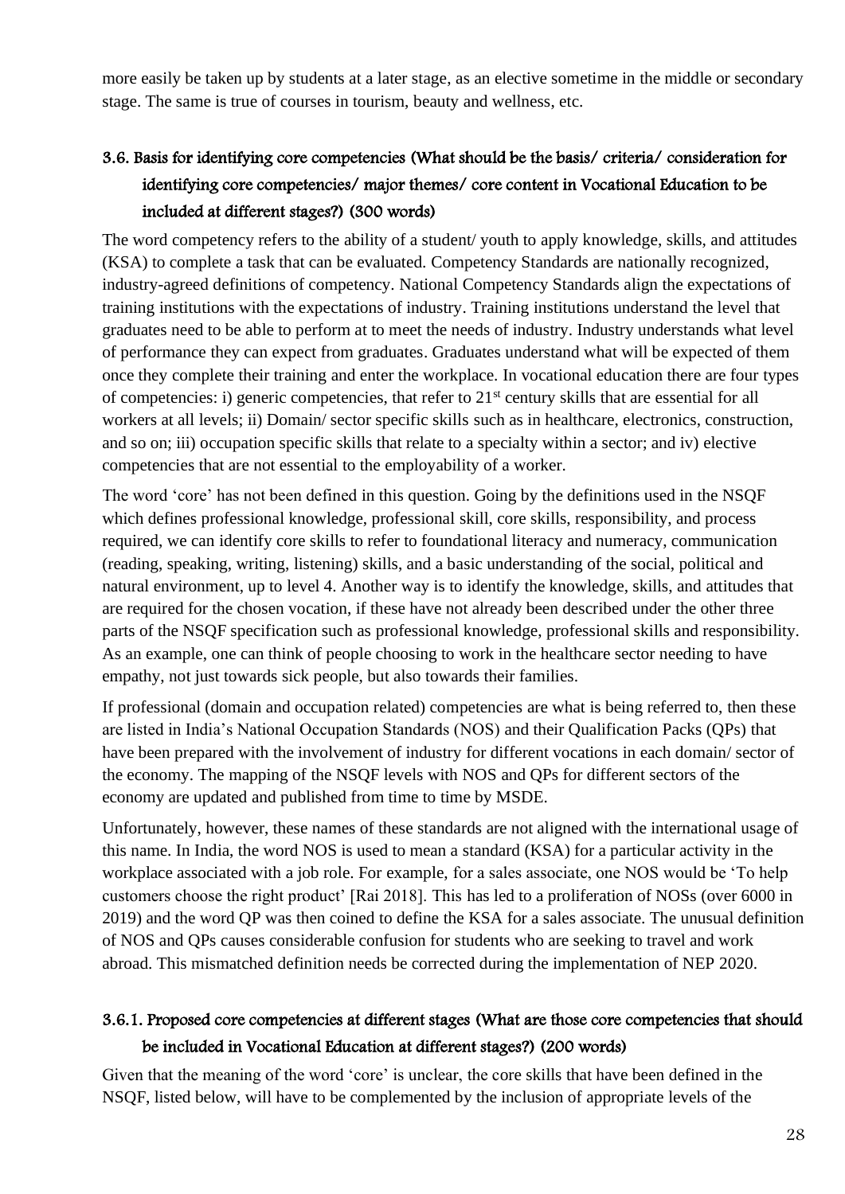more easily be taken up by students at a later stage, as an elective sometime in the middle or secondary stage. The same is true of courses in tourism, beauty and wellness, etc.

### 3.6. Basis for identifying core competencies (What should be the basis/ criteria/ consideration for identifying core competencies/ major themes/ core content in Vocational Education to be included at different stages?) (300 words)

The word competency refers to the ability of a student/ youth to apply knowledge, skills, and attitudes (KSA) to complete a task that can be evaluated. Competency Standards are nationally recognized, industry-agreed definitions of competency. National Competency Standards align the expectations of training institutions with the expectations of industry. Training institutions understand the level that graduates need to be able to perform at to meet the needs of industry. Industry understands what level of performance they can expect from graduates. Graduates understand what will be expected of them once they complete their training and enter the workplace. In vocational education there are four types of competencies: i) generic competencies, that refer to 21st century skills that are essential for all workers at all levels; ii) Domain/ sector specific skills such as in healthcare, electronics, construction, and so on; iii) occupation specific skills that relate to a specialty within a sector; and iv) elective competencies that are not essential to the employability of a worker.

The word 'core' has not been defined in this question. Going by the definitions used in the NSQF which defines professional knowledge, professional skill, core skills, responsibility, and process required, we can identify core skills to refer to foundational literacy and numeracy, communication (reading, speaking, writing, listening) skills, and a basic understanding of the social, political and natural environment, up to level 4. Another way is to identify the knowledge, skills, and attitudes that are required for the chosen vocation, if these have not already been described under the other three parts of the NSQF specification such as professional knowledge, professional skills and responsibility. As an example, one can think of people choosing to work in the healthcare sector needing to have empathy, not just towards sick people, but also towards their families.

If professional (domain and occupation related) competencies are what is being referred to, then these are listed in India's National Occupation Standards (NOS) and their Qualification Packs (QPs) that have been prepared with the involvement of industry for different vocations in each domain/ sector of the economy. The mapping of the NSQF levels with NOS and QPs for different sectors of the economy are updated and published from time to time by MSDE.

Unfortunately, however, these names of these standards are not aligned with the international usage of this name. In India, the word NOS is used to mean a standard (KSA) for a particular activity in the workplace associated with a job role. For example, for a sales associate, one NOS would be 'To help customers choose the right product' [Rai 2018]. This has led to a proliferation of NOSs (over 6000 in 2019) and the word QP was then coined to define the KSA for a sales associate. The unusual definition of NOS and QPs causes considerable confusion for students who are seeking to travel and work abroad. This mismatched definition needs be corrected during the implementation of NEP 2020.

#### 3.6.1. Proposed core competencies at different stages (What are those core competencies that should be included in Vocational Education at different stages?) (200 words)

Given that the meaning of the word 'core' is unclear, the core skills that have been defined in the NSQF, listed below, will have to be complemented by the inclusion of appropriate levels of the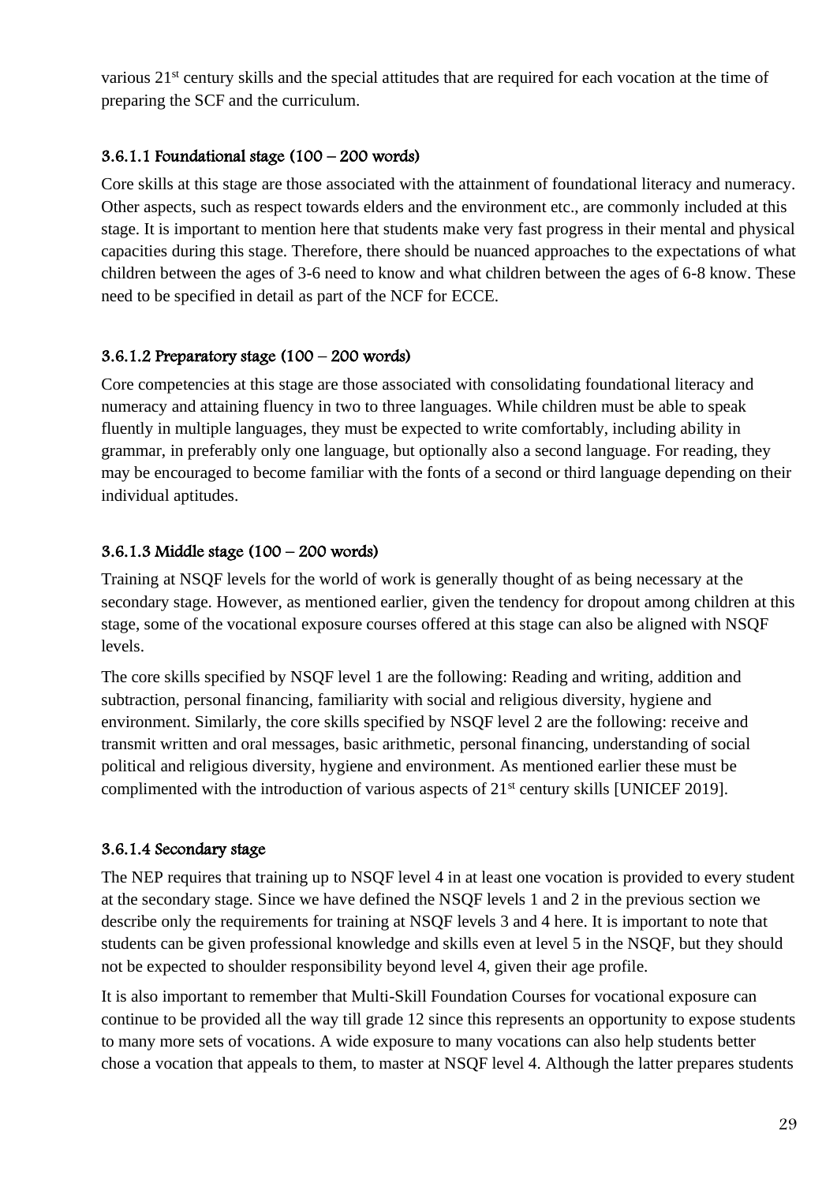various 21st century skills and the special attitudes that are required for each vocation at the time of preparing the SCF and the curriculum.

#### 3.6.1.1 Foundational stage (100 – 200 words)

Core skills at this stage are those associated with the attainment of foundational literacy and numeracy. Other aspects, such as respect towards elders and the environment etc., are commonly included at this stage. It is important to mention here that students make very fast progress in their mental and physical capacities during this stage. Therefore, there should be nuanced approaches to the expectations of what children between the ages of 3-6 need to know and what children between the ages of 6-8 know. These need to be specified in detail as part of the NCF for ECCE.

#### 3.6.1.2 Preparatory stage (100 – 200 words)

Core competencies at this stage are those associated with consolidating foundational literacy and numeracy and attaining fluency in two to three languages. While children must be able to speak fluently in multiple languages, they must be expected to write comfortably, including ability in grammar, in preferably only one language, but optionally also a second language. For reading, they may be encouraged to become familiar with the fonts of a second or third language depending on their individual aptitudes.

#### 3.6.1.3 Middle stage (100 – 200 words)

Training at NSQF levels for the world of work is generally thought of as being necessary at the secondary stage. However, as mentioned earlier, given the tendency for dropout among children at this stage, some of the vocational exposure courses offered at this stage can also be aligned with NSQF levels.

The core skills specified by NSQF level 1 are the following: Reading and writing, addition and subtraction, personal financing, familiarity with social and religious diversity, hygiene and environment. Similarly, the core skills specified by NSQF level 2 are the following: receive and transmit written and oral messages, basic arithmetic, personal financing, understanding of social political and religious diversity, hygiene and environment. As mentioned earlier these must be complimented with the introduction of various aspects of 21st century skills [UNICEF 2019].

#### 3.6.1.4 Secondary stage

The NEP requires that training up to NSQF level 4 in at least one vocation is provided to every student at the secondary stage. Since we have defined the NSQF levels 1 and 2 in the previous section we describe only the requirements for training at NSQF levels 3 and 4 here. It is important to note that students can be given professional knowledge and skills even at level 5 in the NSQF, but they should not be expected to shoulder responsibility beyond level 4, given their age profile.

It is also important to remember that Multi-Skill Foundation Courses for vocational exposure can continue to be provided all the way till grade 12 since this represents an opportunity to expose students to many more sets of vocations. A wide exposure to many vocations can also help students better chose a vocation that appeals to them, to master at NSQF level 4. Although the latter prepares students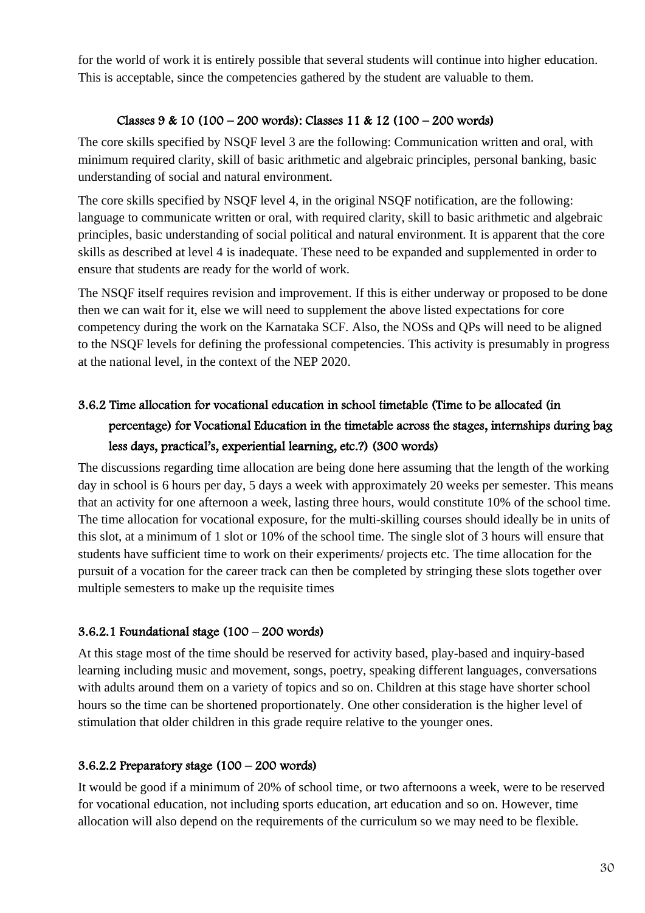for the world of work it is entirely possible that several students will continue into higher education. This is acceptable, since the competencies gathered by the student are valuable to them.

#### Classes 9 & 10 (100 – 200 words): Classes 11 & 12 (100 – 200 words)

The core skills specified by NSQF level 3 are the following: Communication written and oral, with minimum required clarity, skill of basic arithmetic and algebraic principles, personal banking, basic understanding of social and natural environment.

The core skills specified by NSQF level 4, in the original NSQF notification, are the following: language to communicate written or oral, with required clarity, skill to basic arithmetic and algebraic principles, basic understanding of social political and natural environment. It is apparent that the core skills as described at level 4 is inadequate. These need to be expanded and supplemented in order to ensure that students are ready for the world of work.

The NSQF itself requires revision and improvement. If this is either underway or proposed to be done then we can wait for it, else we will need to supplement the above listed expectations for core competency during the work on the Karnataka SCF. Also, the NOSs and QPs will need to be aligned to the NSQF levels for defining the professional competencies. This activity is presumably in progress at the national level, in the context of the NEP 2020.

### 3.6.2 Time allocation for vocational education in school timetable (Time to be allocated (in percentage) for Vocational Education in the timetable across the stages, internships during bag less days, practical's, experiential learning, etc.?) (300 words)

The discussions regarding time allocation are being done here assuming that the length of the working day in school is 6 hours per day, 5 days a week with approximately 20 weeks per semester. This means that an activity for one afternoon a week, lasting three hours, would constitute 10% of the school time. The time allocation for vocational exposure, for the multi-skilling courses should ideally be in units of this slot, at a minimum of 1 slot or 10% of the school time. The single slot of 3 hours will ensure that students have sufficient time to work on their experiments/ projects etc. The time allocation for the pursuit of a vocation for the career track can then be completed by stringing these slots together over multiple semesters to make up the requisite times

#### 3.6.2.1 Foundational stage (100 – 200 words)

At this stage most of the time should be reserved for activity based, play-based and inquiry-based learning including music and movement, songs, poetry, speaking different languages, conversations with adults around them on a variety of topics and so on. Children at this stage have shorter school hours so the time can be shortened proportionately. One other consideration is the higher level of stimulation that older children in this grade require relative to the younger ones.

#### 3.6.2.2 Preparatory stage (100 – 200 words)

It would be good if a minimum of 20% of school time, or two afternoons a week, were to be reserved for vocational education, not including sports education, art education and so on. However, time allocation will also depend on the requirements of the curriculum so we may need to be flexible.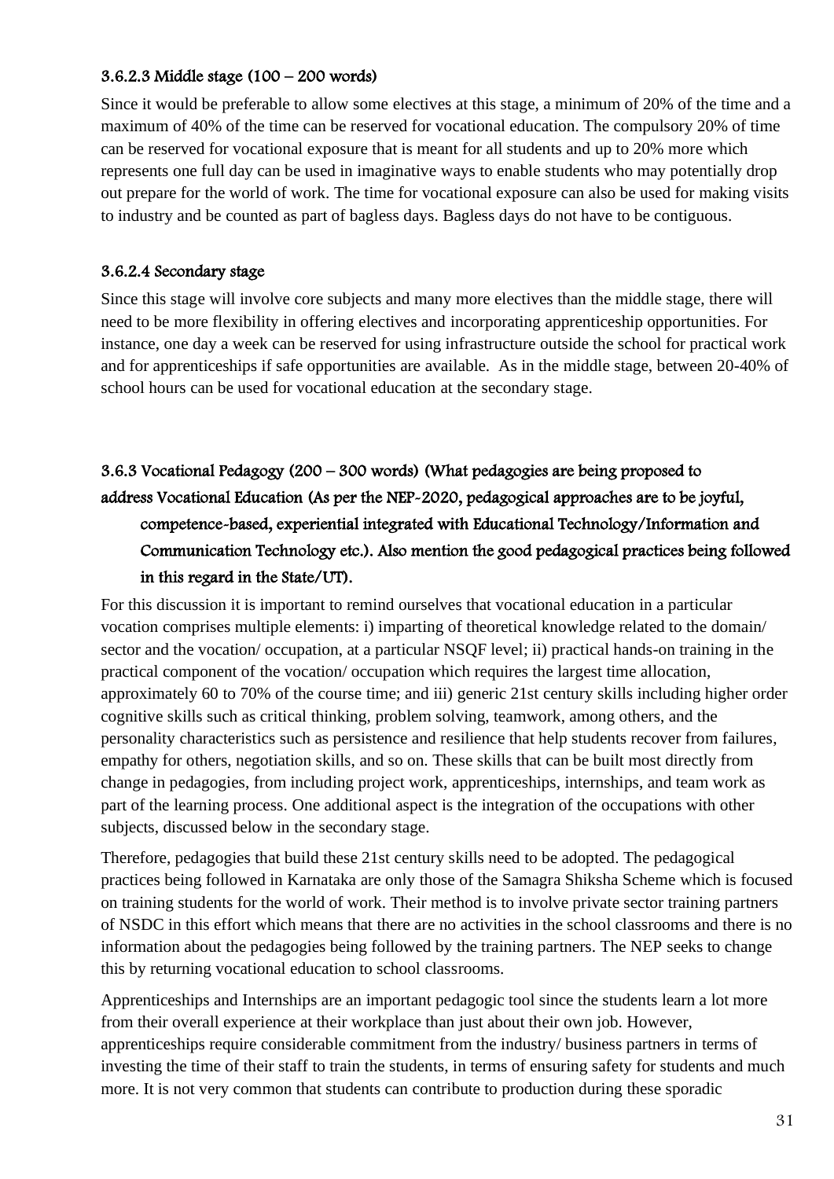#### 3.6.2.3 Middle stage (100 – 200 words)

Since it would be preferable to allow some electives at this stage, a minimum of 20% of the time and a maximum of 40% of the time can be reserved for vocational education. The compulsory 20% of time can be reserved for vocational exposure that is meant for all students and up to 20% more which represents one full day can be used in imaginative ways to enable students who may potentially drop out prepare for the world of work. The time for vocational exposure can also be used for making visits to industry and be counted as part of bagless days. Bagless days do not have to be contiguous.

#### 3.6.2.4 Secondary stage

Since this stage will involve core subjects and many more electives than the middle stage, there will need to be more flexibility in offering electives and incorporating apprenticeship opportunities. For instance, one day a week can be reserved for using infrastructure outside the school for practical work and for apprenticeships if safe opportunities are available. As in the middle stage, between 20-40% of school hours can be used for vocational education at the secondary stage.

### 3.6.3 Vocational Pedagogy (200 – 300 words) (What pedagogies are being proposed to address Vocational Education (As per the NEP-2020, pedagogical approaches are to be joyful, competence-based, experiential integrated with Educational Technology/Information and Communication Technology etc.). Also mention the good pedagogical practices being followed in this regard in the State/UT).

For this discussion it is important to remind ourselves that vocational education in a particular vocation comprises multiple elements: i) imparting of theoretical knowledge related to the domain/ sector and the vocation/ occupation, at a particular NSQF level; ii) practical hands-on training in the practical component of the vocation/ occupation which requires the largest time allocation, approximately 60 to 70% of the course time; and iii) generic 21st century skills including higher order cognitive skills such as critical thinking, problem solving, teamwork, among others, and the personality characteristics such as persistence and resilience that help students recover from failures, empathy for others, negotiation skills, and so on. These skills that can be built most directly from change in pedagogies, from including project work, apprenticeships, internships, and team work as part of the learning process. One additional aspect is the integration of the occupations with other subjects, discussed below in the secondary stage.

Therefore, pedagogies that build these 21st century skills need to be adopted. The pedagogical practices being followed in Karnataka are only those of the Samagra Shiksha Scheme which is focused on training students for the world of work. Their method is to involve private sector training partners of NSDC in this effort which means that there are no activities in the school classrooms and there is no information about the pedagogies being followed by the training partners. The NEP seeks to change this by returning vocational education to school classrooms.

Apprenticeships and Internships are an important pedagogic tool since the students learn a lot more from their overall experience at their workplace than just about their own job. However, apprenticeships require considerable commitment from the industry/ business partners in terms of investing the time of their staff to train the students, in terms of ensuring safety for students and much more. It is not very common that students can contribute to production during these sporadic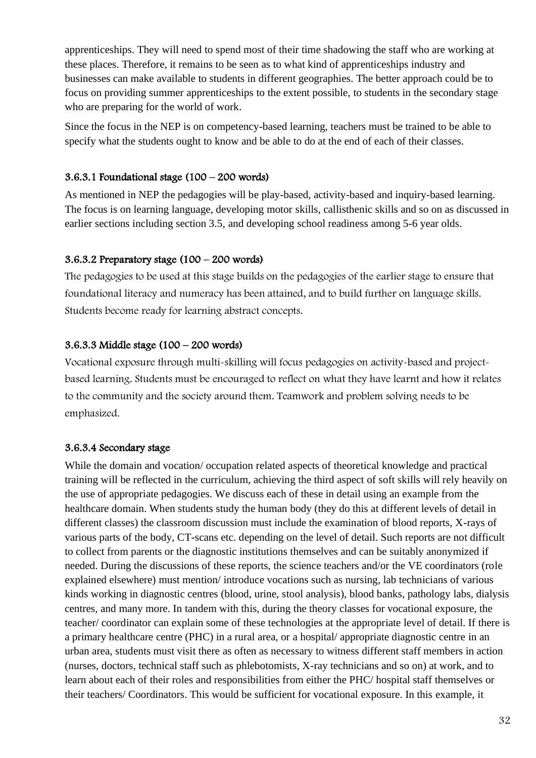apprenticeships. They will need to spend most of their time shadowing the staff who are working at these places. Therefore, it remains to be seen as to what kind of apprenticeships industry and businesses can make available to students in different geographies. The better approach could be to focus on providing summer apprenticeships to the extent possible, to students in the secondary stage who are preparing for the world of work.

Since the focus in the NEP is on competency-based learning, teachers must be trained to be able to specify what the students ought to know and be able to do at the end of each of their classes.

#### 3.6.3.1 Foundational stage (100 – 200 words)

As mentioned in NEP the pedagogies will be play-based, activity-based and inquiry-based learning. The focus is on learning language, developing motor skills, callisthenic skills and so on as discussed in earlier sections including section 3.5, and developing school readiness among 5-6 year olds.

#### 3.6.3.2 Preparatory stage (100 – 200 words)

The pedagogies to be used at this stage builds on the pedagogies of the earlier stage to ensure that foundational literacy and numeracy has been attained, and to build further on language skills. Students become ready for learning abstract concepts.

#### 3.6.3.3 Middle stage (100 – 200 words)

Vocational exposure through multi-skilling will focus pedagogies on activity-based and project-based learning. Students must be encouraged to reflect on what they have learnt and how it relates to the community and the society around them. Teamwork and problem solving needs to be emphasized.

#### 3.6.3.4 Secondary stage

While the domain and vocation/ occupation related aspects of theoretical knowledge and practical training will be reflected in the curriculum, achieving the third aspect of soft skills will rely heavily on the use of appropriate pedagogies. We discuss each of these in detail using an example from the healthcare domain. When students study the human body (they do this at different levels of detail in different classes) the classroom discussion must include the examination of blood reports, X-rays of various parts of the body, CT-scans etc. depending on the level of detail. Such reports are not difficult to collect from parents or the diagnostic institutions themselves and can be suitably anonymized if needed. During the discussions of these reports, the science teachers and/or the VE coordinators (role explained elsewhere) must mention/ introduce vocations such as nursing, lab technicians of various kinds working in diagnostic centres (blood, urine, stool analysis), blood banks, pathology labs, dialysis centres, and many more. In tandem with this, during the theory classes for vocational exposure, the teacher/ coordinator can explain some of these technologies at the appropriate level of detail. If there is a primary healthcare centre (PHC) in a rural area, or a hospital/ appropriate diagnostic centre in an urban area, students must visit there as often as necessary to witness different staff members in action (nurses, doctors, technical staff such as phlebotomists, X-ray technicians and so on) at work, and to learn about each of their roles and responsibilities from either the PHC/ hospital staff themselves or their teachers/ Coordinators. This would be sufficient for vocational exposure. In this example, it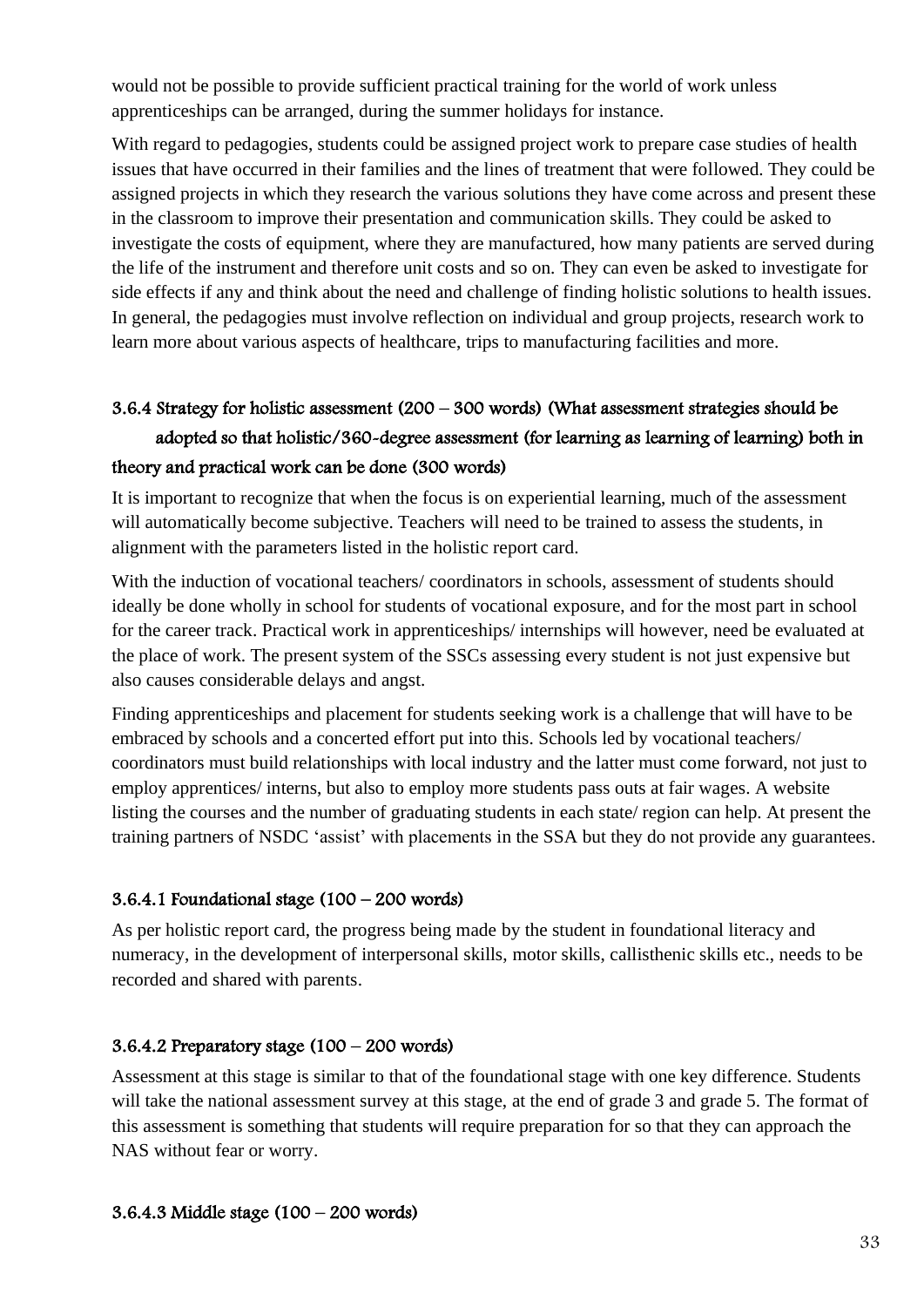would not be possible to provide sufficient practical training for the world of work unless apprenticeships can be arranged, during the summer holidays for instance.

With regard to pedagogies, students could be assigned project work to prepare case studies of health issues that have occurred in their families and the lines of treatment that were followed. They could be assigned projects in which they research the various solutions they have come across and present these in the classroom to improve their presentation and communication skills. They could be asked to investigate the costs of equipment, where they are manufactured, how many patients are served during the life of the instrument and therefore unit costs and so on. They can even be asked to investigate for side effects if any and think about the need and challenge of finding holistic solutions to health issues. In general, the pedagogies must involve reflection on individual and group projects, research work to learn more about various aspects of healthcare, trips to manufacturing facilities and more.

### 3.6.4 Strategy for holistic assessment (200 – 300 words) (What assessment strategies should be adopted so that holistic/360-degree assessment (for learning as learning of learning) both in theory and practical work can be done (300 words)

It is important to recognize that when the focus is on experiential learning, much of the assessment will automatically become subjective. Teachers will need to be trained to assess the students, in alignment with the parameters listed in the holistic report card.

With the induction of vocational teachers/ coordinators in schools, assessment of students should ideally be done wholly in school for students of vocational exposure, and for the most part in school for the career track. Practical work in apprenticeships/ internships will however, need be evaluated at the place of work. The present system of the SSCs assessing every student is not just expensive but also causes considerable delays and angst.

Finding apprenticeships and placement for students seeking work is a challenge that will have to be embraced by schools and a concerted effort put into this. Schools led by vocational teachers/ coordinators must build relationships with local industry and the latter must come forward, not just to employ apprentices/ interns, but also to employ more students pass outs at fair wages. A website listing the courses and the number of graduating students in each state/ region can help. At present the training partners of NSDC 'assist' with placements in the SSA but they do not provide any guarantees.

#### 3.6.4.1 Foundational stage (100 – 200 words)

As per holistic report card, the progress being made by the student in foundational literacy and numeracy, in the development of interpersonal skills, motor skills, callisthenic skills etc., needs to be recorded and shared with parents.

#### 3.6.4.2 Preparatory stage (100 – 200 words)

Assessment at this stage is similar to that of the foundational stage with one key difference. Students will take the national assessment survey at this stage, at the end of grade 3 and grade 5. The format of this assessment is something that students will require preparation for so that they can approach the NAS without fear or worry.

#### 3.6.4.3 Middle stage (100 – 200 words)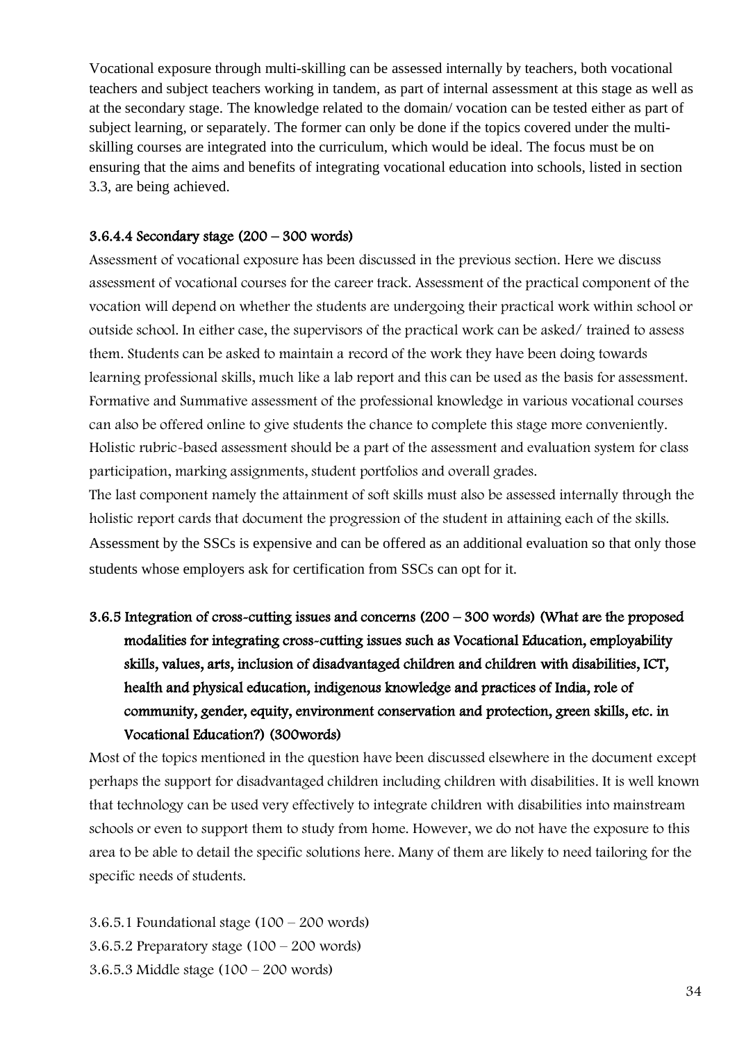Vocational exposure through multi-skilling can be assessed internally by teachers, both vocational teachers and subject teachers working in tandem, as part of internal assessment at this stage as well as at the secondary stage. The knowledge related to the domain/ vocation can be tested either as part of subject learning, or separately. The former can only be done if the topics covered under the multi-skilling courses are integrated into the curriculum, which would be ideal. The focus must be on ensuring that the aims and benefits of integrating vocational education into schools, listed in section 3.3, are being achieved.

#### 3.6.4.4 Secondary stage (200 – 300 words)

Assessment of vocational exposure has been discussed in the previous section. Here we discuss assessment of vocational courses for the career track. Assessment of the practical component of the vocation will depend on whether the students are undergoing their practical work within school or outside school. In either case, the supervisors of the practical work can be asked/ trained to assess them. Students can be asked to maintain a record of the work they have been doing towards learning professional skills, much like a lab report and this can be used as the basis for assessment. Formative and Summative assessment of the professional knowledge in various vocational courses can also be offered online to give students the chance to complete this stage more conveniently. Holistic rubric-based assessment should be a part of the assessment and evaluation system for class participation, marking assignments, student portfolios and overall grades.

The last component namely the attainment of soft skills must also be assessed internally through the holistic report cards that document the progression of the student in attaining each of the skills. Assessment by the SSCs is expensive and can be offered as an additional evaluation so that only those students whose employers ask for certification from SSCs can opt for it.

### 3.6.5 Integration of cross-cutting issues and concerns (200 – 300 words) (What are the proposed modalities for integrating cross-cutting issues such as Vocational Education, employability skills, values, arts, inclusion of disadvantaged children and children with disabilities, ICT, health and physical education, indigenous knowledge and practices of India, role of community, gender, equity, environment conservation and protection, green skills, etc. in Vocational Education?) (300words)

Most of the topics mentioned in the question have been discussed elsewhere in the document except perhaps the support for disadvantaged children including children with disabilities. It is well known that technology can be used very effectively to integrate children with disabilities into mainstream schools or even to support them to study from home. However, we do not have the exposure to this area to be able to detail the specific solutions here. Many of them are likely to need tailoring for the specific needs of students.

3.6.5.1 Foundational stage (100 – 200 words)

3.6.5.2 Preparatory stage (100 – 200 words)

3.6.5.3 Middle stage (100 – 200 words)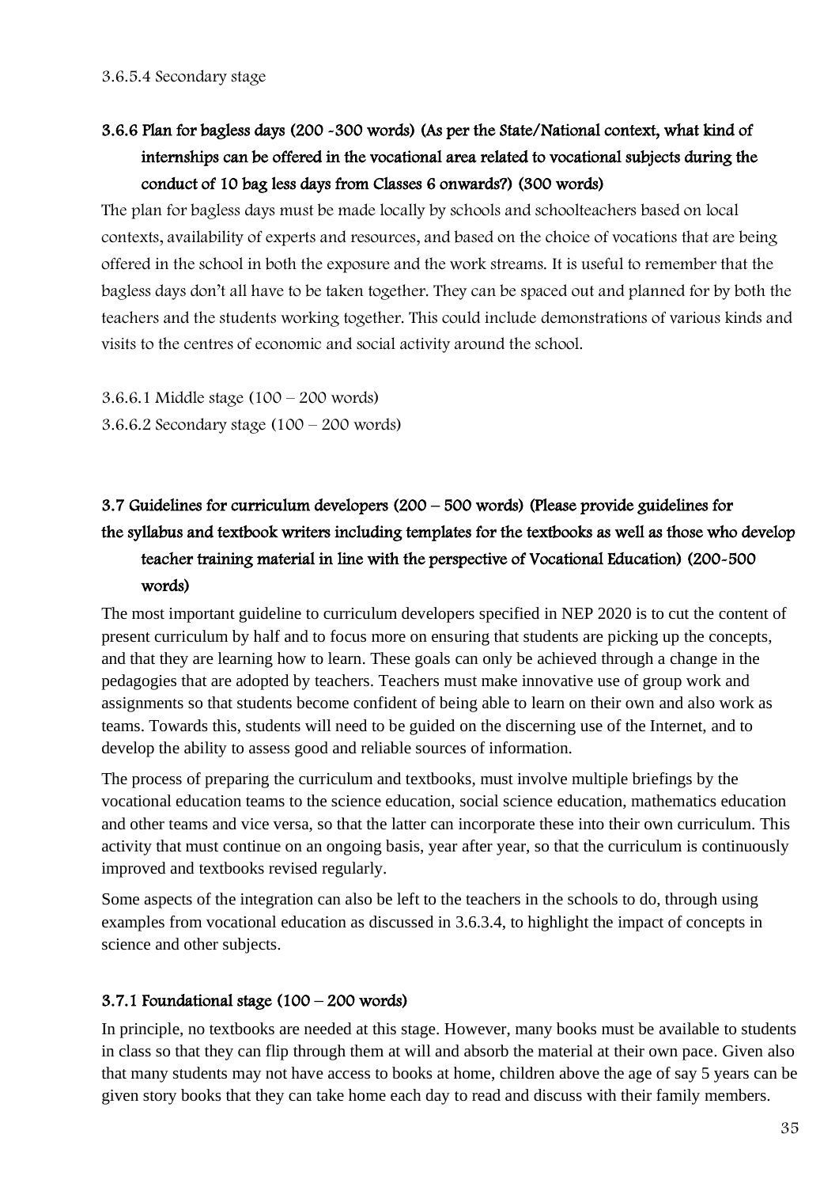3.6.5.4 Secondary stage

### 3.6.6 Plan for bagless days (200 -300 words) (As per the State/National context, what kind of internships can be offered in the vocational area related to vocational subjects during the conduct of 10 bag less days from Classes 6 onwards?) (300 words)

The plan for bagless days must be made locally by schools and schoolteachers based on local contexts, availability of experts and resources, and based on the choice of vocations that are being offered in the school in both the exposure and the work streams. It is useful to remember that the bagless days don't all have to be taken together. They can be spaced out and planned for by both the teachers and the students working together. This could include demonstrations of various kinds and visits to the centres of economic and social activity around the school.

3.6.6.1 Middle stage (100 – 200 words)

3.6.6.2 Secondary stage (100 – 200 words)

## 3.7 Guidelines for curriculum developers (200 – 500 words) (Please provide guidelines for the syllabus and textbook writers including templates for the textbooks as well as those who develop teacher training material in line with the perspective of Vocational Education) (200-500 words)

The most important guideline to curriculum developers specified in NEP 2020 is to cut the content of present curriculum by half and to focus more on ensuring that students are picking up the concepts, and that they are learning how to learn. These goals can only be achieved through a change in the pedagogies that are adopted by teachers. Teachers must make innovative use of group work and assignments so that students become confident of being able to learn on their own and also work as teams. Towards this, students will need to be guided on the discerning use of the Internet, and to develop the ability to assess good and reliable sources of information.

The process of preparing the curriculum and textbooks, must involve multiple briefings by the vocational education teams to the science education, social science education, mathematics education and other teams and vice versa, so that the latter can incorporate these into their own curriculum. This activity that must continue on an ongoing basis, year after year, so that the curriculum is continuously improved and textbooks revised regularly.

Some aspects of the integration can also be left to the teachers in the schools to do, through using examples from vocational education as discussed in 3.6.3.4, to highlight the impact of concepts in science and other subjects.

### 3.7.1 Foundational stage (100 – 200 words)

In principle, no textbooks are needed at this stage. However, many books must be available to students in class so that they can flip through them at will and absorb the material at their own pace. Given also that many students may not have access to books at home, children above the age of say 5 years can be given story books that they can take home each day to read and discuss with their family members.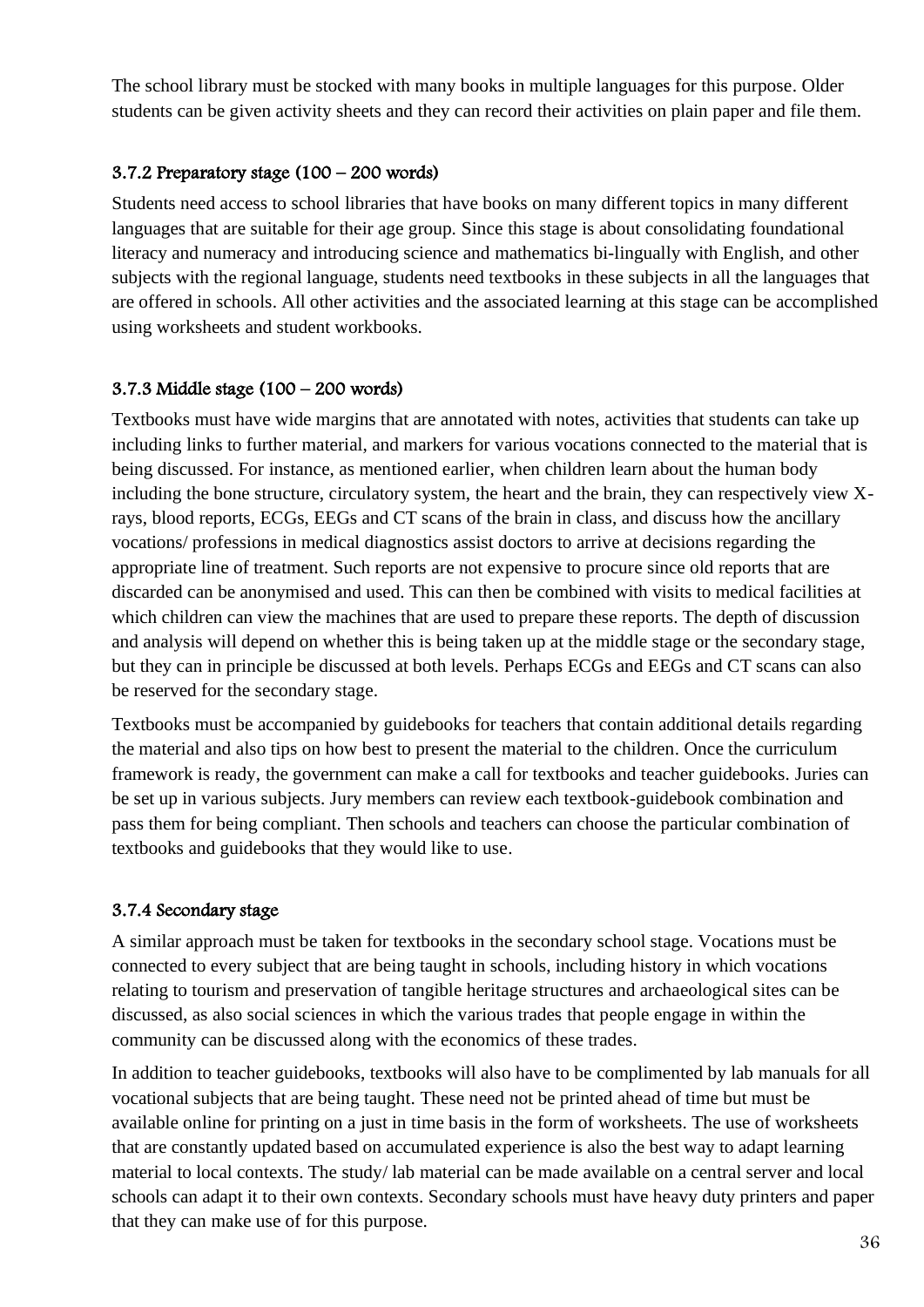The school library must be stocked with many books in multiple languages for this purpose. Older students can be given activity sheets and they can record their activities on plain paper and file them.

### 3.7.2 Preparatory stage (100 – 200 words)

Students need access to school libraries that have books on many different topics in many different languages that are suitable for their age group. Since this stage is about consolidating foundational literacy and numeracy and introducing science and mathematics bi-lingually with English, and other subjects with the regional language, students need textbooks in these subjects in all the languages that are offered in schools. All other activities and the associated learning at this stage can be accomplished using worksheets and student workbooks.

### 3.7.3 Middle stage (100 – 200 words)

Textbooks must have wide margins that are annotated with notes, activities that students can take up including links to further material, and markers for various vocations connected to the material that is being discussed. For instance, as mentioned earlier, when children learn about the human body including the bone structure, circulatory system, the heart and the brain, they can respectively view X-rays, blood reports, ECGs, EEGs and CT scans of the brain in class, and discuss how the ancillary vocations/ professions in medical diagnostics assist doctors to arrive at decisions regarding the appropriate line of treatment. Such reports are not expensive to procure since old reports that are discarded can be anonymised and used. This can then be combined with visits to medical facilities at which children can view the machines that are used to prepare these reports. The depth of discussion and analysis will depend on whether this is being taken up at the middle stage or the secondary stage, but they can in principle be discussed at both levels. Perhaps ECGs and EEGs and CT scans can also be reserved for the secondary stage.

Textbooks must be accompanied by guidebooks for teachers that contain additional details regarding the material and also tips on how best to present the material to the children. Once the curriculum framework is ready, the government can make a call for textbooks and teacher guidebooks. Juries can be set up in various subjects. Jury members can review each textbook-guidebook combination and pass them for being compliant. Then schools and teachers can choose the particular combination of textbooks and guidebooks that they would like to use.

### 3.7.4 Secondary stage

A similar approach must be taken for textbooks in the secondary school stage. Vocations must be connected to every subject that are being taught in schools, including history in which vocations relating to tourism and preservation of tangible heritage structures and archaeological sites can be discussed, as also social sciences in which the various trades that people engage in within the community can be discussed along with the economics of these trades.

In addition to teacher guidebooks, textbooks will also have to be complimented by lab manuals for all vocational subjects that are being taught. These need not be printed ahead of time but must be available online for printing on a just in time basis in the form of worksheets. The use of worksheets that are constantly updated based on accumulated experience is also the best way to adapt learning material to local contexts. The study/ lab material can be made available on a central server and local schools can adapt it to their own contexts. Secondary schools must have heavy duty printers and paper that they can make use of for this purpose.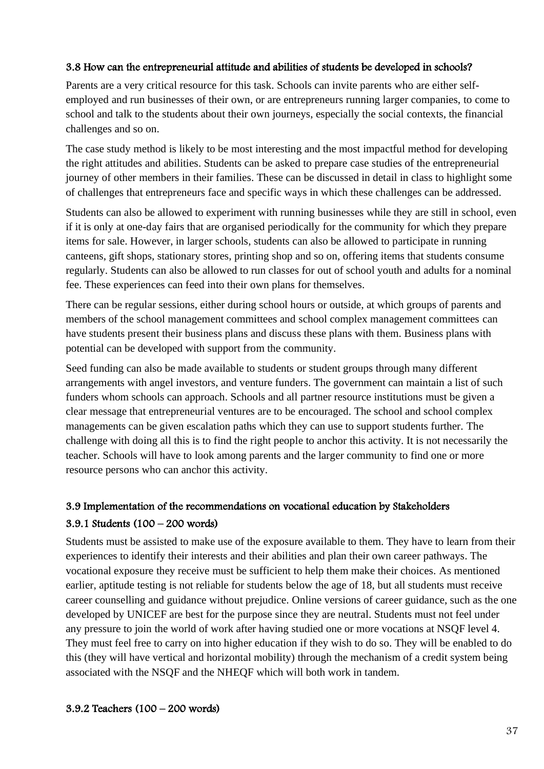### 3.8 How can the entrepreneurial attitude and abilities of students be developed in schools?

Parents are a very critical resource for this task. Schools can invite parents who are either self-employed and run businesses of their own, or are entrepreneurs running larger companies, to come to school and talk to the students about their own journeys, especially the social contexts, the financial challenges and so on.

The case study method is likely to be most interesting and the most impactful method for developing the right attitudes and abilities. Students can be asked to prepare case studies of the entrepreneurial journey of other members in their families. These can be discussed in detail in class to highlight some of challenges that entrepreneurs face and specific ways in which these challenges can be addressed.

Students can also be allowed to experiment with running businesses while they are still in school, even if it is only at one-day fairs that are organised periodically for the community for which they prepare items for sale. However, in larger schools, students can also be allowed to participate in running canteens, gift shops, stationary stores, printing shop and so on, offering items that students consume regularly. Students can also be allowed to run classes for out of school youth and adults for a nominal fee. These experiences can feed into their own plans for themselves.

There can be regular sessions, either during school hours or outside, at which groups of parents and members of the school management committees and school complex management committees can have students present their business plans and discuss these plans with them. Business plans with potential can be developed with support from the community.

Seed funding can also be made available to students or student groups through many different arrangements with angel investors, and venture funders. The government can maintain a list of such funders whom schools can approach. Schools and all partner resource institutions must be given a clear message that entrepreneurial ventures are to be encouraged. The school and school complex managements can be given escalation paths which they can use to support students further. The challenge with doing all this is to find the right people to anchor this activity. It is not necessarily the teacher. Schools will have to look among parents and the larger community to find one or more resource persons who can anchor this activity.

### 3.9 Implementation of the recommendations on vocational education by Stakeholders

#### 3.9.1 Students (100 – 200 words)

Students must be assisted to make use of the exposure available to them. They have to learn from their experiences to identify their interests and their abilities and plan their own career pathways. The vocational exposure they receive must be sufficient to help them make their choices. As mentioned earlier, aptitude testing is not reliable for students below the age of 18, but all students must receive career counselling and guidance without prejudice. Online versions of career guidance, such as the one developed by UNICEF are best for the purpose since they are neutral. Students must not feel under any pressure to join the world of work after having studied one or more vocations at NSQF level 4. They must feel free to carry on into higher education if they wish to do so. They will be enabled to do this (they will have vertical and horizontal mobility) through the mechanism of a credit system being associated with the NSQF and the NHEQF which will both work in tandem.

#### 3.9.2 Teachers (100 – 200 words)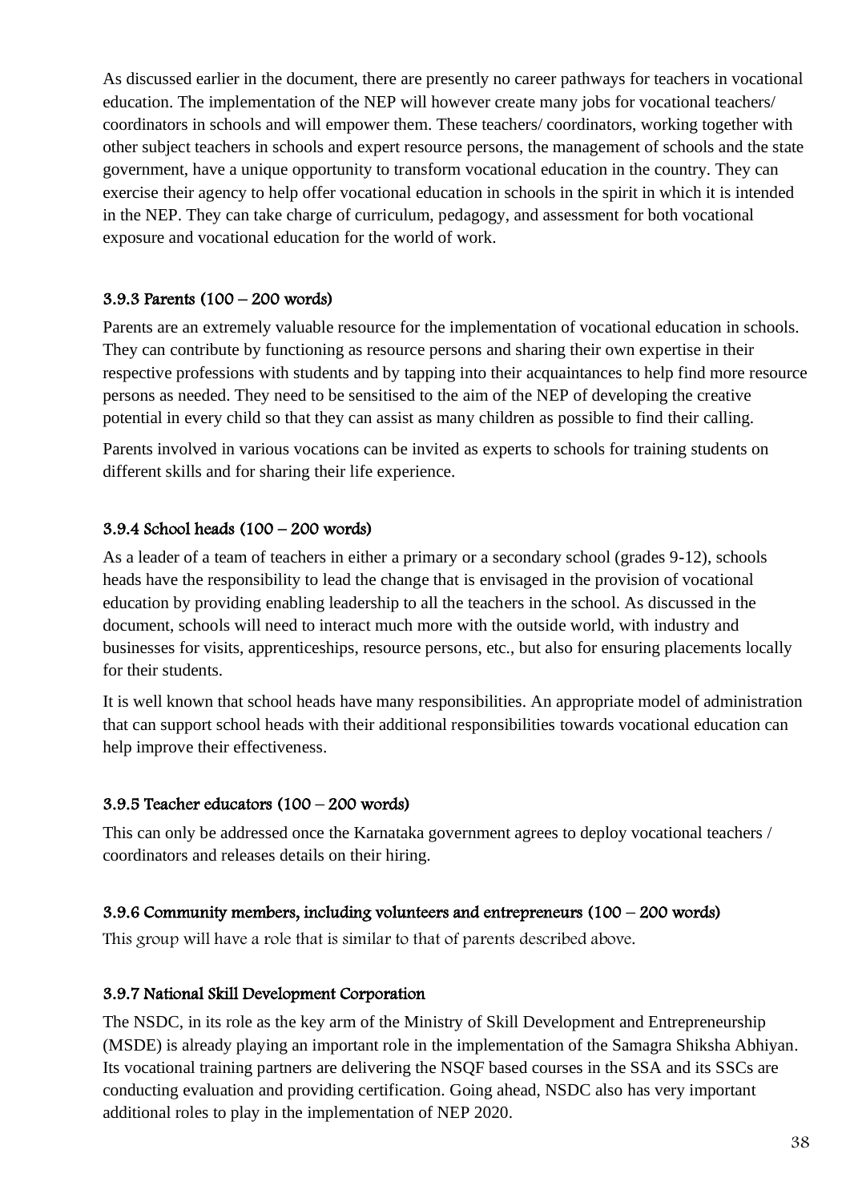As discussed earlier in the document, there are presently no career pathways for teachers in vocational education. The implementation of the NEP will however create many jobs for vocational teachers/ coordinators in schools and will empower them. These teachers/ coordinators, working together with other subject teachers in schools and expert resource persons, the management of schools and the state government, have a unique opportunity to transform vocational education in the country. They can exercise their agency to help offer vocational education in schools in the spirit in which it is intended in the NEP. They can take charge of curriculum, pedagogy, and assessment for both vocational exposure and vocational education for the world of work.

### 3.9.3 Parents (100 – 200 words)

Parents are an extremely valuable resource for the implementation of vocational education in schools. They can contribute by functioning as resource persons and sharing their own expertise in their respective professions with students and by tapping into their acquaintances to help find more resource persons as needed. They need to be sensitised to the aim of the NEP of developing the creative potential in every child so that they can assist as many children as possible to find their calling.

Parents involved in various vocations can be invited as experts to schools for training students on different skills and for sharing their life experience.

### 3.9.4 School heads (100 – 200 words)

As a leader of a team of teachers in either a primary or a secondary school (grades 9-12), schools heads have the responsibility to lead the change that is envisaged in the provision of vocational education by providing enabling leadership to all the teachers in the school. As discussed in the document, schools will need to interact much more with the outside world, with industry and businesses for visits, apprenticeships, resource persons, etc., but also for ensuring placements locally for their students.

It is well known that school heads have many responsibilities. An appropriate model of administration that can support school heads with their additional responsibilities towards vocational education can help improve their effectiveness.

### 3.9.5 Teacher educators (100 – 200 words)

This can only be addressed once the Karnataka government agrees to deploy vocational teachers / coordinators and releases details on their hiring.

### 3.9.6 Community members, including volunteers and entrepreneurs (100 – 200 words)

This group will have a role that is similar to that of parents described above.

### 3.9.7 National Skill Development Corporation

The NSDC, in its role as the key arm of the Ministry of Skill Development and Entrepreneurship (MSDE) is already playing an important role in the implementation of the Samagra Shiksha Abhiyan. Its vocational training partners are delivering the NSQF based courses in the SSA and its SSCs are conducting evaluation and providing certification. Going ahead, NSDC also has very important additional roles to play in the implementation of NEP 2020.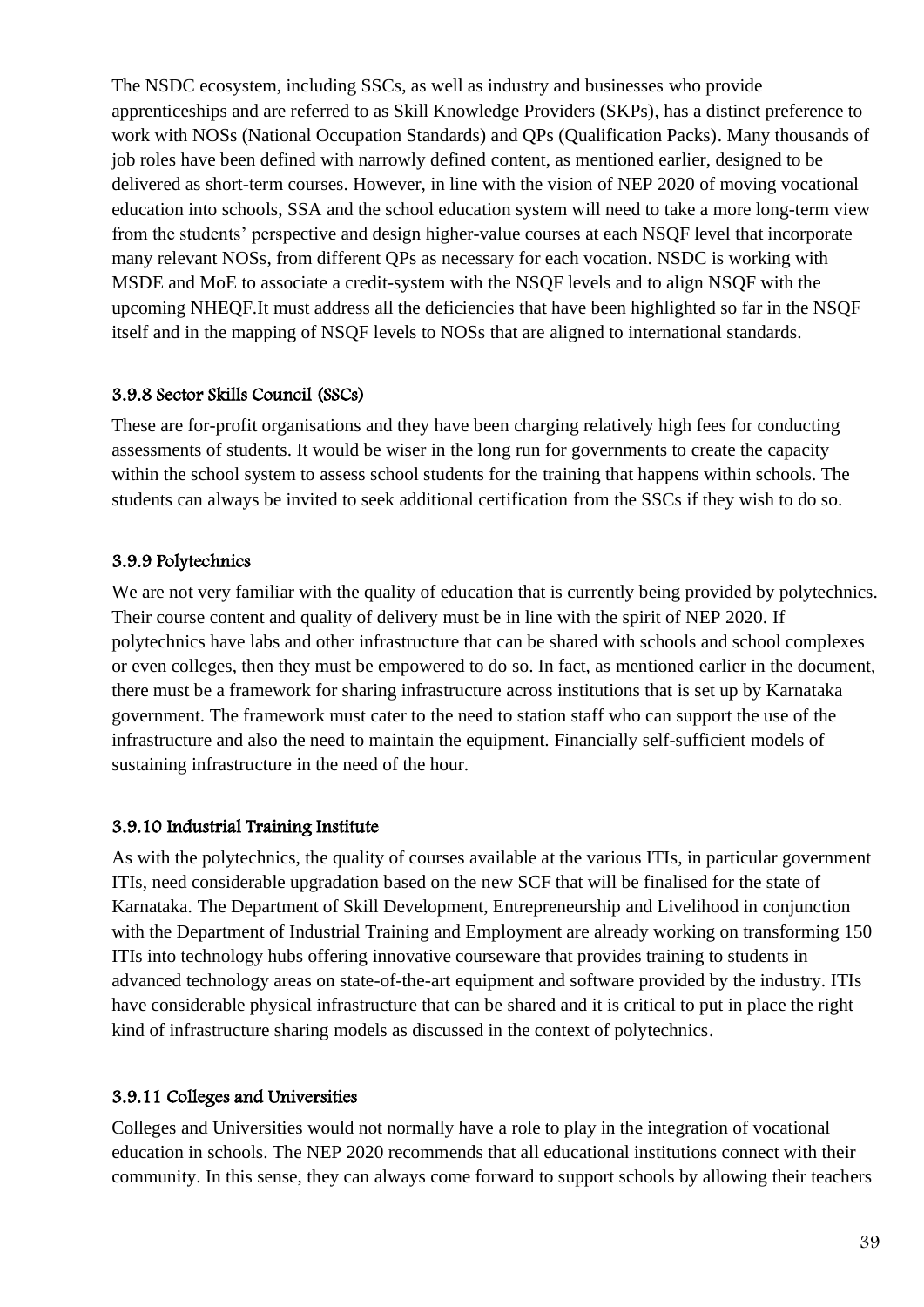The NSDC ecosystem, including SSCs, as well as industry and businesses who provide apprenticeships and are referred to as Skill Knowledge Providers (SKPs), has a distinct preference to work with NOSs (National Occupation Standards) and QPs (Qualification Packs). Many thousands of job roles have been defined with narrowly defined content, as mentioned earlier, designed to be delivered as short-term courses. However, in line with the vision of NEP 2020 of moving vocational education into schools, SSA and the school education system will need to take a more long-term view from the students' perspective and design higher-value courses at each NSQF level that incorporate many relevant NOSs, from different QPs as necessary for each vocation. NSDC is working with MSDE and MoE to associate a credit-system with the NSQF levels and to align NSQF with the upcoming NHEQF.It must address all the deficiencies that have been highlighted so far in the NSQF itself and in the mapping of NSQF levels to NOSs that are aligned to international standards.

### 3.9.8 Sector Skills Council (SSCs)

These are for-profit organisations and they have been charging relatively high fees for conducting assessments of students. It would be wiser in the long run for governments to create the capacity within the school system to assess school students for the training that happens within schools. The students can always be invited to seek additional certification from the SSCs if they wish to do so.

### 3.9.9 Polytechnics

We are not very familiar with the quality of education that is currently being provided by polytechnics. Their course content and quality of delivery must be in line with the spirit of NEP 2020. If polytechnics have labs and other infrastructure that can be shared with schools and school complexes or even colleges, then they must be empowered to do so. In fact, as mentioned earlier in the document, there must be a framework for sharing infrastructure across institutions that is set up by Karnataka government. The framework must cater to the need to station staff who can support the use of the infrastructure and also the need to maintain the equipment. Financially self-sufficient models of sustaining infrastructure in the need of the hour.

### 3.9.10 Industrial Training Institute

As with the polytechnics, the quality of courses available at the various ITIs, in particular government ITIs, need considerable upgradation based on the new SCF that will be finalised for the state of Karnataka. The Department of Skill Development, Entrepreneurship and Livelihood in conjunction with the Department of Industrial Training and Employment are already working on transforming 150 ITIs into technology hubs offering innovative courseware that provides training to students in advanced technology areas on state-of-the-art equipment and software provided by the industry. ITIs have considerable physical infrastructure that can be shared and it is critical to put in place the right kind of infrastructure sharing models as discussed in the context of polytechnics.

### 3.9.11 Colleges and Universities

Colleges and Universities would not normally have a role to play in the integration of vocational education in schools. The NEP 2020 recommends that all educational institutions connect with their community. In this sense, they can always come forward to support schools by allowing their teachers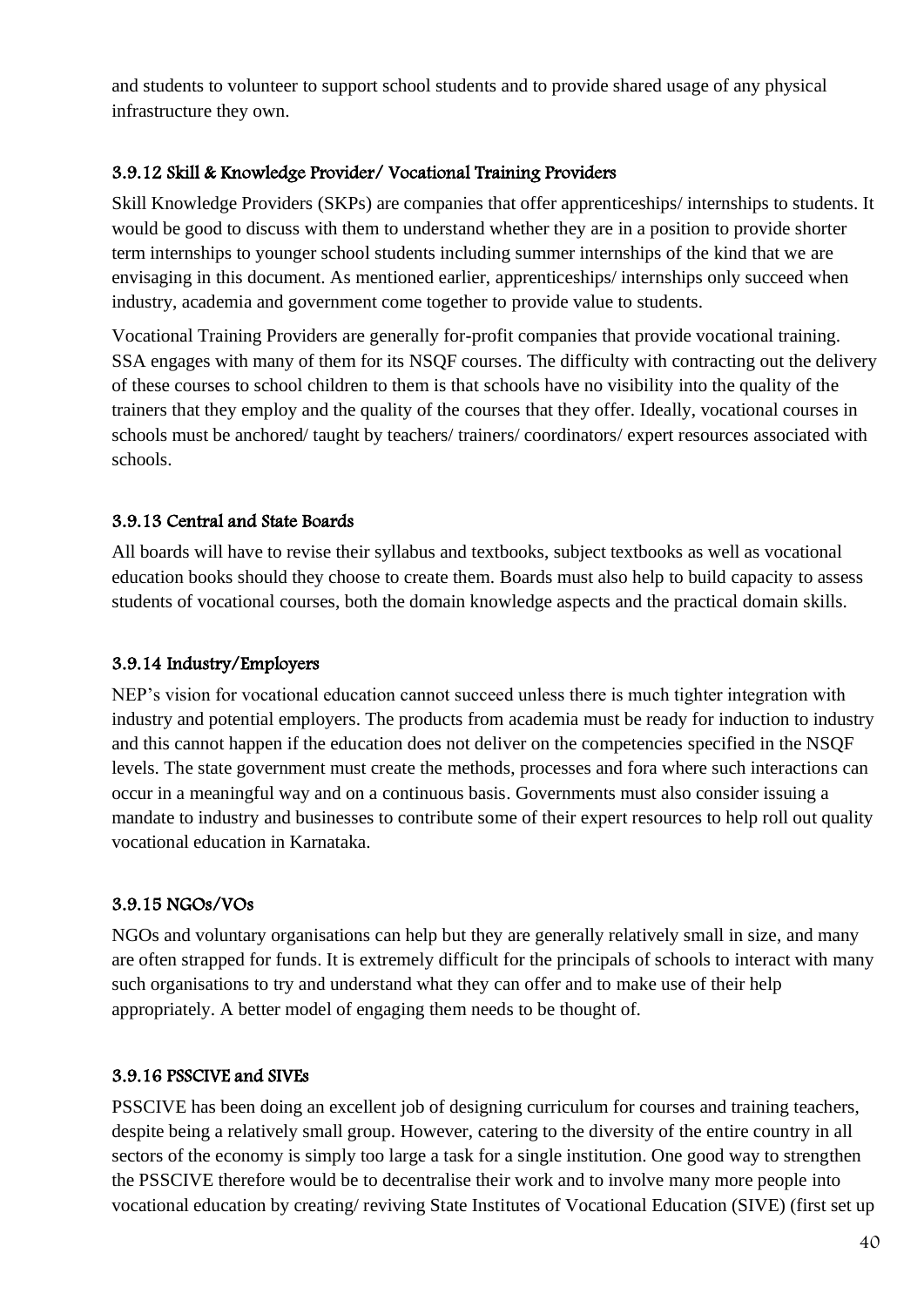and students to volunteer to support school students and to provide shared usage of any physical infrastructure they own.

### 3.9.12 Skill & Knowledge Provider/ Vocational Training Providers

Skill Knowledge Providers (SKPs) are companies that offer apprenticeships/ internships to students. It would be good to discuss with them to understand whether they are in a position to provide shorter term internships to younger school students including summer internships of the kind that we are envisaging in this document. As mentioned earlier, apprenticeships/ internships only succeed when industry, academia and government come together to provide value to students.

Vocational Training Providers are generally for-profit companies that provide vocational training. SSA engages with many of them for its NSQF courses. The difficulty with contracting out the delivery of these courses to school children to them is that schools have no visibility into the quality of the trainers that they employ and the quality of the courses that they offer. Ideally, vocational courses in schools must be anchored/ taught by teachers/ trainers/ coordinators/ expert resources associated with schools.

### 3.9.13 Central and State Boards

All boards will have to revise their syllabus and textbooks, subject textbooks as well as vocational education books should they choose to create them. Boards must also help to build capacity to assess students of vocational courses, both the domain knowledge aspects and the practical domain skills.

### 3.9.14 Industry/Employers

NEP's vision for vocational education cannot succeed unless there is much tighter integration with industry and potential employers. The products from academia must be ready for induction to industry and this cannot happen if the education does not deliver on the competencies specified in the NSQF levels. The state government must create the methods, processes and fora where such interactions can occur in a meaningful way and on a continuous basis. Governments must also consider issuing a mandate to industry and businesses to contribute some of their expert resources to help roll out quality vocational education in Karnataka.

### 3.9.15 NGOs/VOs

NGOs and voluntary organisations can help but they are generally relatively small in size, and many are often strapped for funds. It is extremely difficult for the principals of schools to interact with many such organisations to try and understand what they can offer and to make use of their help appropriately. A better model of engaging them needs to be thought of.

### 3.9.16 PSSCIVE and SIVEs

PSSCIVE has been doing an excellent job of designing curriculum for courses and training teachers, despite being a relatively small group. However, catering to the diversity of the entire country in all sectors of the economy is simply too large a task for a single institution. One good way to strengthen the PSSCIVE therefore would be to decentralise their work and to involve many more people into vocational education by creating/ reviving State Institutes of Vocational Education (SIVE) (first set up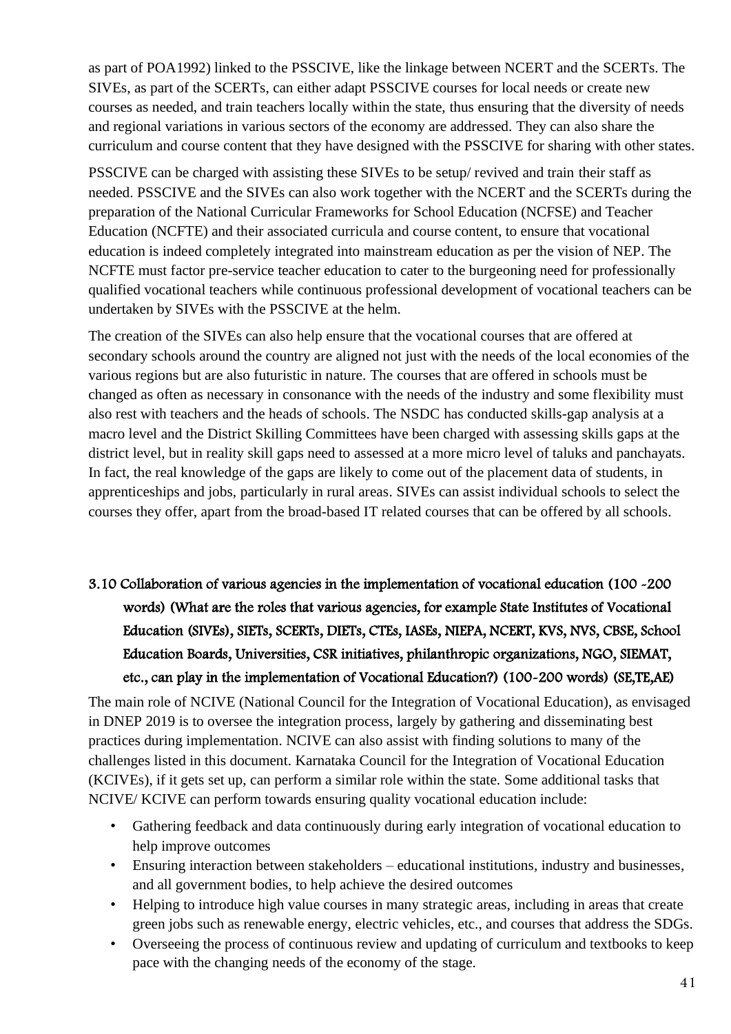as part of POA1992) linked to the PSSCIVE, like the linkage between NCERT and the SCERTs. The SIVEs, as part of the SCERTs, can either adapt PSSCIVE courses for local needs or create new courses as needed, and train teachers locally within the state, thus ensuring that the diversity of needs and regional variations in various sectors of the economy are addressed. They can also share the curriculum and course content that they have designed with the PSSCIVE for sharing with other states.

PSSCIVE can be charged with assisting these SIVEs to be setup/ revived and train their staff as needed. PSSCIVE and the SIVEs can also work together with the NCERT and the SCERTs during the preparation of the National Curricular Frameworks for School Education (NCFSE) and Teacher Education (NCFTE) and their associated curricula and course content, to ensure that vocational education is indeed completely integrated into mainstream education as per the vision of NEP. The NCFTE must factor pre-service teacher education to cater to the burgeoning need for professionally qualified vocational teachers while continuous professional development of vocational teachers can be undertaken by SIVEs with the PSSCIVE at the helm.

The creation of the SIVEs can also help ensure that the vocational courses that are offered at secondary schools around the country are aligned not just with the needs of the local economies of the various regions but are also futuristic in nature. The courses that are offered in schools must be changed as often as necessary in consonance with the needs of the industry and some flexibility must also rest with teachers and the heads of schools. The NSDC has conducted skills-gap analysis at a macro level and the District Skilling Committees have been charged with assessing skills gaps at the district level, but in reality skill gaps need to assessed at a more micro level of taluks and panchayats. In fact, the real knowledge of the gaps are likely to come out of the placement data of students, in apprenticeships and jobs, particularly in rural areas. SIVEs can assist individual schools to select the courses they offer, apart from the broad-based IT related courses that can be offered by all schools.

### 3.10 Collaboration of various agencies in the implementation of vocational education (100 -200 words) (What are the roles that various agencies, for example State Institutes of Vocational Education (SIVEs), SIETs, SCERTs, DIETs, CTEs, IASEs, NIEPA, NCERT, KVS, NVS, CBSE, School Education Boards, Universities, CSR initiatives, philanthropic organizations, NGO, SIEMAT, etc., can play in the implementation of Vocational Education?) (100-200 words) (SE,TE,AE)

The main role of NCIVE (National Council for the Integration of Vocational Education), as envisaged in DNEP 2019 is to oversee the integration process, largely by gathering and disseminating best practices during implementation. NCIVE can also assist with finding solutions to many of the challenges listed in this document. Karnataka Council for the Integration of Vocational Education (KCIVEs), if it gets set up, can perform a similar role within the state. Some additional tasks that NCIVE/ KCIVE can perform towards ensuring quality vocational education include:

- Gathering feedback and data continuously during early integration of vocational education to help improve outcomes
- Ensuring interaction between stakeholders – educational institutions, industry and businesses, and all government bodies, to help achieve the desired outcomes
- Helping to introduce high value courses in many strategic areas, including in areas that create green jobs such as renewable energy, electric vehicles, etc., and courses that address the SDGs.
- Overseeing the process of continuous review and updating of curriculum and textbooks to keep pace with the changing needs of the economy of the stage.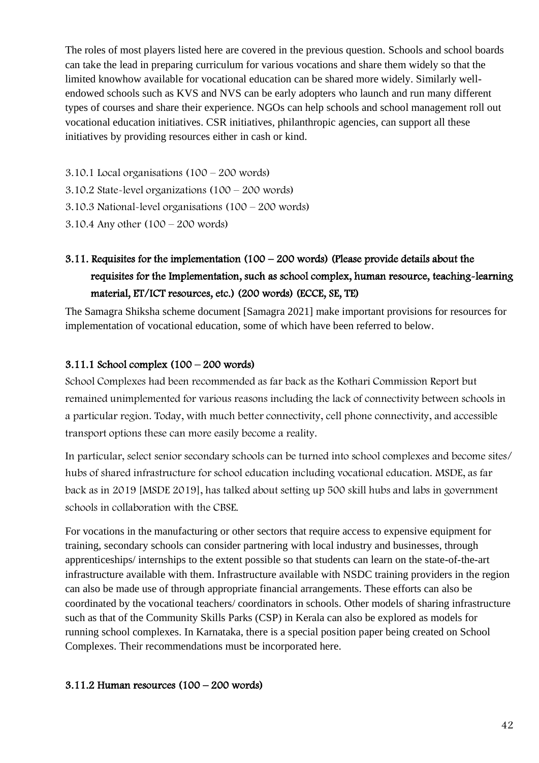The roles of most players listed here are covered in the previous question. Schools and school boards can take the lead in preparing curriculum for various vocations and share them widely so that the limited knowhow available for vocational education can be shared more widely. Similarly well-endowed schools such as KVS and NVS can be early adopters who launch and run many different types of courses and share their experience. NGOs can help schools and school management roll out vocational education initiatives. CSR initiatives, philanthropic agencies, can support all these initiatives by providing resources either in cash or kind.

3.10.1 Local organisations (100 – 200 words)

3.10.2 State-level organizations (100 – 200 words)

3.10.3 National-level organisations (100 – 200 words)

3.10.4 Any other (100 – 200 words)

### 3.11. Requisites for the implementation (100 – 200 words) (Please provide details about the requisites for the Implementation, such as school complex, human resource, teaching-learning material, ET/ICT resources, etc.) (200 words) (ECCE, SE, TE)

The Samagra Shiksha scheme document [Samagra 2021] make important provisions for resources for implementation of vocational education, some of which have been referred to below.

#### 3.11.1 School complex (100 – 200 words)

School Complexes had been recommended as far back as the Kothari Commission Report but remained unimplemented for various reasons including the lack of connectivity between schools in a particular region. Today, with much better connectivity, cell phone connectivity, and accessible transport options these can more easily become a reality.

In particular, select senior secondary schools can be turned into school complexes and become sites/ hubs of shared infrastructure for school education including vocational education. MSDE, as far back as in 2019 [MSDE 2019], has talked about setting up 500 skill hubs and labs in government schools in collaboration with the CBSE.

For vocations in the manufacturing or other sectors that require access to expensive equipment for training, secondary schools can consider partnering with local industry and businesses, through apprenticeships/ internships to the extent possible so that students can learn on the state-of-the-art infrastructure available with them. Infrastructure available with NSDC training providers in the region can also be made use of through appropriate financial arrangements. These efforts can also be coordinated by the vocational teachers/ coordinators in schools. Other models of sharing infrastructure such as that of the Community Skills Parks (CSP) in Kerala can also be explored as models for running school complexes. In Karnataka, there is a special position paper being created on School Complexes. Their recommendations must be incorporated here.

#### 3.11.2 Human resources (100 – 200 words)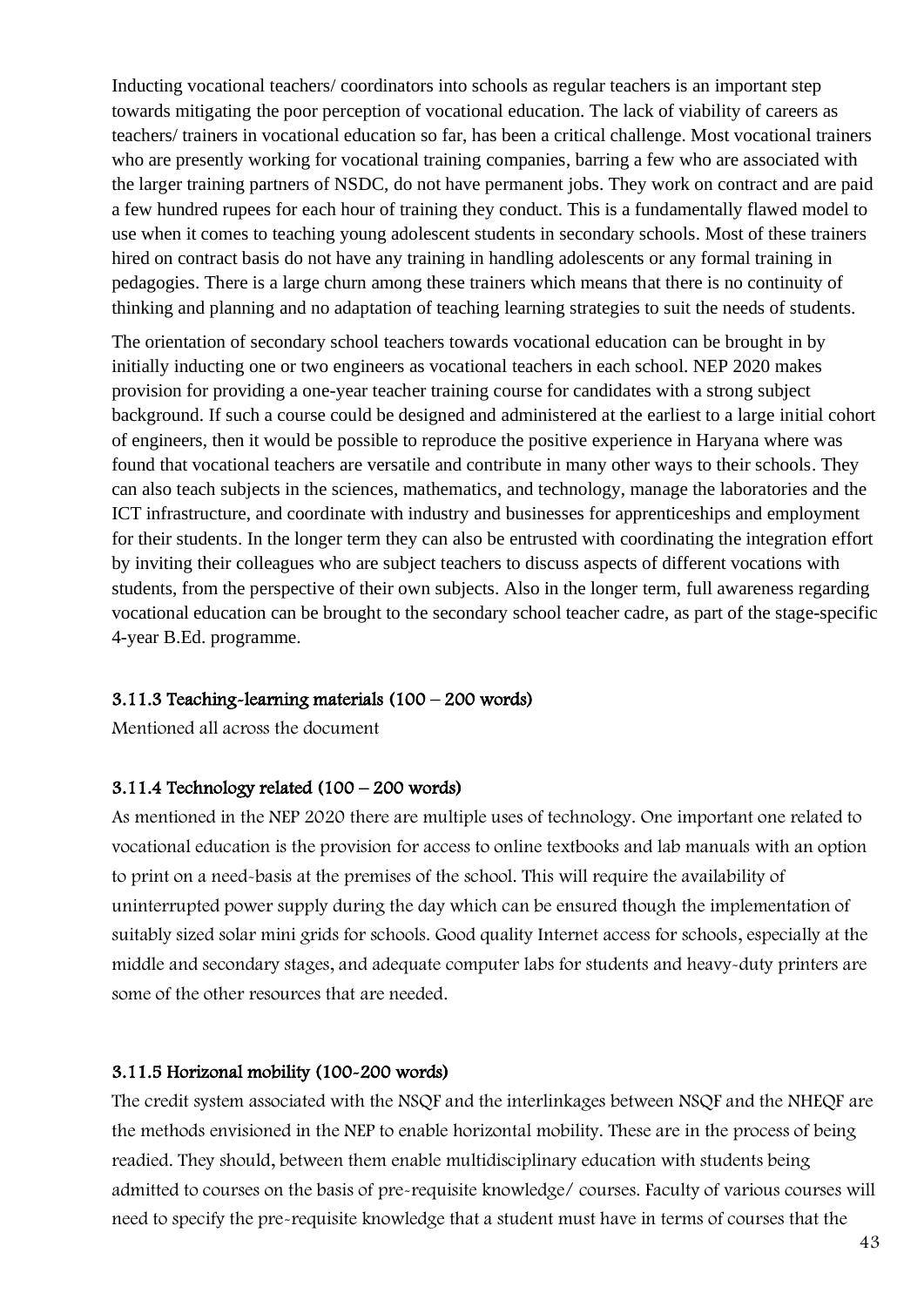Inducting vocational teachers/ coordinators into schools as regular teachers is an important step towards mitigating the poor perception of vocational education. The lack of viability of careers as teachers/ trainers in vocational education so far, has been a critical challenge. Most vocational trainers who are presently working for vocational training companies, barring a few who are associated with the larger training partners of NSDC, do not have permanent jobs. They work on contract and are paid a few hundred rupees for each hour of training they conduct. This is a fundamentally flawed model to use when it comes to teaching young adolescent students in secondary schools. Most of these trainers hired on contract basis do not have any training in handling adolescents or any formal training in pedagogies. There is a large churn among these trainers which means that there is no continuity of thinking and planning and no adaptation of teaching learning strategies to suit the needs of students.

The orientation of secondary school teachers towards vocational education can be brought in by initially inducting one or two engineers as vocational teachers in each school. NEP 2020 makes provision for providing a one-year teacher training course for candidates with a strong subject background. If such a course could be designed and administered at the earliest to a large initial cohort of engineers, then it would be possible to reproduce the positive experience in Haryana where was found that vocational teachers are versatile and contribute in many other ways to their schools. They can also teach subjects in the sciences, mathematics, and technology, manage the laboratories and the ICT infrastructure, and coordinate with industry and businesses for apprenticeships and employment for their students. In the longer term they can also be entrusted with coordinating the integration effort by inviting their colleagues who are subject teachers to discuss aspects of different vocations with students, from the perspective of their own subjects. Also in the longer term, full awareness regarding vocational education can be brought to the secondary school teacher cadre, as part of the stage-specific 4-year B.Ed. programme.

### 3.11.3 Teaching-learning materials (100 – 200 words)

Mentioned all across the document

### 3.11.4 Technology related (100 – 200 words)

As mentioned in the NEP 2020 there are multiple uses of technology. One important one related to vocational education is the provision for access to online textbooks and lab manuals with an option to print on a need-basis at the premises of the school. This will require the availability of uninterrupted power supply during the day which can be ensured though the implementation of suitably sized solar mini grids for schools. Good quality Internet access for schools, especially at the middle and secondary stages, and adequate computer labs for students and heavy-duty printers are some of the other resources that are needed.

### 3.11.5 Horizonal mobility (100-200 words)

The credit system associated with the NSQF and the interlinkages between NSQF and the NHEQF are the methods envisioned in the NEP to enable horizontal mobility. These are in the process of being readied. They should, between them enable multidisciplinary education with students being admitted to courses on the basis of pre-requisite knowledge/ courses. Faculty of various courses will need to specify the pre-requisite knowledge that a student must have in terms of courses that the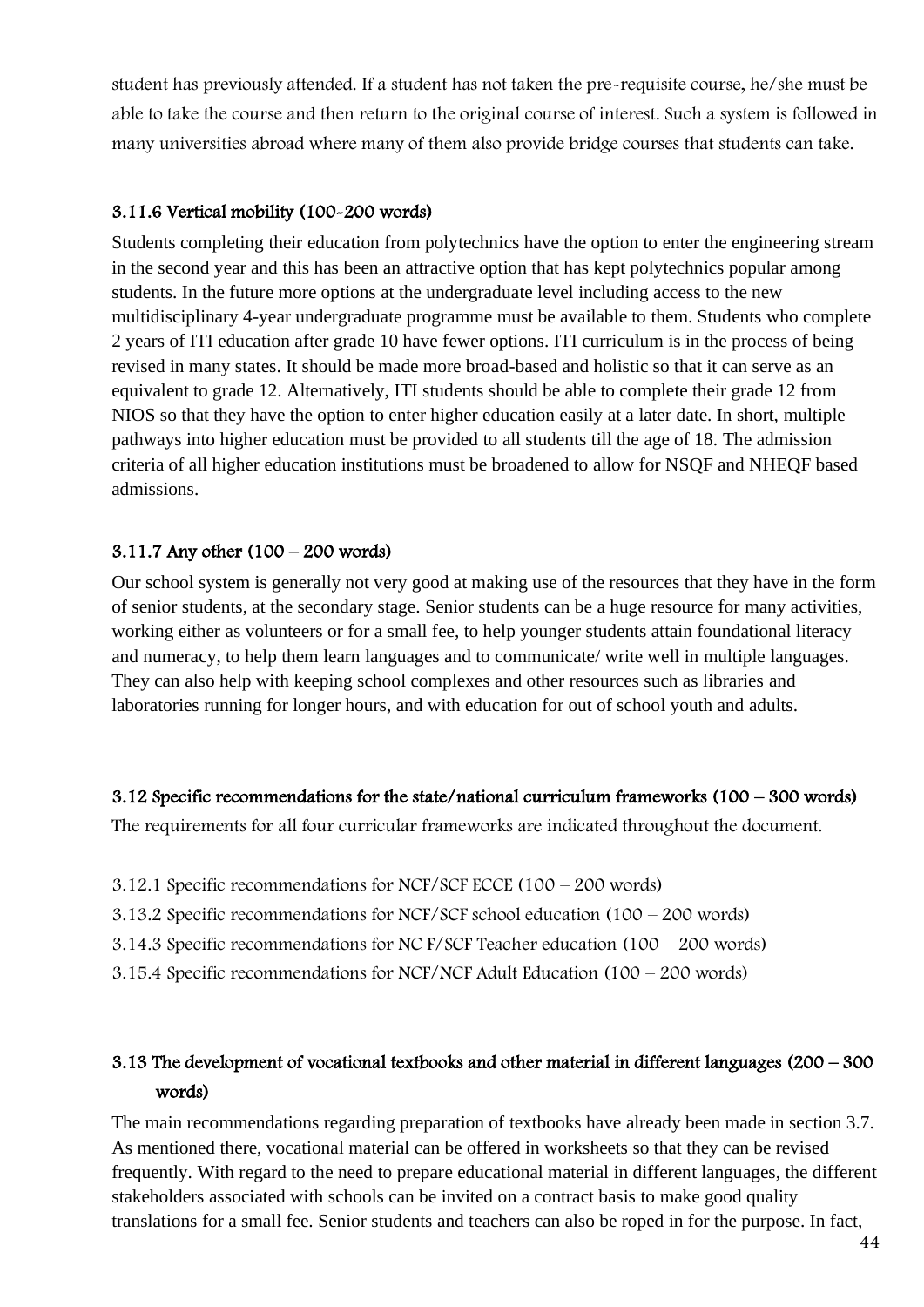student has previously attended. If a student has not taken the pre-requisite course, he/she must be able to take the course and then return to the original course of interest. Such a system is followed in many universities abroad where many of them also provide bridge courses that students can take.

### 3.11.6 Vertical mobility (100-200 words)

Students completing their education from polytechnics have the option to enter the engineering stream in the second year and this has been an attractive option that has kept polytechnics popular among students. In the future more options at the undergraduate level including access to the new multidisciplinary 4-year undergraduate programme must be available to them. Students who complete 2 years of ITI education after grade 10 have fewer options. ITI curriculum is in the process of being revised in many states. It should be made more broad-based and holistic so that it can serve as an equivalent to grade 12. Alternatively, ITI students should be able to complete their grade 12 from NIOS so that they have the option to enter higher education easily at a later date. In short, multiple pathways into higher education must be provided to all students till the age of 18. The admission criteria of all higher education institutions must be broadened to allow for NSQF and NHEQF based admissions.

### 3.11.7 Any other (100 – 200 words)

Our school system is generally not very good at making use of the resources that they have in the form of senior students, at the secondary stage. Senior students can be a huge resource for many activities, working either as volunteers or for a small fee, to help younger students attain foundational literacy and numeracy, to help them learn languages and to communicate/ write well in multiple languages. They can also help with keeping school complexes and other resources such as libraries and laboratories running for longer hours, and with education for out of school youth and adults.

## 3.12 Specific recommendations for the state/national curriculum frameworks (100 – 300 words)

The requirements for all four curricular frameworks are indicated throughout the document.

3.12.1 Specific recommendations for NCF/SCF ECCE (100 – 200 words)

3.13.2 Specific recommendations for NCF/SCF school education (100 – 200 words)

3.14.3 Specific recommendations for NC F/SCF Teacher education (100 – 200 words)

3.15.4 Specific recommendations for NCF/NCF Adult Education (100 – 200 words)

## 3.13 The development of vocational textbooks and other material in different languages (200 – 300 words)

The main recommendations regarding preparation of textbooks have already been made in section 3.7. As mentioned there, vocational material can be offered in worksheets so that they can be revised frequently. With regard to the need to prepare educational material in different languages, the different stakeholders associated with schools can be invited on a contract basis to make good quality translations for a small fee. Senior students and teachers can also be roped in for the purpose. In fact,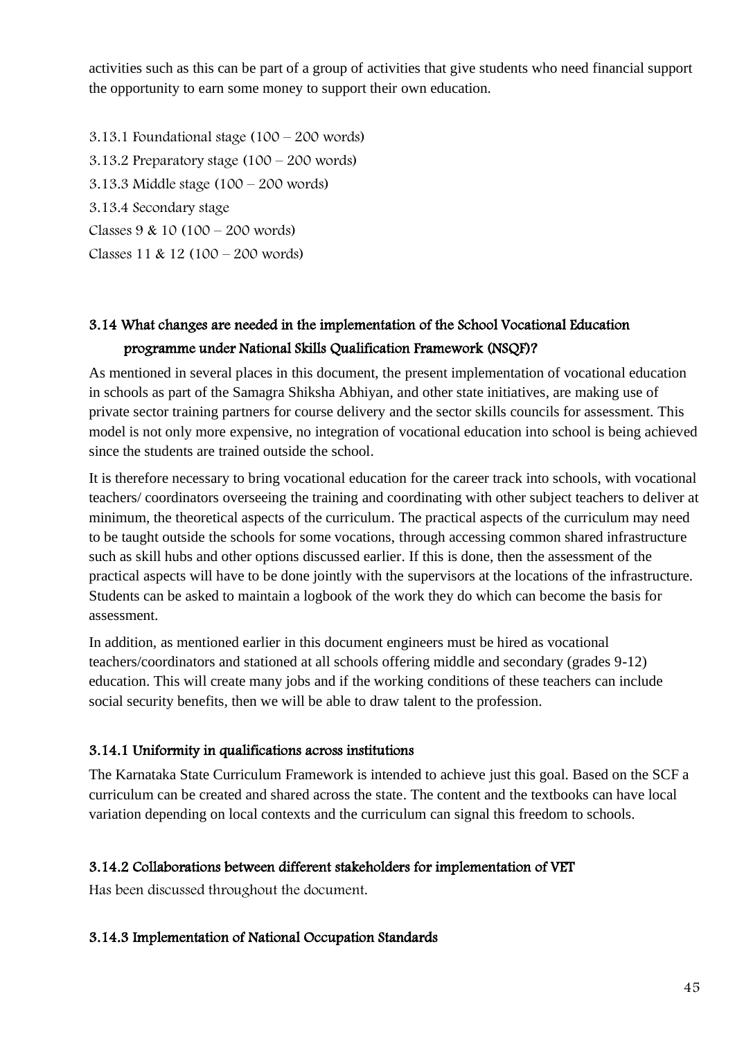activities such as this can be part of a group of activities that give students who need financial support the opportunity to earn some money to support their own education.

3.13.1 Foundational stage (100 – 200 words)

3.13.2 Preparatory stage (100 – 200 words)

3.13.3 Middle stage (100 – 200 words)

3.13.4 Secondary stage

Classes 9 & 10 (100 – 200 words)

Classes 11 & 12 (100 – 200 words)

### 3.14 What changes are needed in the implementation of the School Vocational Education programme under National Skills Qualification Framework (NSQF)?

As mentioned in several places in this document, the present implementation of vocational education in schools as part of the Samagra Shiksha Abhiyan, and other state initiatives, are making use of private sector training partners for course delivery and the sector skills councils for assessment. This model is not only more expensive, no integration of vocational education into school is being achieved since the students are trained outside the school.

It is therefore necessary to bring vocational education for the career track into schools, with vocational teachers/ coordinators overseeing the training and coordinating with other subject teachers to deliver at minimum, the theoretical aspects of the curriculum. The practical aspects of the curriculum may need to be taught outside the schools for some vocations, through accessing common shared infrastructure such as skill hubs and other options discussed earlier. If this is done, then the assessment of the practical aspects will have to be done jointly with the supervisors at the locations of the infrastructure. Students can be asked to maintain a logbook of the work they do which can become the basis for assessment.

In addition, as mentioned earlier in this document engineers must be hired as vocational teachers/coordinators and stationed at all schools offering middle and secondary (grades 9-12) education. This will create many jobs and if the working conditions of these teachers can include social security benefits, then we will be able to draw talent to the profession.

#### 3.14.1 Uniformity in qualifications across institutions

The Karnataka State Curriculum Framework is intended to achieve just this goal. Based on the SCF a curriculum can be created and shared across the state. The content and the textbooks can have local variation depending on local contexts and the curriculum can signal this freedom to schools.

#### 3.14.2 Collaborations between different stakeholders for implementation of VET

Has been discussed throughout the document.

#### 3.14.3 Implementation of National Occupation Standards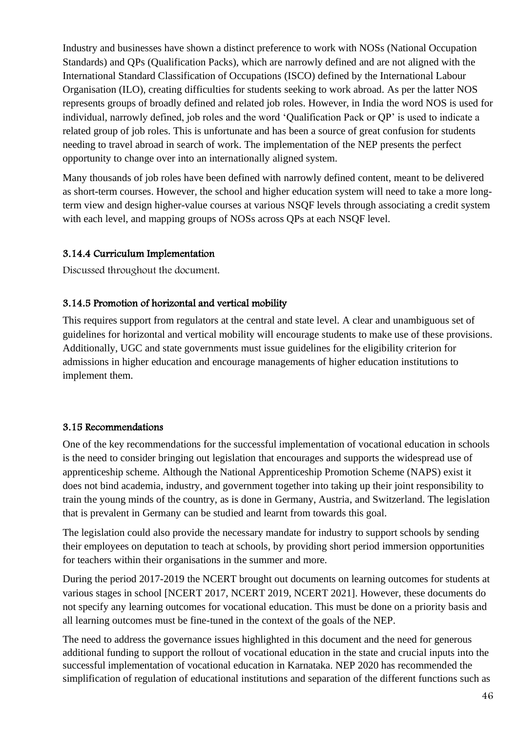Industry and businesses have shown a distinct preference to work with NOSs (National Occupation Standards) and QPs (Qualification Packs), which are narrowly defined and are not aligned with the International Standard Classification of Occupations (ISCO) defined by the International Labour Organisation (ILO), creating difficulties for students seeking to work abroad. As per the latter NOS represents groups of broadly defined and related job roles. However, in India the word NOS is used for individual, narrowly defined, job roles and the word 'Qualification Pack or QP' is used to indicate a related group of job roles. This is unfortunate and has been a source of great confusion for students needing to travel abroad in search of work. The implementation of the NEP presents the perfect opportunity to change over into an internationally aligned system.

Many thousands of job roles have been defined with narrowly defined content, meant to be delivered as short-term courses. However, the school and higher education system will need to take a more long-term view and design higher-value courses at various NSQF levels through associating a credit system with each level, and mapping groups of NOSs across QPs at each NSQF level.

### 3.14.4 Curriculum Implementation

Discussed throughout the document.

### 3.14.5 Promotion of horizontal and vertical mobility

This requires support from regulators at the central and state level. A clear and unambiguous set of guidelines for horizontal and vertical mobility will encourage students to make use of these provisions. Additionally, UGC and state governments must issue guidelines for the eligibility criterion for admissions in higher education and encourage managements of higher education institutions to implement them.

## 3.15 Recommendations

One of the key recommendations for the successful implementation of vocational education in schools is the need to consider bringing out legislation that encourages and supports the widespread use of apprenticeship scheme. Although the National Apprenticeship Promotion Scheme (NAPS) exist it does not bind academia, industry, and government together into taking up their joint responsibility to train the young minds of the country, as is done in Germany, Austria, and Switzerland. The legislation that is prevalent in Germany can be studied and learnt from towards this goal.

The legislation could also provide the necessary mandate for industry to support schools by sending their employees on deputation to teach at schools, by providing short period immersion opportunities for teachers within their organisations in the summer and more.

During the period 2017-2019 the NCERT brought out documents on learning outcomes for students at various stages in school [NCERT 2017, NCERT 2019, NCERT 2021]. However, these documents do not specify any learning outcomes for vocational education. This must be done on a priority basis and all learning outcomes must be fine-tuned in the context of the goals of the NEP.

The need to address the governance issues highlighted in this document and the need for generous additional funding to support the rollout of vocational education in the state and crucial inputs into the successful implementation of vocational education in Karnataka. NEP 2020 has recommended the simplification of regulation of educational institutions and separation of the different functions such as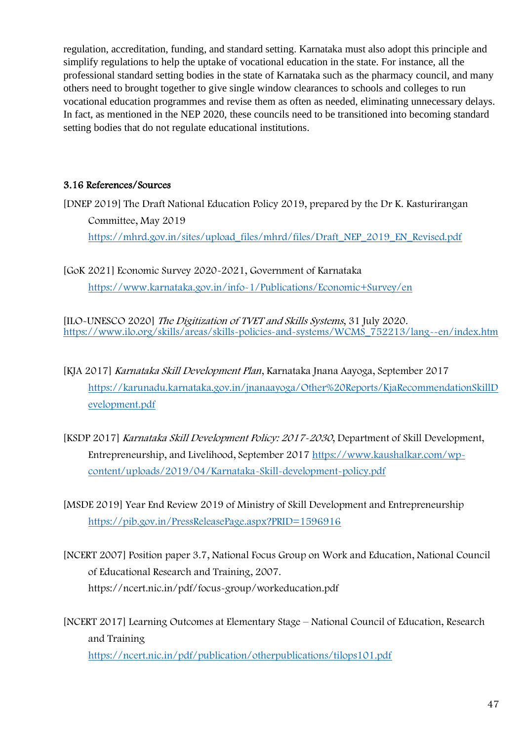regulation, accreditation, funding, and standard setting. Karnataka must also adopt this principle and simplify regulations to help the uptake of vocational education in the state. For instance, all the professional standard setting bodies in the state of Karnataka such as the pharmacy council, and many others need to brought together to give single window clearances to schools and colleges to run vocational education programmes and revise them as often as needed, eliminating unnecessary delays. In fact, as mentioned in the NEP 2020, these councils need to be transitioned into becoming standard setting bodies that do not regulate educational institutions.

### 3.16 References/Sources

[DNEP 2019] The Draft National Education Policy 2019, prepared by the Dr K. Kasturirangan Committee, May 2019 https://mhrd.gov.in/sites/upload_files/mhrd/files/Draft_NEP_2019_EN_Revised.pdf

[GoK 2021] Economic Survey 2020-2021, Government of Karnataka https://www.karnataka.gov.in/info-1/Publications/Economic+Survey/en

[ILO-UNESCO 2020] *The Digitization of TVET and Skills Systems*, 31 July 2020. https://www.ilo.org/skills/areas/skills-policies-and-systems/WCMS_752213/lang--en/index.htm

[KJA 2017] *Karnataka Skill Development Plan*, Karnataka Jnana Aayoga, September 2017 https://karunadu.karnataka.gov.in/jnanaayoga/Other%20Reports/KjaRecommendationSkillDevelopment.pdf

[KSDP 2017] *Karnataka Skill Development Policy: 2017-2030*, Department of Skill Development, Entrepreneurship, and Livelihood, September 2017 https://www.kaushalkar.com/wp-content/uploads/2019/04/Karnataka-Skill-development-policy.pdf

[MSDE 2019] Year End Review 2019 of Ministry of Skill Development and Entrepreneurship https://pib.gov.in/PressReleasePage.aspx?PRID=1596916

[NCERT 2007] Position paper 3.7, National Focus Group on Work and Education, National Council of Educational Research and Training, 2007. https://ncert.nic.in/pdf/focus-group/workeducation.pdf

[NCERT 2017] Learning Outcomes at Elementary Stage – National Council of Education, Research and Training https://ncert.nic.in/pdf/publication/otherpublications/tilops101.pdf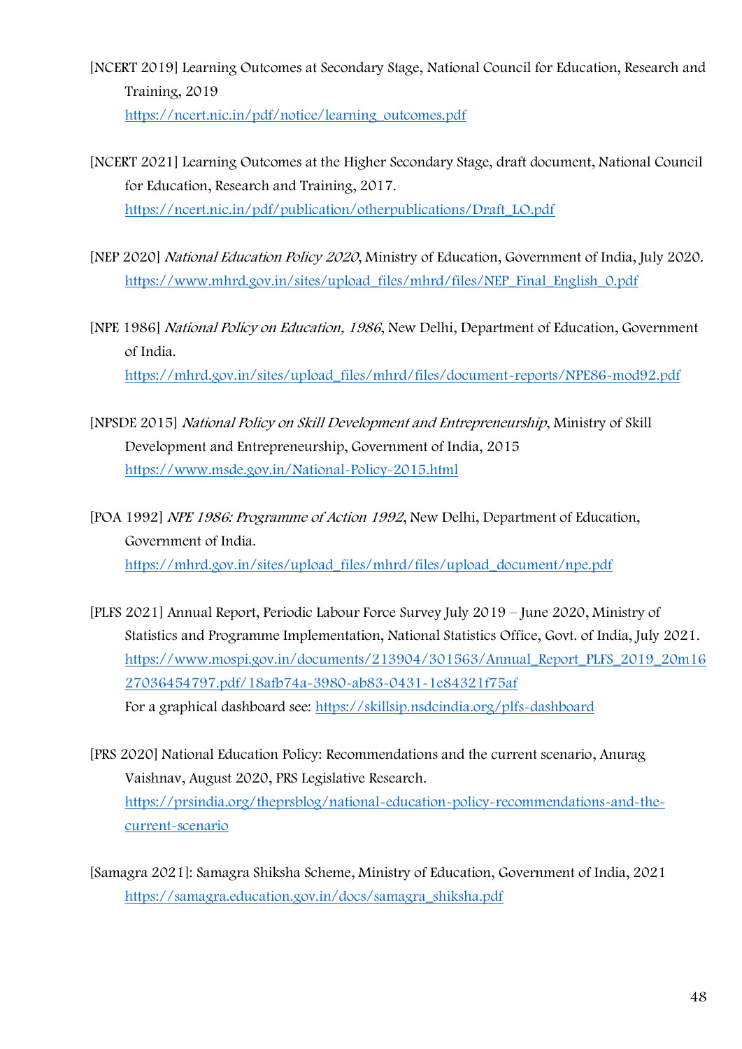[NCERT 2019] Learning Outcomes at Secondary Stage, National Council for Education, Research and Training, 2019
https://ncert.nic.in/pdf/notice/learning_outcomes.pdf

[NCERT 2021] Learning Outcomes at the Higher Secondary Stage, draft document, National Council for Education, Research and Training, 2017.
https://ncert.nic.in/pdf/publication/otherpublications/Draft_LO.pdf

[NEP 2020] *National Education Policy 2020*, Ministry of Education, Government of India, July 2020.
https://www.mhrd.gov.in/sites/upload_files/mhrd/files/NEP_Final_English_0.pdf

[NPE 1986] *National Policy on Education, 1986*, New Delhi, Department of Education, Government of India.
https://mhrd.gov.in/sites/upload_files/mhrd/files/document-reports/NPE86-mod92.pdf

[NPSDE 2015] *National Policy on Skill Development and Entrepreneurship*, Ministry of Skill Development and Entrepreneurship, Government of India, 2015
https://www.msde.gov.in/National-Policy-2015.html

[POA 1992] *NPE 1986: Programme of Action 1992*, New Delhi, Department of Education, Government of India.
https://mhrd.gov.in/sites/upload_files/mhrd/files/upload_document/npe.pdf

[PLFS 2021] Annual Report, Periodic Labour Force Survey July 2019 – June 2020, Ministry of Statistics and Programme Implementation, National Statistics Office, Govt. of India, July 2021.
https://www.mospi.gov.in/documents/213904/301563/Annual_Report_PLFS_2019_20m1627036454797.pdf/18afb74a-3980-ab83-0431-1e84321f75af
For a graphical dashboard see: https://skillsip.nsdcindia.org/plfs-dashboard

[PRS 2020] National Education Policy: Recommendations and the current scenario, Anurag Vaishnav, August 2020, PRS Legislative Research.
https://prsindia.org/theprsblog/national-education-policy-recommendations-and-the-current-scenario

[Samagra 2021]: Samagra Shiksha Scheme, Ministry of Education, Government of India, 2021
https://samagra.education.gov.in/docs/samagra_shiksha.pdf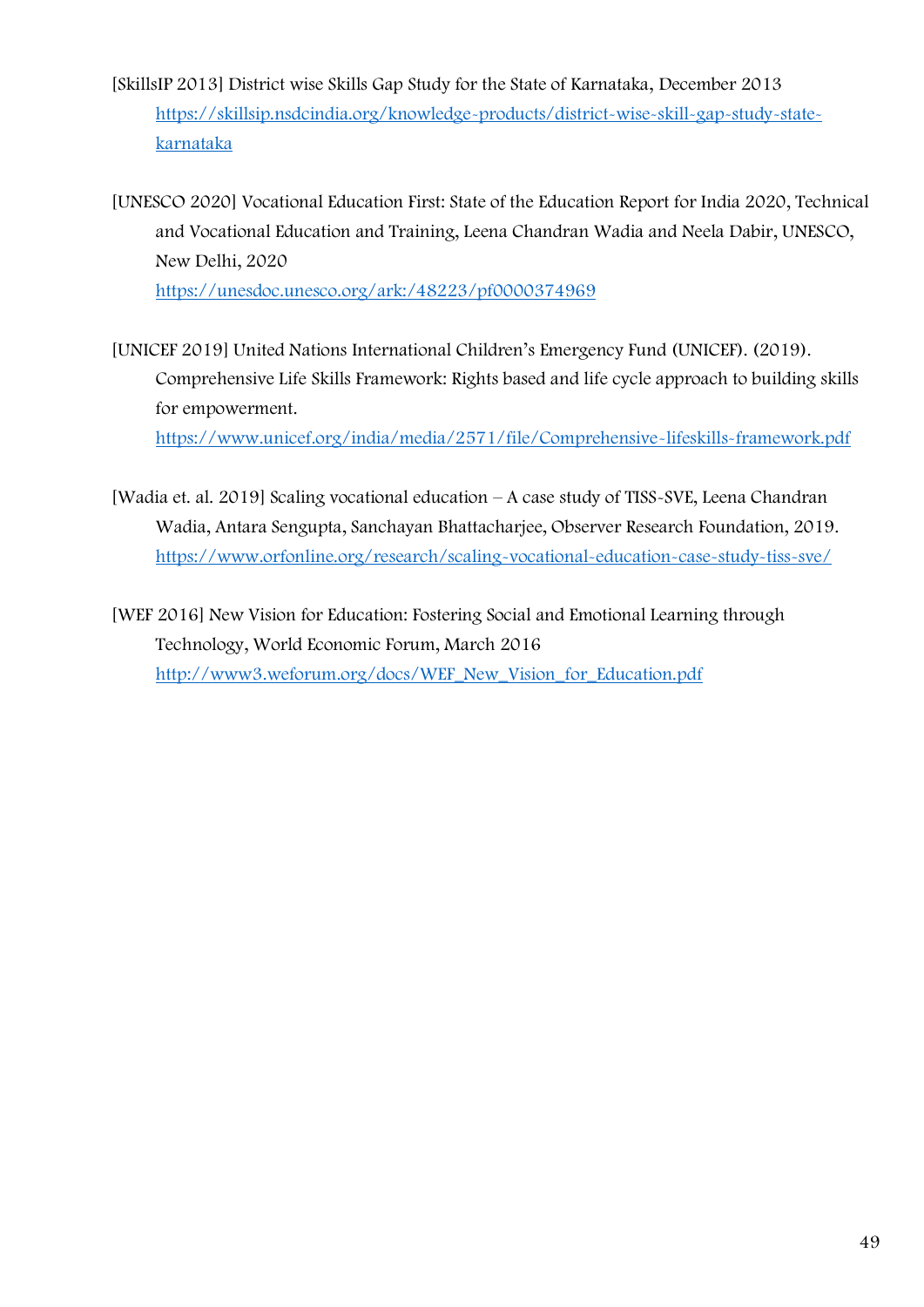[SkillsIP 2013] District wise Skills Gap Study for the State of Karnataka, December 2013
https://skillsip.nsdcindia.org/knowledge-products/district-wise-skill-gap-study-state-karnataka

[UNESCO 2020] Vocational Education First: State of the Education Report for India 2020, Technical and Vocational Education and Training, Leena Chandran Wadia and Neela Dabir, UNESCO, New Delhi, 2020
https://unesdoc.unesco.org/ark:/48223/pf0000374969

[UNICEF 2019] United Nations International Children's Emergency Fund (UNICEF). (2019). Comprehensive Life Skills Framework: Rights based and life cycle approach to building skills for empowerment.
https://www.unicef.org/india/media/2571/file/Comprehensive-lifeskills-framework.pdf

[Wadia et. al. 2019] Scaling vocational education – A case study of TISS-SVE, Leena Chandran Wadia, Antara Sengupta, Sanchayan Bhattacharjee, Observer Research Foundation, 2019.
https://www.orfonline.org/research/scaling-vocational-education-case-study-tiss-sve/

[WEF 2016] New Vision for Education: Fostering Social and Emotional Learning through Technology, World Economic Forum, March 2016
http://www3.weforum.org/docs/WEF_New_Vision_for_Education.pdf